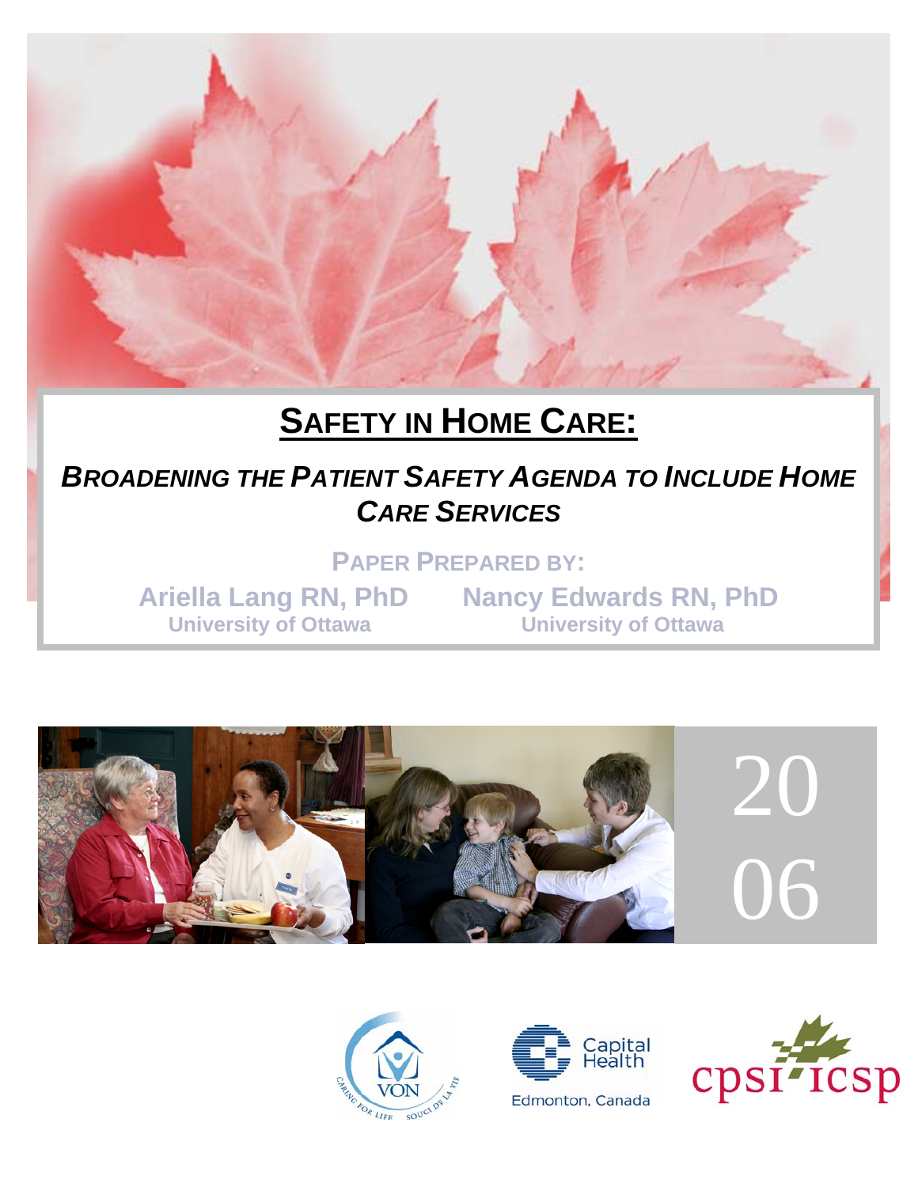# SAFETY IN HOME CARE:

## *BROADENING THE PATIENT SAFETY AGENDA TO INCLUDE HOME CARE SERVICES*

**PAPER PREPARED BY:**

**Ariella Lang RN, PhD**
**University of Ottawa**

**Nancy Edwards RN, PhD**
**University of Ottawa**

2006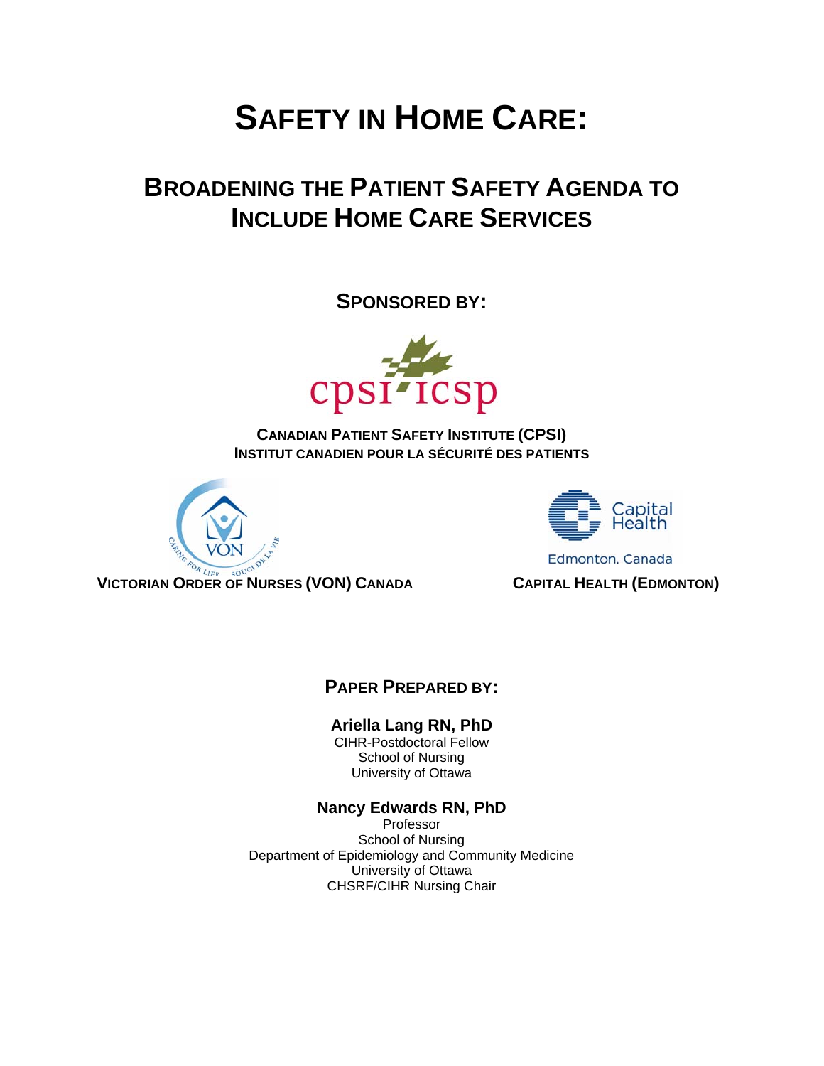# SAFETY IN HOME CARE:

## BROADENING THE PATIENT SAFETY AGENDA TO INCLUDE HOME CARE SERVICES

**SPONSORED BY:**

**CANADIAN PATIENT SAFETY INSTITUTE (CPSI)**
**INSTITUT CANADIEN POUR LA SÉCURITÉ DES PATIENTS**

**VICTORIAN ORDER OF NURSES (VON) CANADA**

**CAPITAL HEALTH (EDMONTON)**

**PAPER PREPARED BY:**

**Ariella Lang RN, PhD**
CIHR-Postdoctoral Fellow
School of Nursing
University of Ottawa

**Nancy Edwards RN, PhD**
Professor
School of Nursing
Department of Epidemiology and Community Medicine
University of Ottawa
CHSRF/CIHR Nursing Chair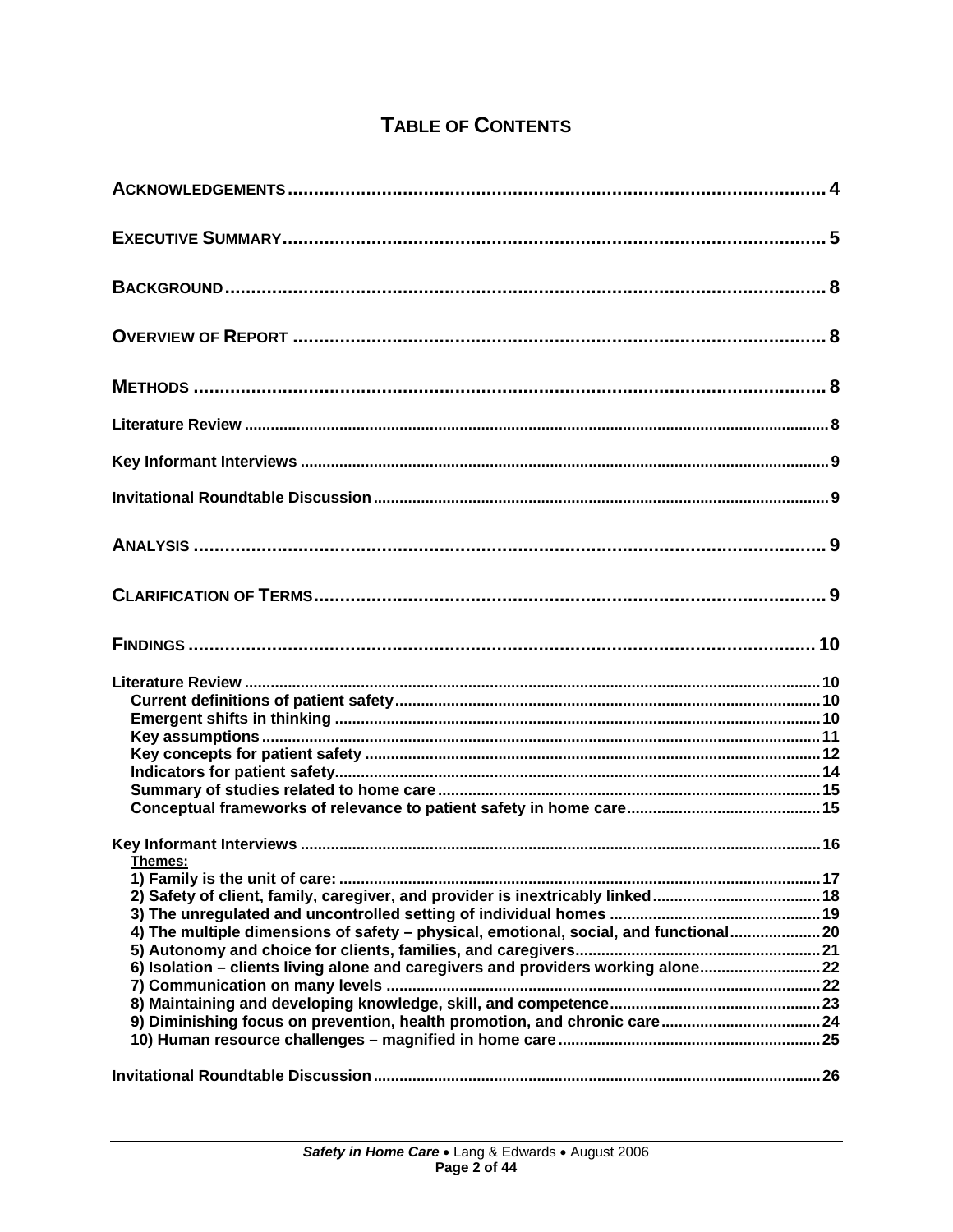# TABLE OF CONTENTS

**ACKNOWLEDGEMENTS** .......... 4

**EXECUTIVE SUMMARY** .......... 5

**BACKGROUND** .......... 8

**OVERVIEW OF REPORT** .......... 8

**METHODS** .......... 8

**Literature Review** .......... 8

**Key Informant Interviews** .......... 9

**Invitational Roundtable Discussion** .......... 9

**ANALYSIS** .......... 9

**CLARIFICATION OF TERMS** .......... 9

**FINDINGS** .......... 10

**Literature Review** .......... 10
- **Current definitions of patient safety** .......... 10
- **Emergent shifts in thinking** .......... 10
- **Key assumptions** .......... 11
- **Key concepts for patient safety** .......... 12
- **Indicators for patient safety** .......... 14
- **Summary of studies related to home care** .......... 15
- **Conceptual frameworks of relevance to patient safety in home care** .......... 15

**Key Informant Interviews** .......... 16

<u>**Themes:**</u>
- **1) Family is the unit of care:** .......... 17
- **2) Safety of client, family, caregiver, and provider is inextricably linked** .......... 18
- **3) The unregulated and uncontrolled setting of individual homes** .......... 19
- **4) The multiple dimensions of safety – physical, emotional, social, and functional** .......... 20
- **5) Autonomy and choice for clients, families, and caregivers** .......... 21
- **6) Isolation – clients living alone and caregivers and providers working alone** .......... 22
- **7) Communication on many levels** .......... 22
- **8) Maintaining and developing knowledge, skill, and competence** .......... 23
- **9) Diminishing focus on prevention, health promotion, and chronic care** .......... 24
- **10) Human resource challenges – magnified in home care** .......... 25

**Invitational Roundtable Discussion** .......... 26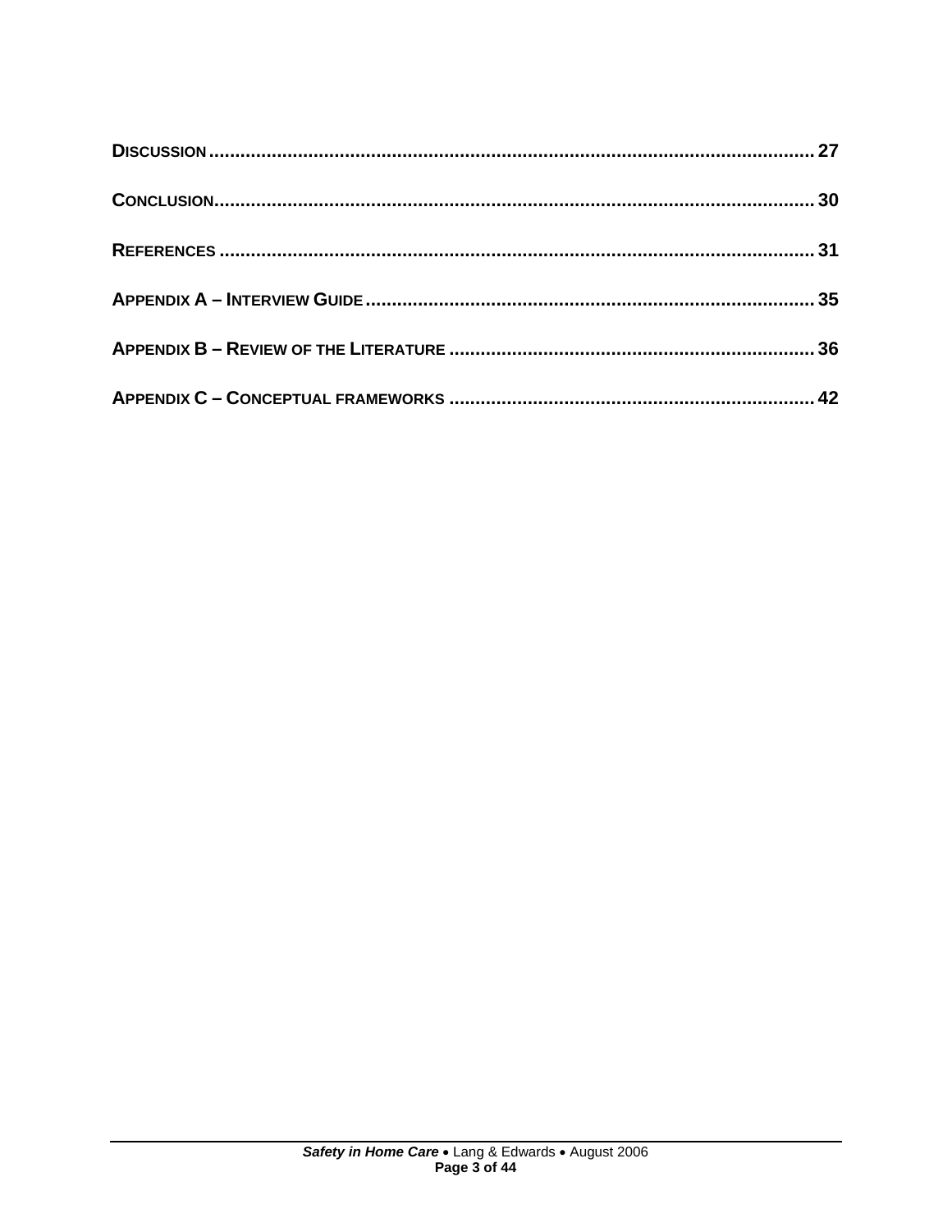**DISCUSSION** .................................................................................................................. 27

**CONCLUSION** ................................................................................................................. 30

**REFERENCES** ................................................................................................................ 31

**APPENDIX A – INTERVIEW GUIDE** ................................................................................... 35

**APPENDIX B – REVIEW OF THE LITERATURE** ..................................................................... 36

**APPENDIX C – CONCEPTUAL FRAMEWORKS** ..................................................................... 42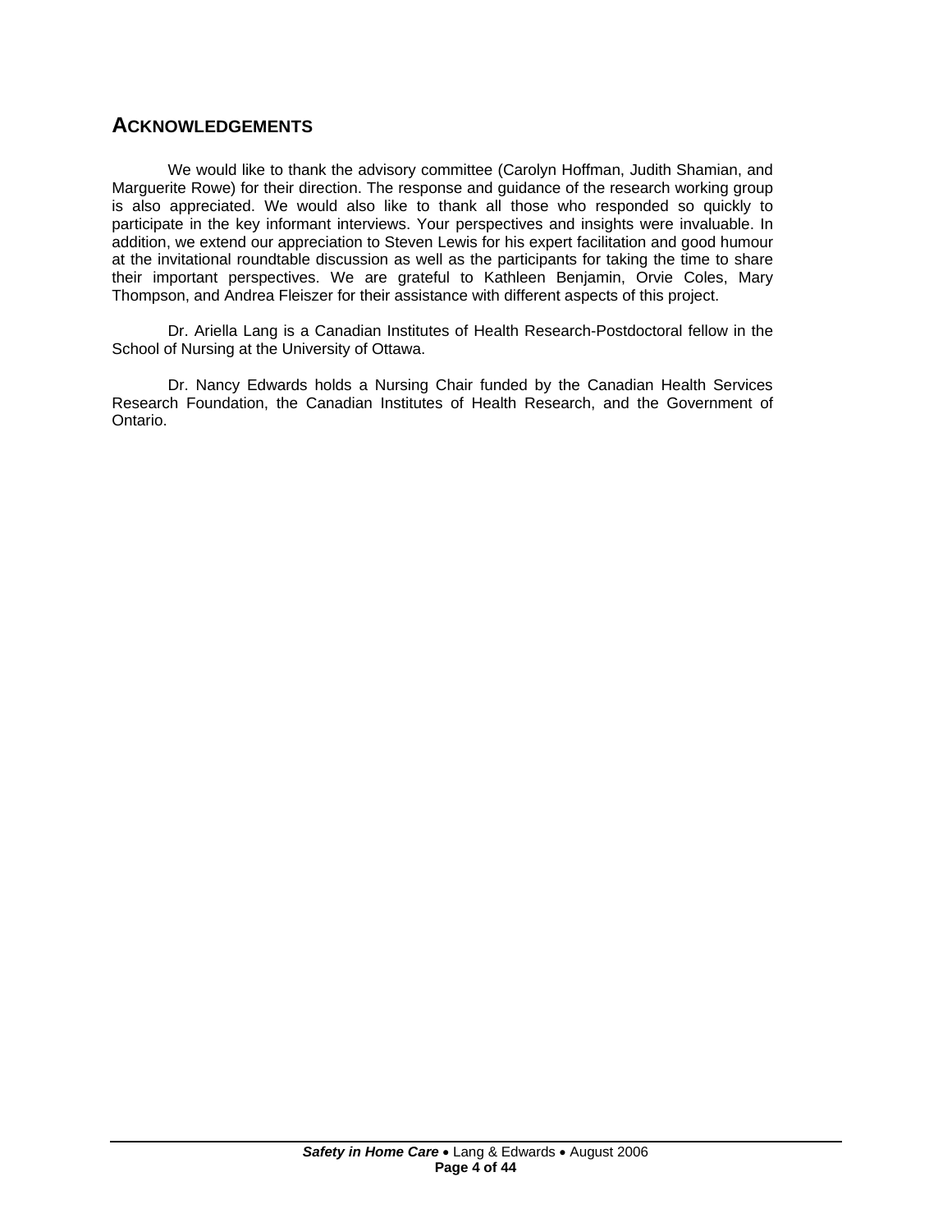## ACKNOWLEDGEMENTS

We would like to thank the advisory committee (Carolyn Hoffman, Judith Shamian, and Marguerite Rowe) for their direction. The response and guidance of the research working group is also appreciated. We would also like to thank all those who responded so quickly to participate in the key informant interviews. Your perspectives and insights were invaluable. In addition, we extend our appreciation to Steven Lewis for his expert facilitation and good humour at the invitational roundtable discussion as well as the participants for taking the time to share their important perspectives. We are grateful to Kathleen Benjamin, Orvie Coles, Mary Thompson, and Andrea Fleiszer for their assistance with different aspects of this project.

Dr. Ariella Lang is a Canadian Institutes of Health Research-Postdoctoral fellow in the School of Nursing at the University of Ottawa.

Dr. Nancy Edwards holds a Nursing Chair funded by the Canadian Health Services Research Foundation, the Canadian Institutes of Health Research, and the Government of Ontario.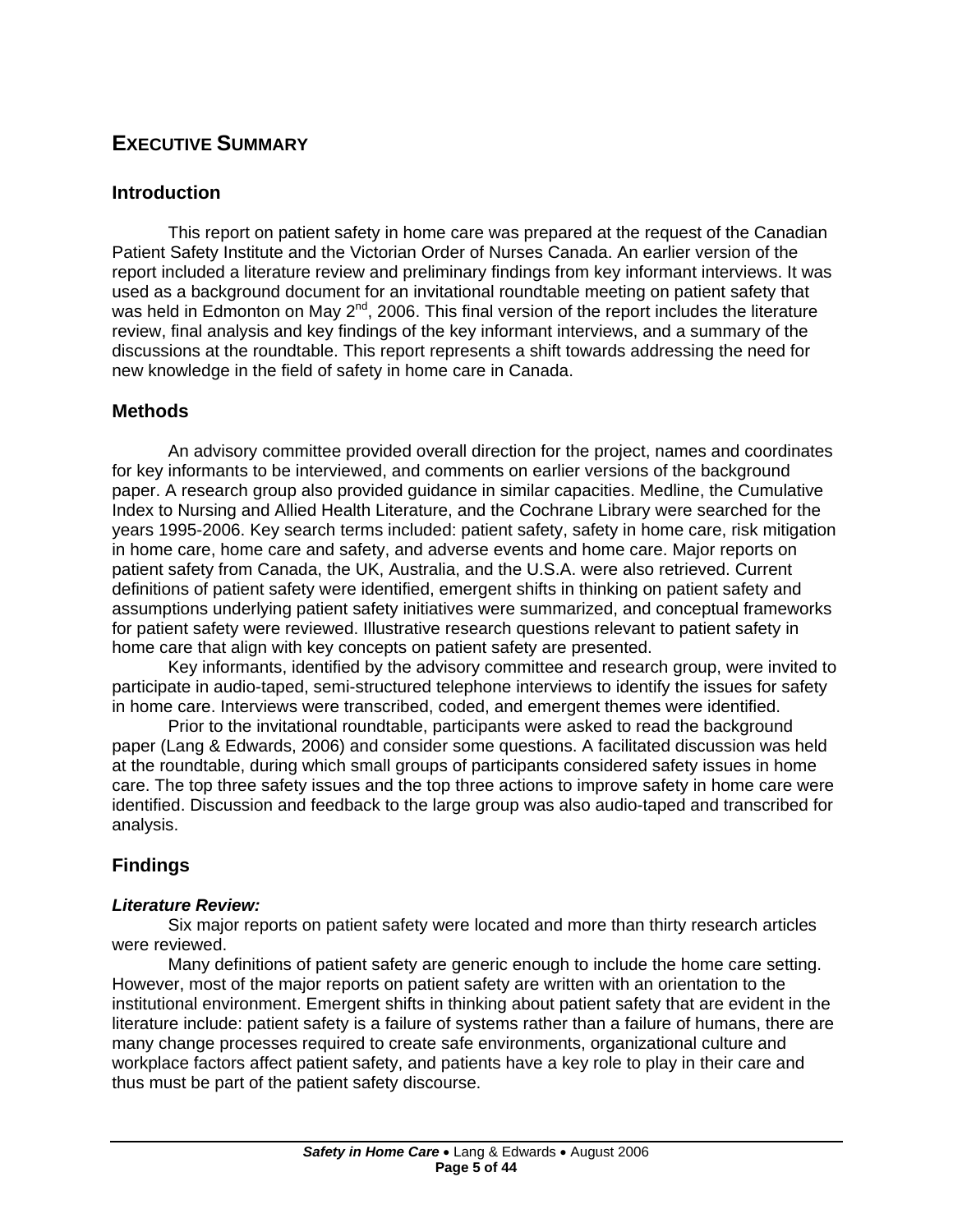# EXECUTIVE SUMMARY

## Introduction

This report on patient safety in home care was prepared at the request of the Canadian Patient Safety Institute and the Victorian Order of Nurses Canada. An earlier version of the report included a literature review and preliminary findings from key informant interviews. It was used as a background document for an invitational roundtable meeting on patient safety that was held in Edmonton on May 2nd, 2006. This final version of the report includes the literature review, final analysis and key findings of the key informant interviews, and a summary of the discussions at the roundtable. This report represents a shift towards addressing the need for new knowledge in the field of safety in home care in Canada.

## Methods

An advisory committee provided overall direction for the project, names and coordinates for key informants to be interviewed, and comments on earlier versions of the background paper. A research group also provided guidance in similar capacities. Medline, the Cumulative Index to Nursing and Allied Health Literature, and the Cochrane Library were searched for the years 1995-2006. Key search terms included: patient safety, safety in home care, risk mitigation in home care, home care and safety, and adverse events and home care. Major reports on patient safety from Canada, the UK, Australia, and the U.S.A. were also retrieved. Current definitions of patient safety were identified, emergent shifts in thinking on patient safety and assumptions underlying patient safety initiatives were summarized, and conceptual frameworks for patient safety were reviewed. Illustrative research questions relevant to patient safety in home care that align with key concepts on patient safety are presented.

Key informants, identified by the advisory committee and research group, were invited to participate in audio-taped, semi-structured telephone interviews to identify the issues for safety in home care. Interviews were transcribed, coded, and emergent themes were identified.

Prior to the invitational roundtable, participants were asked to read the background paper (Lang & Edwards, 2006) and consider some questions. A facilitated discussion was held at the roundtable, during which small groups of participants considered safety issues in home care. The top three safety issues and the top three actions to improve safety in home care were identified. Discussion and feedback to the large group was also audio-taped and transcribed for analysis.

## Findings

### *Literature Review:*

Six major reports on patient safety were located and more than thirty research articles were reviewed.

Many definitions of patient safety are generic enough to include the home care setting. However, most of the major reports on patient safety are written with an orientation to the institutional environment. Emergent shifts in thinking about patient safety that are evident in the literature include: patient safety is a failure of systems rather than a failure of humans, there are many change processes required to create safe environments, organizational culture and workplace factors affect patient safety, and patients have a key role to play in their care and thus must be part of the patient safety discourse.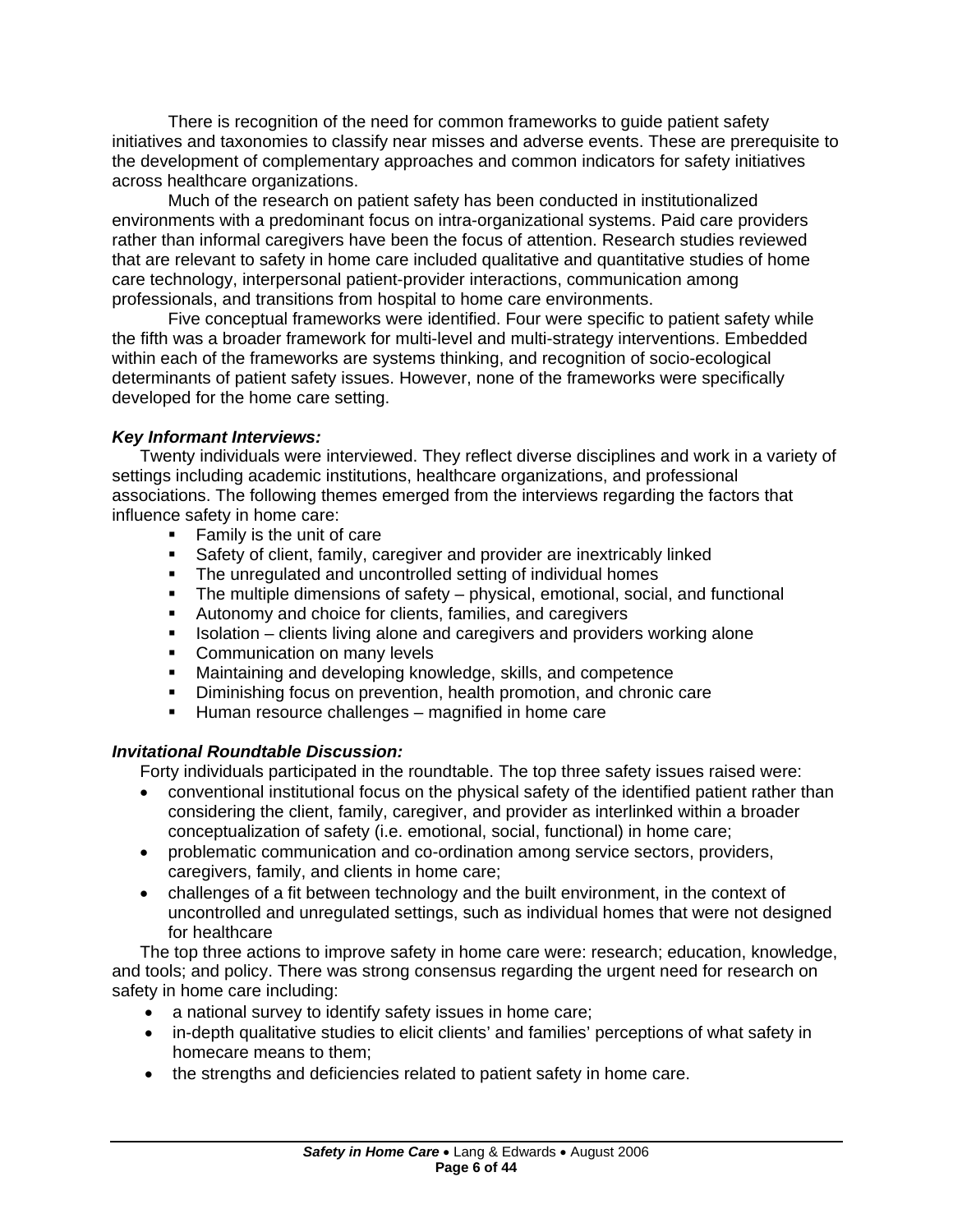There is recognition of the need for common frameworks to guide patient safety initiatives and taxonomies to classify near misses and adverse events. These are prerequisite to the development of complementary approaches and common indicators for safety initiatives across healthcare organizations.

Much of the research on patient safety has been conducted in institutionalized environments with a predominant focus on intra-organizational systems. Paid care providers rather than informal caregivers have been the focus of attention. Research studies reviewed that are relevant to safety in home care included qualitative and quantitative studies of home care technology, interpersonal patient-provider interactions, communication among professionals, and transitions from hospital to home care environments.

Five conceptual frameworks were identified. Four were specific to patient safety while the fifth was a broader framework for multi-level and multi-strategy interventions. Embedded within each of the frameworks are systems thinking, and recognition of socio-ecological determinants of patient safety issues. However, none of the frameworks were specifically developed for the home care setting.

***Key Informant Interviews:***

Twenty individuals were interviewed. They reflect diverse disciplines and work in a variety of settings including academic institutions, healthcare organizations, and professional associations. The following themes emerged from the interviews regarding the factors that influence safety in home care:

- Family is the unit of care
- Safety of client, family, caregiver and provider are inextricably linked
- The unregulated and uncontrolled setting of individual homes
- The multiple dimensions of safety – physical, emotional, social, and functional
- Autonomy and choice for clients, families, and caregivers
- Isolation – clients living alone and caregivers and providers working alone
- Communication on many levels
- Maintaining and developing knowledge, skills, and competence
- Diminishing focus on prevention, health promotion, and chronic care
- Human resource challenges – magnified in home care

***Invitational Roundtable Discussion:***

Forty individuals participated in the roundtable. The top three safety issues raised were:

- conventional institutional focus on the physical safety of the identified patient rather than considering the client, family, caregiver, and provider as interlinked within a broader conceptualization of safety (i.e. emotional, social, functional) in home care;
- problematic communication and co-ordination among service sectors, providers, caregivers, family, and clients in home care;
- challenges of a fit between technology and the built environment, in the context of uncontrolled and unregulated settings, such as individual homes that were not designed for healthcare

The top three actions to improve safety in home care were: research; education, knowledge, and tools; and policy. There was strong consensus regarding the urgent need for research on safety in home care including:

- a national survey to identify safety issues in home care;
- in-depth qualitative studies to elicit clients' and families' perceptions of what safety in homecare means to them;
- the strengths and deficiencies related to patient safety in home care.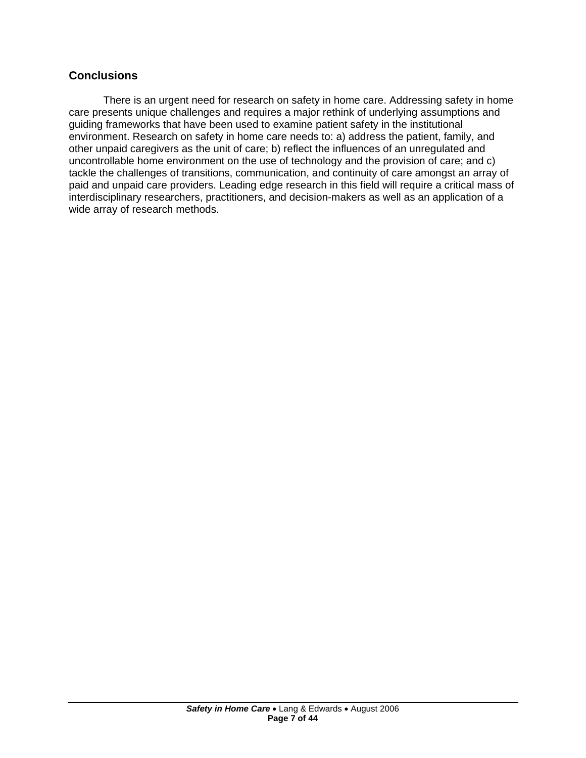## Conclusions

There is an urgent need for research on safety in home care. Addressing safety in home care presents unique challenges and requires a major rethink of underlying assumptions and guiding frameworks that have been used to examine patient safety in the institutional environment. Research on safety in home care needs to: a) address the patient, family, and other unpaid caregivers as the unit of care; b) reflect the influences of an unregulated and uncontrollable home environment on the use of technology and the provision of care; and c) tackle the challenges of transitions, communication, and continuity of care amongst an array of paid and unpaid care providers. Leading edge research in this field will require a critical mass of interdisciplinary researchers, practitioners, and decision-makers as well as an application of a wide array of research methods.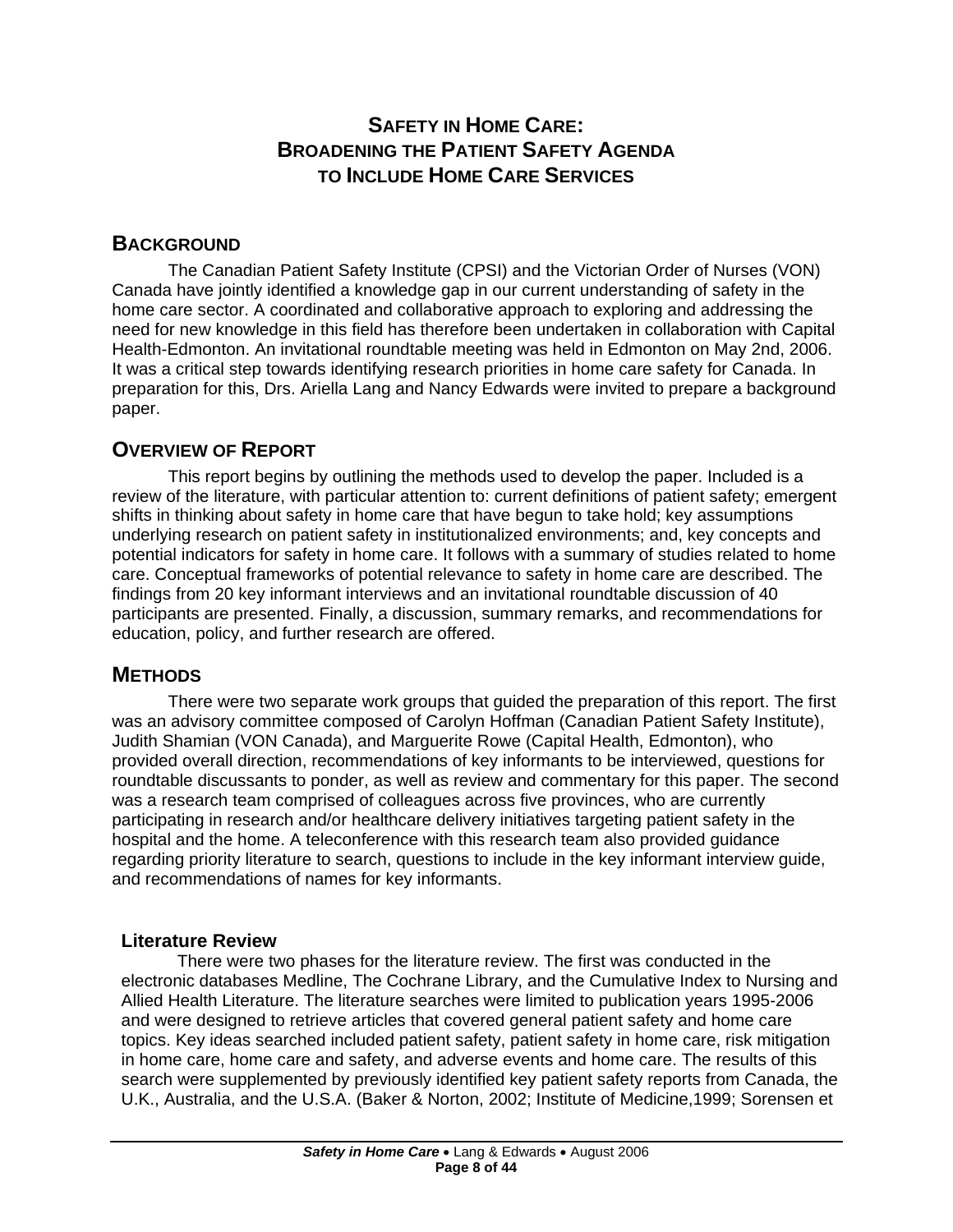# Safety in Home Care: Broadening the Patient Safety Agenda to Include Home Care Services

## Background

The Canadian Patient Safety Institute (CPSI) and the Victorian Order of Nurses (VON) Canada have jointly identified a knowledge gap in our current understanding of safety in the home care sector. A coordinated and collaborative approach to exploring and addressing the need for new knowledge in this field has therefore been undertaken in collaboration with Capital Health-Edmonton. An invitational roundtable meeting was held in Edmonton on May 2nd, 2006. It was a critical step towards identifying research priorities in home care safety for Canada. In preparation for this, Drs. Ariella Lang and Nancy Edwards were invited to prepare a background paper.

## Overview of Report

This report begins by outlining the methods used to develop the paper. Included is a review of the literature, with particular attention to: current definitions of patient safety; emergent shifts in thinking about safety in home care that have begun to take hold; key assumptions underlying research on patient safety in institutionalized environments; and, key concepts and potential indicators for safety in home care. It follows with a summary of studies related to home care. Conceptual frameworks of potential relevance to safety in home care are described. The findings from 20 key informant interviews and an invitational roundtable discussion of 40 participants are presented. Finally, a discussion, summary remarks, and recommendations for education, policy, and further research are offered.

## Methods

There were two separate work groups that guided the preparation of this report. The first was an advisory committee composed of Carolyn Hoffman (Canadian Patient Safety Institute), Judith Shamian (VON Canada), and Marguerite Rowe (Capital Health, Edmonton), who provided overall direction, recommendations of key informants to be interviewed, questions for roundtable discussants to ponder, as well as review and commentary for this paper. The second was a research team comprised of colleagues across five provinces, who are currently participating in research and/or healthcare delivery initiatives targeting patient safety in the hospital and the home. A teleconference with this research team also provided guidance regarding priority literature to search, questions to include in the key informant interview guide, and recommendations of names for key informants.

### Literature Review

There were two phases for the literature review. The first was conducted in the electronic databases Medline, The Cochrane Library, and the Cumulative Index to Nursing and Allied Health Literature. The literature searches were limited to publication years 1995-2006 and were designed to retrieve articles that covered general patient safety and home care topics. Key ideas searched included patient safety, patient safety in home care, risk mitigation in home care, home care and safety, and adverse events and home care. The results of this search were supplemented by previously identified key patient safety reports from Canada, the U.K., Australia, and the U.S.A. (Baker & Norton, 2002; Institute of Medicine,1999; Sorensen et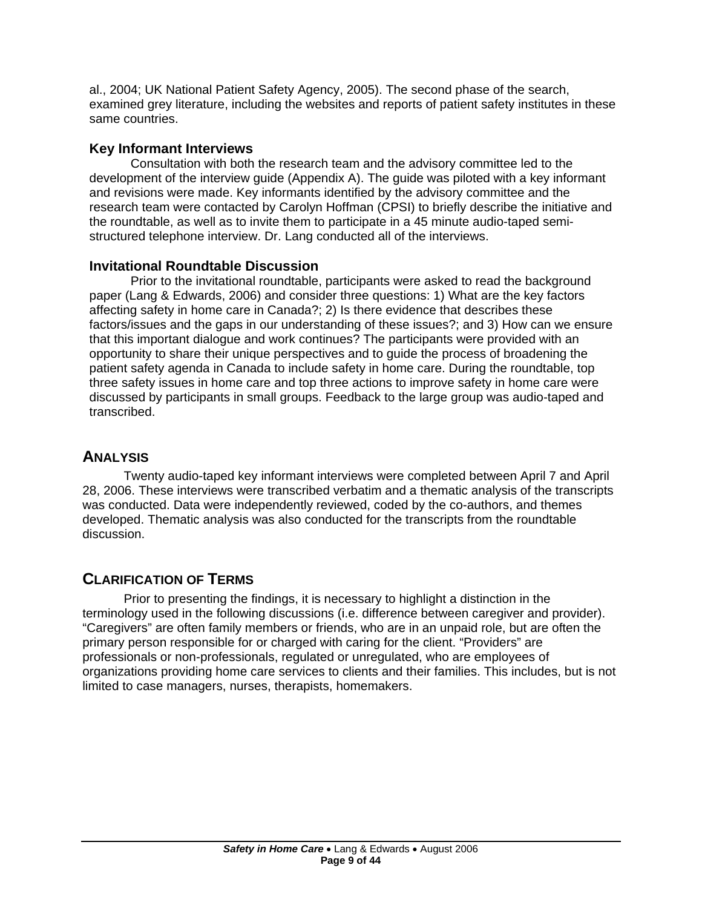al., 2004; UK National Patient Safety Agency, 2005). The second phase of the search, examined grey literature, including the websites and reports of patient safety institutes in these same countries.

### Key Informant Interviews

Consultation with both the research team and the advisory committee led to the development of the interview guide (Appendix A). The guide was piloted with a key informant and revisions were made. Key informants identified by the advisory committee and the research team were contacted by Carolyn Hoffman (CPSI) to briefly describe the initiative and the roundtable, as well as to invite them to participate in a 45 minute audio-taped semi-structured telephone interview. Dr. Lang conducted all of the interviews.

### Invitational Roundtable Discussion

Prior to the invitational roundtable, participants were asked to read the background paper (Lang & Edwards, 2006) and consider three questions: 1) What are the key factors affecting safety in home care in Canada?; 2) Is there evidence that describes these factors/issues and the gaps in our understanding of these issues?; and 3) How can we ensure that this important dialogue and work continues? The participants were provided with an opportunity to share their unique perspectives and to guide the process of broadening the patient safety agenda in Canada to include safety in home care. During the roundtable, top three safety issues in home care and top three actions to improve safety in home care were discussed by participants in small groups. Feedback to the large group was audio-taped and transcribed.

## Analysis

Twenty audio-taped key informant interviews were completed between April 7 and April 28, 2006. These interviews were transcribed verbatim and a thematic analysis of the transcripts was conducted. Data were independently reviewed, coded by the co-authors, and themes developed. Thematic analysis was also conducted for the transcripts from the roundtable discussion.

## Clarification of Terms

Prior to presenting the findings, it is necessary to highlight a distinction in the terminology used in the following discussions (i.e. difference between caregiver and provider). "Caregivers" are often family members or friends, who are in an unpaid role, but are often the primary person responsible for or charged with caring for the client. "Providers" are professionals or non-professionals, regulated or unregulated, who are employees of organizations providing home care services to clients and their families. This includes, but is not limited to case managers, nurses, therapists, homemakers.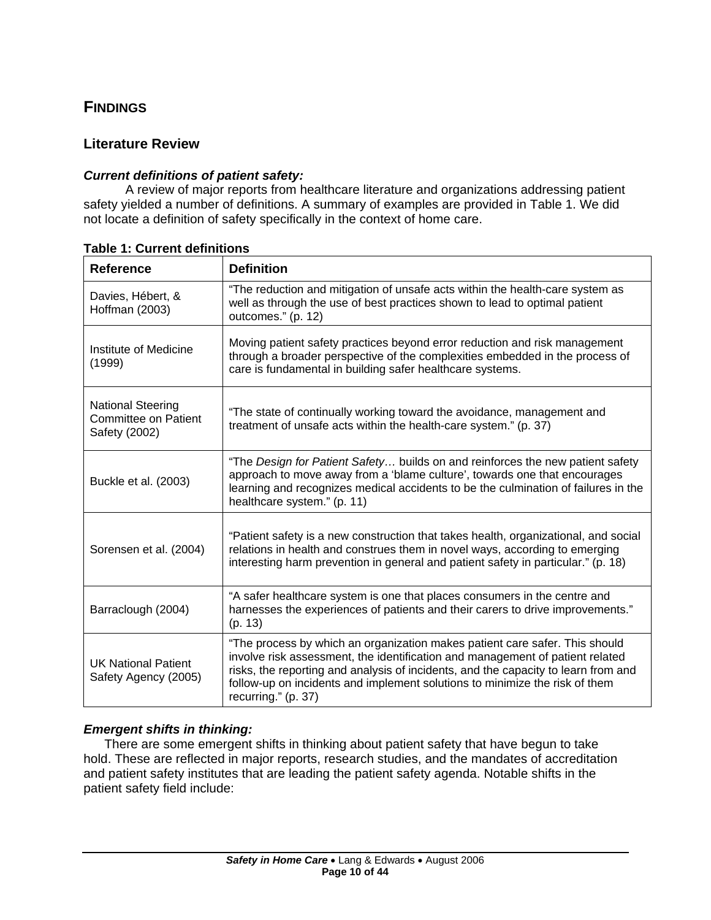## FINDINGS

### Literature Review

***Current definitions of patient safety:***

A review of major reports from healthcare literature and organizations addressing patient safety yielded a number of definitions. A summary of examples are provided in Table 1. We did not locate a definition of safety specifically in the context of home care.

**Table 1: Current definitions**

| Reference | Definition |
|---|---|
| Davies, Hébert, & Hoffman (2003) | "The reduction and mitigation of unsafe acts within the health-care system as well as through the use of best practices shown to lead to optimal patient outcomes." (p. 12) |
| Institute of Medicine (1999) | Moving patient safety practices beyond error reduction and risk management through a broader perspective of the complexities embedded in the process of care is fundamental in building safer healthcare systems. |
| National Steering Committee on Patient Safety (2002) | "The state of continually working toward the avoidance, management and treatment of unsafe acts within the health-care system." (p. 37) |
| Buckle et al. (2003) | "The *Design for Patient Safety*… builds on and reinforces the new patient safety approach to move away from a 'blame culture', towards one that encourages learning and recognizes medical accidents to be the culmination of failures in the healthcare system." (p. 11) |
| Sorensen et al. (2004) | "Patient safety is a new construction that takes health, organizational, and social relations in health and construes them in novel ways, according to emerging interesting harm prevention in general and patient safety in particular." (p. 18) |
| Barraclough (2004) | "A safer healthcare system is one that places consumers in the centre and harnesses the experiences of patients and their carers to drive improvements." (p. 13) |
| UK National Patient Safety Agency (2005) | "The process by which an organization makes patient care safer. This should involve risk assessment, the identification and management of patient related risks, the reporting and analysis of incidents, and the capacity to learn from and follow-up on incidents and implement solutions to minimize the risk of them recurring." (p. 37) |

***Emergent shifts in thinking:***

There are some emergent shifts in thinking about patient safety that have begun to take hold. These are reflected in major reports, research studies, and the mandates of accreditation and patient safety institutes that are leading the patient safety agenda. Notable shifts in the patient safety field include: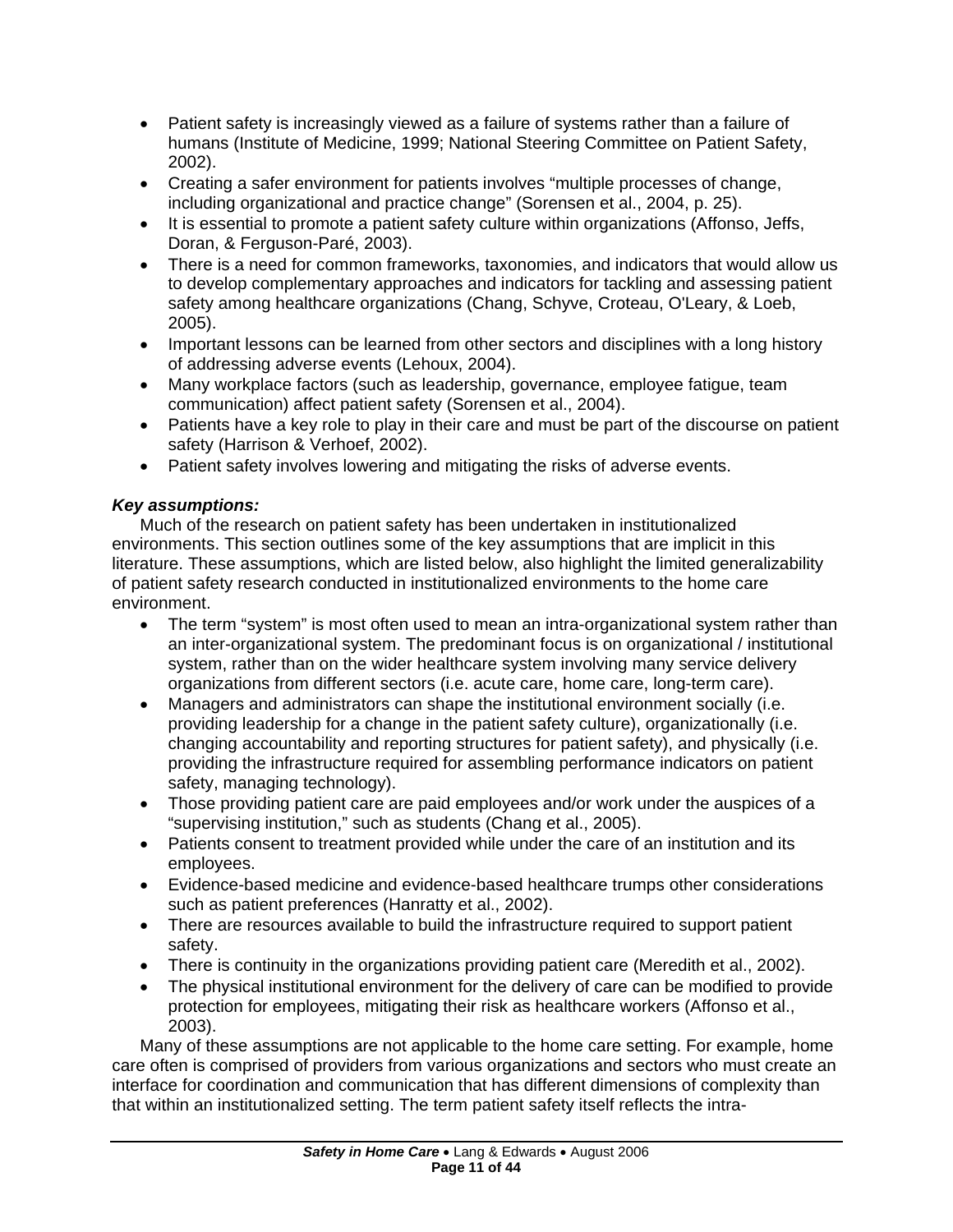- Patient safety is increasingly viewed as a failure of systems rather than a failure of humans (Institute of Medicine, 1999; National Steering Committee on Patient Safety, 2002).
- Creating a safer environment for patients involves “multiple processes of change, including organizational and practice change” (Sorensen et al., 2004, p. 25).
- It is essential to promote a patient safety culture within organizations (Affonso, Jeffs, Doran, & Ferguson-Paré, 2003).
- There is a need for common frameworks, taxonomies, and indicators that would allow us to develop complementary approaches and indicators for tackling and assessing patient safety among healthcare organizations (Chang, Schyve, Croteau, O'Leary, & Loeb, 2005).
- Important lessons can be learned from other sectors and disciplines with a long history of addressing adverse events (Lehoux, 2004).
- Many workplace factors (such as leadership, governance, employee fatigue, team communication) affect patient safety (Sorensen et al., 2004).
- Patients have a key role to play in their care and must be part of the discourse on patient safety (Harrison & Verhoef, 2002).
- Patient safety involves lowering and mitigating the risks of adverse events.

***Key assumptions:***

Much of the research on patient safety has been undertaken in institutionalized environments. This section outlines some of the key assumptions that are implicit in this literature. These assumptions, which are listed below, also highlight the limited generalizability of patient safety research conducted in institutionalized environments to the home care environment.

- The term “system” is most often used to mean an intra-organizational system rather than an inter-organizational system. The predominant focus is on organizational / institutional system, rather than on the wider healthcare system involving many service delivery organizations from different sectors (i.e. acute care, home care, long-term care).
- Managers and administrators can shape the institutional environment socially (i.e. providing leadership for a change in the patient safety culture), organizationally (i.e. changing accountability and reporting structures for patient safety), and physically (i.e. providing the infrastructure required for assembling performance indicators on patient safety, managing technology).
- Those providing patient care are paid employees and/or work under the auspices of a “supervising institution,” such as students (Chang et al., 2005).
- Patients consent to treatment provided while under the care of an institution and its employees.
- Evidence-based medicine and evidence-based healthcare trumps other considerations such as patient preferences (Hanratty et al., 2002).
- There are resources available to build the infrastructure required to support patient safety.
- There is continuity in the organizations providing patient care (Meredith et al., 2002).
- The physical institutional environment for the delivery of care can be modified to provide protection for employees, mitigating their risk as healthcare workers (Affonso et al., 2003).

Many of these assumptions are not applicable to the home care setting. For example, home care often is comprised of providers from various organizations and sectors who must create an interface for coordination and communication that has different dimensions of complexity than that within an institutionalized setting. The term patient safety itself reflects the intra-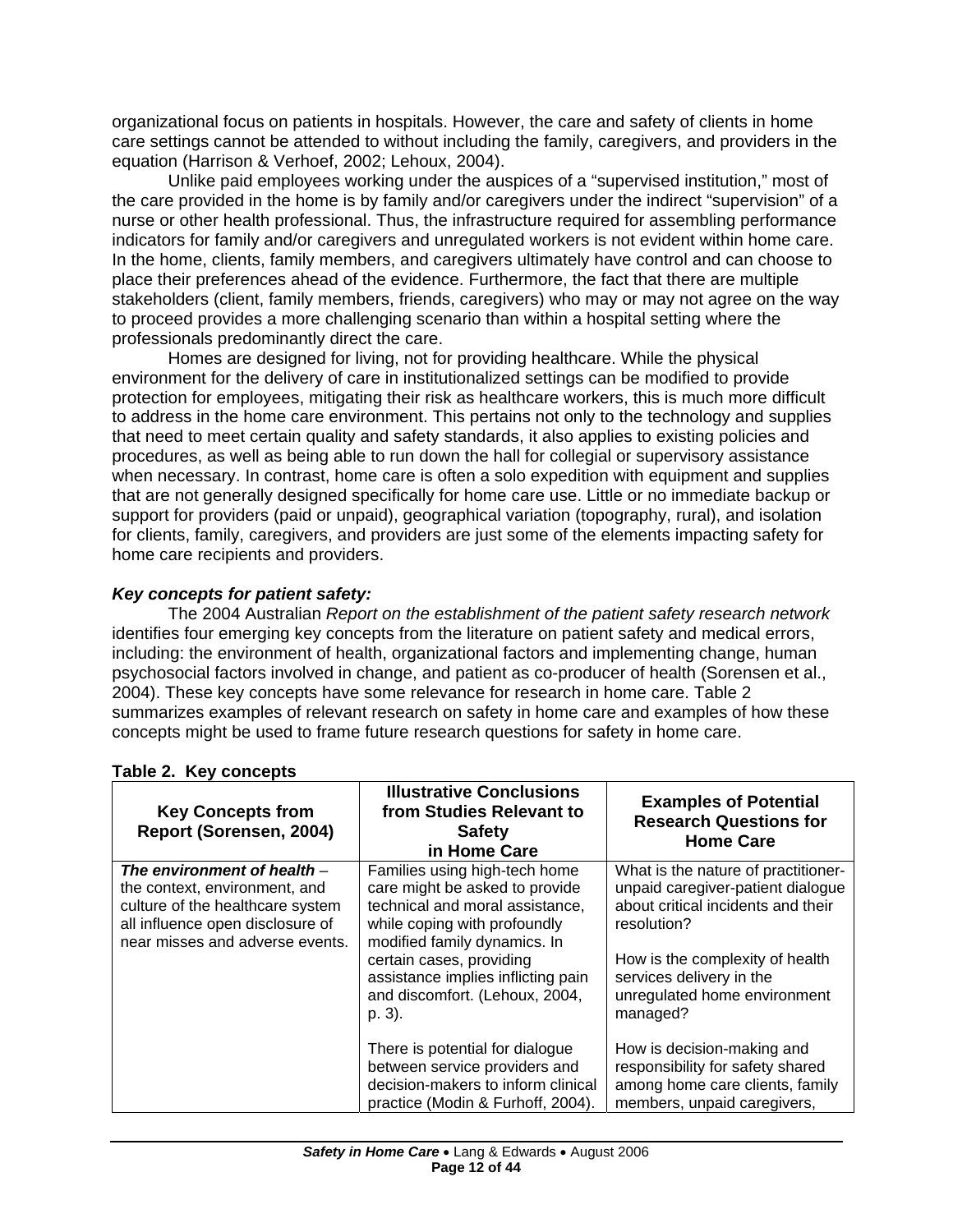organizational focus on patients in hospitals. However, the care and safety of clients in home care settings cannot be attended to without including the family, caregivers, and providers in the equation (Harrison & Verhoef, 2002; Lehoux, 2004).

Unlike paid employees working under the auspices of a "supervised institution," most of the care provided in the home is by family and/or caregivers under the indirect "supervision" of a nurse or other health professional. Thus, the infrastructure required for assembling performance indicators for family and/or caregivers and unregulated workers is not evident within home care. In the home, clients, family members, and caregivers ultimately have control and can choose to place their preferences ahead of the evidence. Furthermore, the fact that there are multiple stakeholders (client, family members, friends, caregivers) who may or may not agree on the way to proceed provides a more challenging scenario than within a hospital setting where the professionals predominantly direct the care.

Homes are designed for living, not for providing healthcare. While the physical environment for the delivery of care in institutionalized settings can be modified to provide protection for employees, mitigating their risk as healthcare workers, this is much more difficult to address in the home care environment. This pertains not only to the technology and supplies that need to meet certain quality and safety standards, it also applies to existing policies and procedures, as well as being able to run down the hall for collegial or supervisory assistance when necessary. In contrast, home care is often a solo expedition with equipment and supplies that are not generally designed specifically for home care use. Little or no immediate backup or support for providers (paid or unpaid), geographical variation (topography, rural), and isolation for clients, family, caregivers, and providers are just some of the elements impacting safety for home care recipients and providers.

### *Key concepts for patient safety:*

The 2004 Australian *Report on the establishment of the patient safety research network* identifies four emerging key concepts from the literature on patient safety and medical errors, including: the environment of health, organizational factors and implementing change, human psychosocial factors involved in change, and patient as co-producer of health (Sorensen et al., 2004). These key concepts have some relevance for research in home care. Table 2 summarizes examples of relevant research on safety in home care and examples of how these concepts might be used to frame future research questions for safety in home care.

**Table 2. Key concepts**

| Key Concepts from Report (Sorensen, 2004) | Illustrative Conclusions from Studies Relevant to Safety in Home Care | Examples of Potential Research Questions for Home Care |
|---|---|---|
| ***The environment of health*** – the context, environment, and culture of the healthcare system all influence open disclosure of near misses and adverse events. | Families using high-tech home care might be asked to provide technical and moral assistance, while coping with profoundly modified family dynamics. In certain cases, providing assistance implies inflicting pain and discomfort. (Lehoux, 2004, p. 3).<br><br>There is potential for dialogue between service providers and decision-makers to inform clinical practice (Modin & Furhoff, 2004). | What is the nature of practitioner-unpaid caregiver-patient dialogue about critical incidents and their resolution?<br><br>How is the complexity of health services delivery in the unregulated home environment managed?<br><br>How is decision-making and responsibility for safety shared among home care clients, family members, unpaid caregivers, |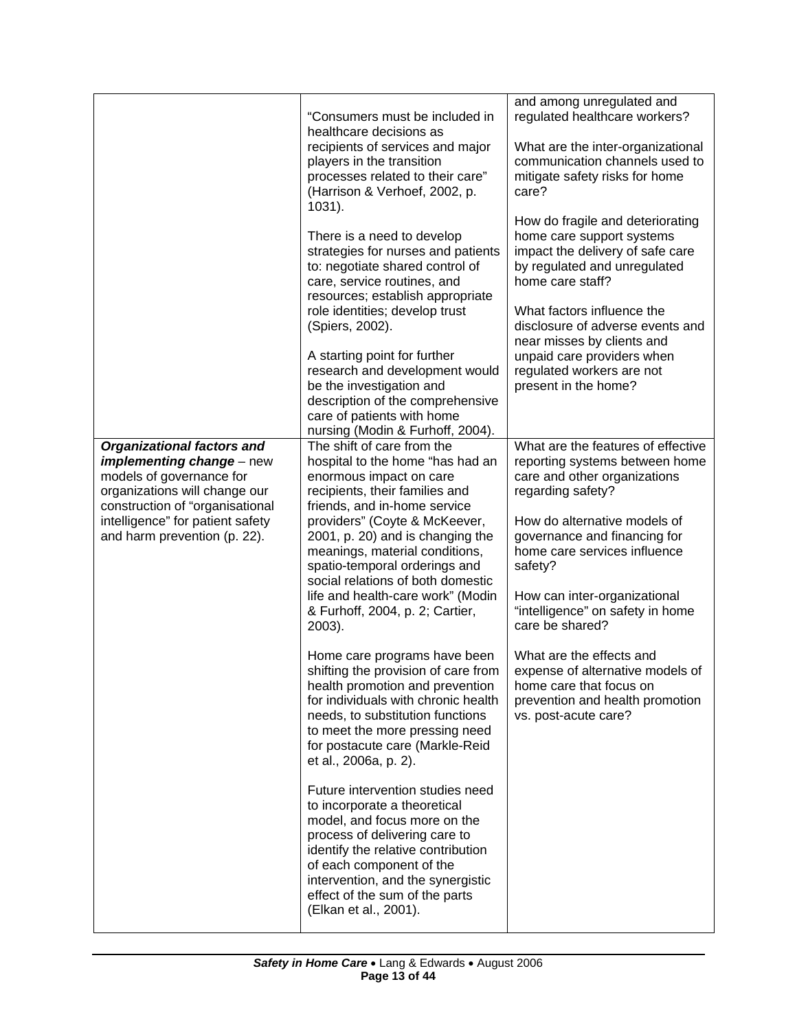| | | |
|---|---|---|
| | "Consumers must be included in healthcare decisions as recipients of services and major players in the transition processes related to their care" (Harrison & Verhoef, 2002, p. 1031).<br><br>There is a need to develop strategies for nurses and patients to: negotiate shared control of care, service routines, and resources; establish appropriate role identities; develop trust (Spiers, 2002).<br><br>A starting point for further research and development would be the investigation and description of the comprehensive care of patients with home nursing (Modin & Furhoff, 2004). | and among unregulated and regulated healthcare workers?<br><br>What are the inter-organizational communication channels used to mitigate safety risks for home care?<br><br>How do fragile and deteriorating home care support systems impact the delivery of safe care by regulated and unregulated home care staff?<br><br>What factors influence the disclosure of adverse events and near misses by clients and unpaid care providers when regulated workers are not present in the home? |
| ***Organizational factors and implementing change*** – new models of governance for organizations will change our construction of "organisational intelligence" for patient safety and harm prevention (p. 22). | The shift of care from the hospital to the home "has had an enormous impact on care recipients, their families and friends, and in-home service providers" (Coyte & McKeever, 2001, p. 20) and is changing the meanings, material conditions, spatio-temporal orderings and social relations of both domestic life and health-care work" (Modin & Furhoff, 2004, p. 2; Cartier, 2003).<br><br>Home care programs have been shifting the provision of care from health promotion and prevention for individuals with chronic health needs, to substitution functions to meet the more pressing need for postacute care (Markle-Reid et al., 2006a, p. 2).<br><br>Future intervention studies need to incorporate a theoretical model, and focus more on the process of delivering care to identify the relative contribution of each component of the intervention, and the synergistic effect of the sum of the parts (Elkan et al., 2001). | What are the features of effective reporting systems between home care and other organizations regarding safety?<br><br>How do alternative models of governance and financing for home care services influence safety?<br><br>How can inter-organizational "intelligence" on safety in home care be shared?<br><br>What are the effects and expense of alternative models of home care that focus on prevention and health promotion vs. post-acute care? |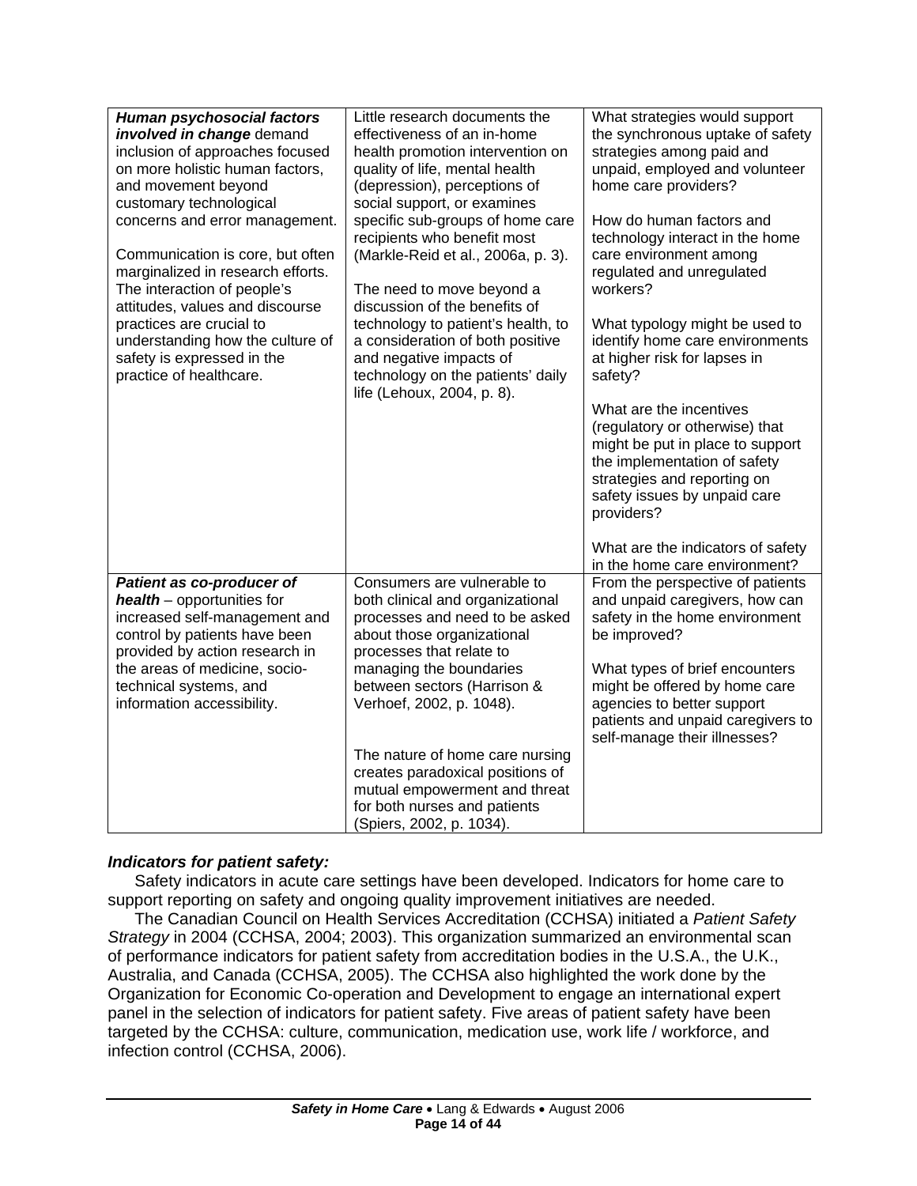| | | |
|---|---|---|
| ***Human psychosocial factors involved in change*** demand inclusion of approaches focused on more holistic human factors, and movement beyond customary technological concerns and error management.<br><br>Communication is core, but often marginalized in research efforts. The interaction of people's attitudes, values and discourse practices are crucial to understanding how the culture of safety is expressed in the practice of healthcare. | Little research documents the effectiveness of an in-home health promotion intervention on quality of life, mental health (depression), perceptions of social support, or examines specific sub-groups of home care recipients who benefit most (Markle-Reid et al., 2006a, p. 3).<br><br>The need to move beyond a discussion of the benefits of technology to patient's health, to a consideration of both positive and negative impacts of technology on the patients' daily life (Lehoux, 2004, p. 8). | What strategies would support the synchronous uptake of safety strategies among paid and unpaid, employed and volunteer home care providers?<br><br>How do human factors and technology interact in the home care environment among regulated and unregulated workers?<br><br>What typology might be used to identify home care environments at higher risk for lapses in safety?<br><br>What are the incentives (regulatory or otherwise) that might be put in place to support the implementation of safety strategies and reporting on safety issues by unpaid care providers?<br><br>What are the indicators of safety in the home care environment? |
| ***Patient as co-producer of health*** – opportunities for increased self-management and control by patients have been provided by action research in the areas of medicine, socio-technical systems, and information accessibility. | Consumers are vulnerable to both clinical and organizational processes and need to be asked about those organizational processes that relate to managing the boundaries between sectors (Harrison & Verhoef, 2002, p. 1048).<br><br>The nature of home care nursing creates paradoxical positions of mutual empowerment and threat for both nurses and patients (Spiers, 2002, p. 1034). | From the perspective of patients and unpaid caregivers, how can safety in the home environment be improved?<br><br>What types of brief encounters might be offered by home care agencies to better support patients and unpaid caregivers to self-manage their illnesses? |

### *Indicators for patient safety:*

Safety indicators in acute care settings have been developed. Indicators for home care to support reporting on safety and ongoing quality improvement initiatives are needed.

The Canadian Council on Health Services Accreditation (CCHSA) initiated a *Patient Safety Strategy* in 2004 (CCHSA, 2004; 2003). This organization summarized an environmental scan of performance indicators for patient safety from accreditation bodies in the U.S.A., the U.K., Australia, and Canada (CCHSA, 2005). The CCHSA also highlighted the work done by the Organization for Economic Co-operation and Development to engage an international expert panel in the selection of indicators for patient safety. Five areas of patient safety have been targeted by the CCHSA: culture, communication, medication use, work life / workforce, and infection control (CCHSA, 2006).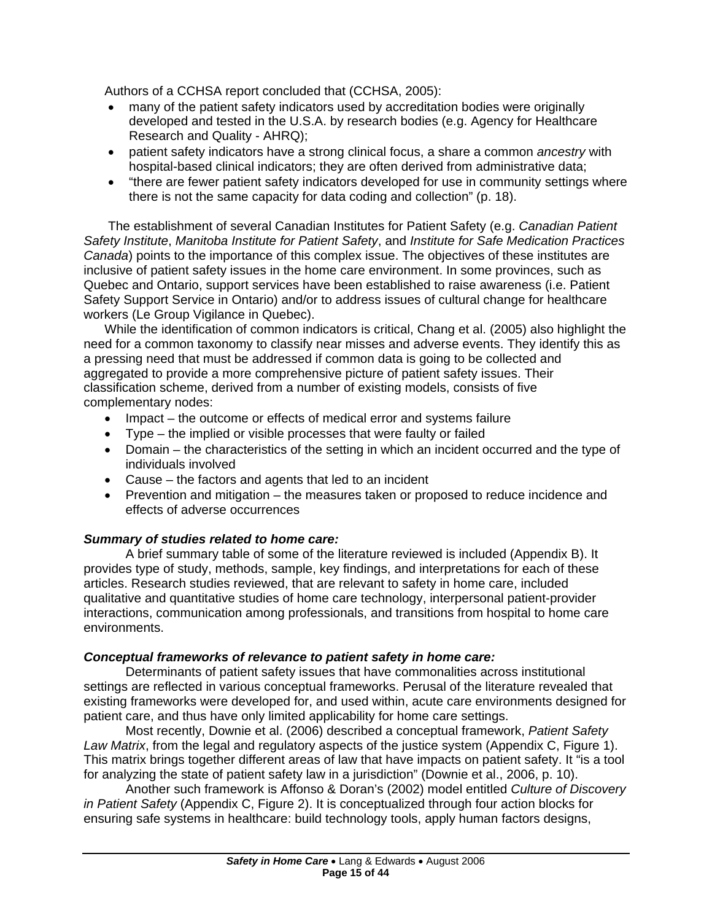Authors of a CCHSA report concluded that (CCHSA, 2005):

- many of the patient safety indicators used by accreditation bodies were originally developed and tested in the U.S.A. by research bodies (e.g. Agency for Healthcare Research and Quality - AHRQ);
- patient safety indicators have a strong clinical focus, a share a common *ancestry* with hospital-based clinical indicators; they are often derived from administrative data;
- "there are fewer patient safety indicators developed for use in community settings where there is not the same capacity for data coding and collection" (p. 18).

The establishment of several Canadian Institutes for Patient Safety (e.g. *Canadian Patient Safety Institute*, *Manitoba Institute for Patient Safety*, and *Institute for Safe Medication Practices Canada*) points to the importance of this complex issue. The objectives of these institutes are inclusive of patient safety issues in the home care environment. In some provinces, such as Quebec and Ontario, support services have been established to raise awareness (i.e. Patient Safety Support Service in Ontario) and/or to address issues of cultural change for healthcare workers (Le Group Vigilance in Quebec).

While the identification of common indicators is critical, Chang et al. (2005) also highlight the need for a common taxonomy to classify near misses and adverse events. They identify this as a pressing need that must be addressed if common data is going to be collected and aggregated to provide a more comprehensive picture of patient safety issues. Their classification scheme, derived from a number of existing models, consists of five complementary nodes:

- Impact – the outcome or effects of medical error and systems failure
- Type – the implied or visible processes that were faulty or failed
- Domain – the characteristics of the setting in which an incident occurred and the type of individuals involved
- Cause – the factors and agents that led to an incident
- Prevention and mitigation – the measures taken or proposed to reduce incidence and effects of adverse occurrences

***Summary of studies related to home care:***

A brief summary table of some of the literature reviewed is included (Appendix B). It provides type of study, methods, sample, key findings, and interpretations for each of these articles. Research studies reviewed, that are relevant to safety in home care, included qualitative and quantitative studies of home care technology, interpersonal patient-provider interactions, communication among professionals, and transitions from hospital to home care environments.

***Conceptual frameworks of relevance to patient safety in home care:***

Determinants of patient safety issues that have commonalities across institutional settings are reflected in various conceptual frameworks. Perusal of the literature revealed that existing frameworks were developed for, and used within, acute care environments designed for patient care, and thus have only limited applicability for home care settings.

Most recently, Downie et al. (2006) described a conceptual framework, *Patient Safety Law Matrix*, from the legal and regulatory aspects of the justice system (Appendix C, Figure 1). This matrix brings together different areas of law that have impacts on patient safety. It "is a tool for analyzing the state of patient safety law in a jurisdiction" (Downie et al., 2006, p. 10).

Another such framework is Affonso & Doran's (2002) model entitled *Culture of Discovery in Patient Safety* (Appendix C, Figure 2). It is conceptualized through four action blocks for ensuring safe systems in healthcare: build technology tools, apply human factors designs,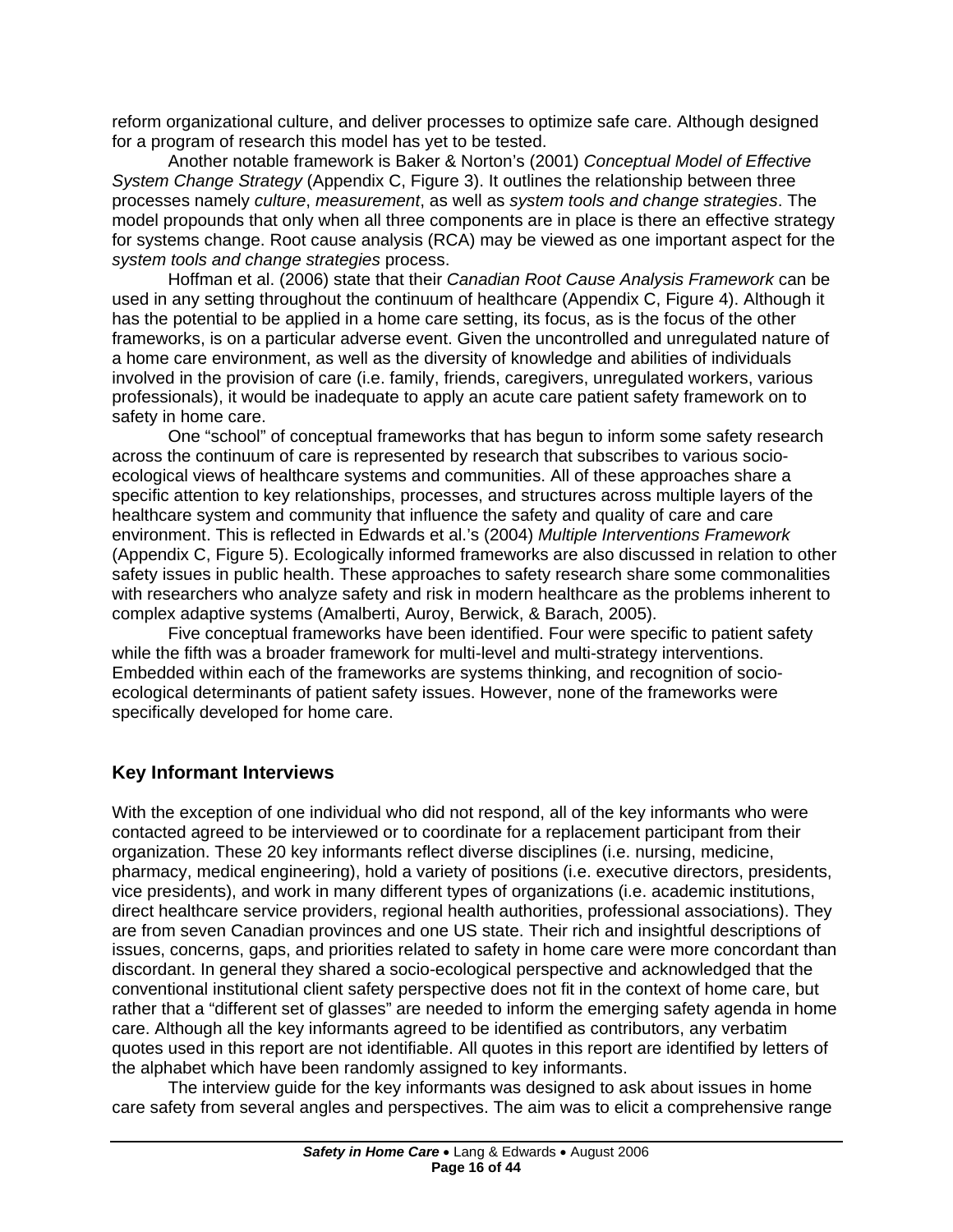reform organizational culture, and deliver processes to optimize safe care. Although designed for a program of research this model has yet to be tested.

Another notable framework is Baker & Norton's (2001) *Conceptual Model of Effective System Change Strategy* (Appendix C, Figure 3). It outlines the relationship between three processes namely *culture*, *measurement*, as well as *system tools and change strategies*. The model propounds that only when all three components are in place is there an effective strategy for systems change. Root cause analysis (RCA) may be viewed as one important aspect for the *system tools and change strategies* process.

Hoffman et al. (2006) state that their *Canadian Root Cause Analysis Framework* can be used in any setting throughout the continuum of healthcare (Appendix C, Figure 4). Although it has the potential to be applied in a home care setting, its focus, as is the focus of the other frameworks, is on a particular adverse event. Given the uncontrolled and unregulated nature of a home care environment, as well as the diversity of knowledge and abilities of individuals involved in the provision of care (i.e. family, friends, caregivers, unregulated workers, various professionals), it would be inadequate to apply an acute care patient safety framework on to safety in home care.

One "school" of conceptual frameworks that has begun to inform some safety research across the continuum of care is represented by research that subscribes to various socio-ecological views of healthcare systems and communities. All of these approaches share a specific attention to key relationships, processes, and structures across multiple layers of the healthcare system and community that influence the safety and quality of care and care environment. This is reflected in Edwards et al.'s (2004) *Multiple Interventions Framework* (Appendix C, Figure 5). Ecologically informed frameworks are also discussed in relation to other safety issues in public health. These approaches to safety research share some commonalities with researchers who analyze safety and risk in modern healthcare as the problems inherent to complex adaptive systems (Amalberti, Auroy, Berwick, & Barach, 2005).

Five conceptual frameworks have been identified. Four were specific to patient safety while the fifth was a broader framework for multi-level and multi-strategy interventions. Embedded within each of the frameworks are systems thinking, and recognition of socio-ecological determinants of patient safety issues. However, none of the frameworks were specifically developed for home care.

## Key Informant Interviews

With the exception of one individual who did not respond, all of the key informants who were contacted agreed to be interviewed or to coordinate for a replacement participant from their organization. These 20 key informants reflect diverse disciplines (i.e. nursing, medicine, pharmacy, medical engineering), hold a variety of positions (i.e. executive directors, presidents, vice presidents), and work in many different types of organizations (i.e. academic institutions, direct healthcare service providers, regional health authorities, professional associations). They are from seven Canadian provinces and one US state. Their rich and insightful descriptions of issues, concerns, gaps, and priorities related to safety in home care were more concordant than discordant. In general they shared a socio-ecological perspective and acknowledged that the conventional institutional client safety perspective does not fit in the context of home care, but rather that a "different set of glasses" are needed to inform the emerging safety agenda in home care. Although all the key informants agreed to be identified as contributors, any verbatim quotes used in this report are not identifiable. All quotes in this report are identified by letters of the alphabet which have been randomly assigned to key informants.

The interview guide for the key informants was designed to ask about issues in home care safety from several angles and perspectives. The aim was to elicit a comprehensive range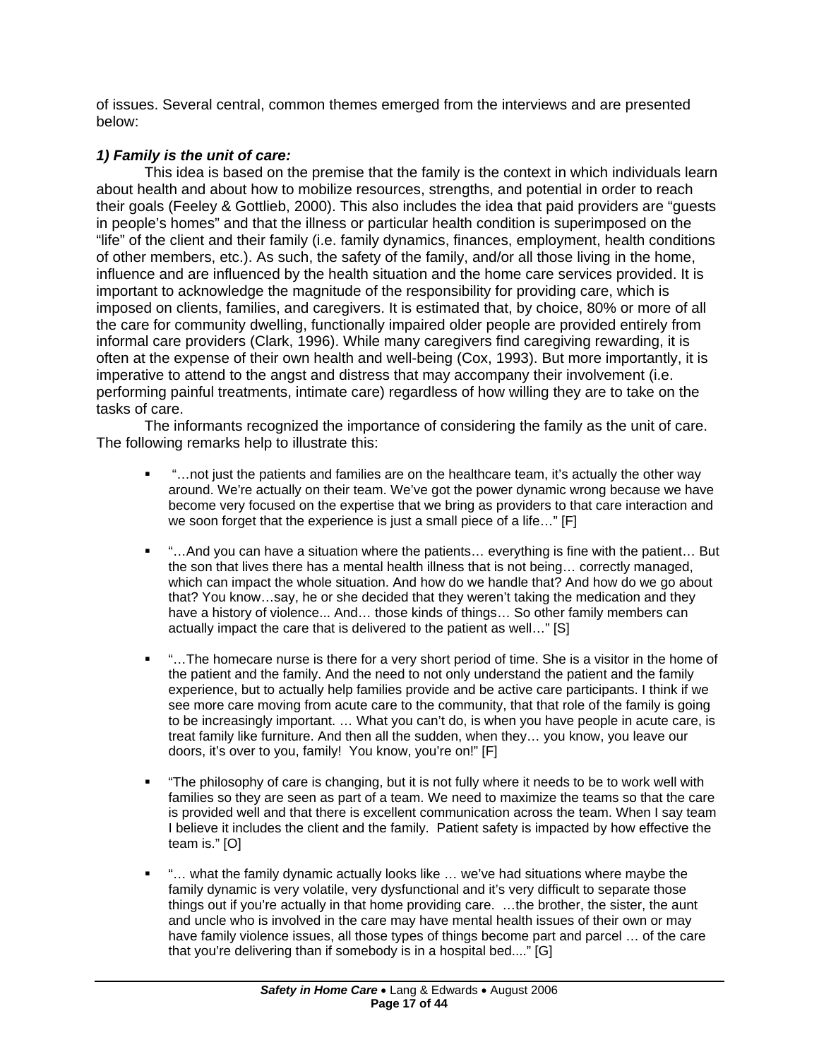of issues. Several central, common themes emerged from the interviews and are presented below:

***1) Family is the unit of care:***

This idea is based on the premise that the family is the context in which individuals learn about health and about how to mobilize resources, strengths, and potential in order to reach their goals (Feeley & Gottlieb, 2000). This also includes the idea that paid providers are "guests in people's homes" and that the illness or particular health condition is superimposed on the "life" of the client and their family (i.e. family dynamics, finances, employment, health conditions of other members, etc.). As such, the safety of the family, and/or all those living in the home, influence and are influenced by the health situation and the home care services provided. It is important to acknowledge the magnitude of the responsibility for providing care, which is imposed on clients, families, and caregivers. It is estimated that, by choice, 80% or more of all the care for community dwelling, functionally impaired older people are provided entirely from informal care providers (Clark, 1996). While many caregivers find caregiving rewarding, it is often at the expense of their own health and well-being (Cox, 1993). But more importantly, it is imperative to attend to the angst and distress that may accompany their involvement (i.e. performing painful treatments, intimate care) regardless of how willing they are to take on the tasks of care.

The informants recognized the importance of considering the family as the unit of care. The following remarks help to illustrate this:

- "…not just the patients and families are on the healthcare team, it's actually the other way around. We're actually on their team. We've got the power dynamic wrong because we have become very focused on the expertise that we bring as providers to that care interaction and we soon forget that the experience is just a small piece of a life…" [F]
- "…And you can have a situation where the patients… everything is fine with the patient… But the son that lives there has a mental health illness that is not being… correctly managed, which can impact the whole situation. And how do we handle that? And how do we go about that? You know…say, he or she decided that they weren't taking the medication and they have a history of violence... And… those kinds of things… So other family members can actually impact the care that is delivered to the patient as well…" [S]
- "…The homecare nurse is there for a very short period of time. She is a visitor in the home of the patient and the family. And the need to not only understand the patient and the family experience, but to actually help families provide and be active care participants. I think if we see more care moving from acute care to the community, that that role of the family is going to be increasingly important. … What you can't do, is when you have people in acute care, is treat family like furniture. And then all the sudden, when they… you know, you leave our doors, it's over to you, family! You know, you're on!" [F]
- "The philosophy of care is changing, but it is not fully where it needs to be to work well with families so they are seen as part of a team. We need to maximize the teams so that the care is provided well and that there is excellent communication across the team. When I say team I believe it includes the client and the family. Patient safety is impacted by how effective the team is." [O]
- "… what the family dynamic actually looks like … we've had situations where maybe the family dynamic is very volatile, very dysfunctional and it's very difficult to separate those things out if you're actually in that home providing care. …the brother, the sister, the aunt and uncle who is involved in the care may have mental health issues of their own or may have family violence issues, all those types of things become part and parcel … of the care that you're delivering than if somebody is in a hospital bed...." [G]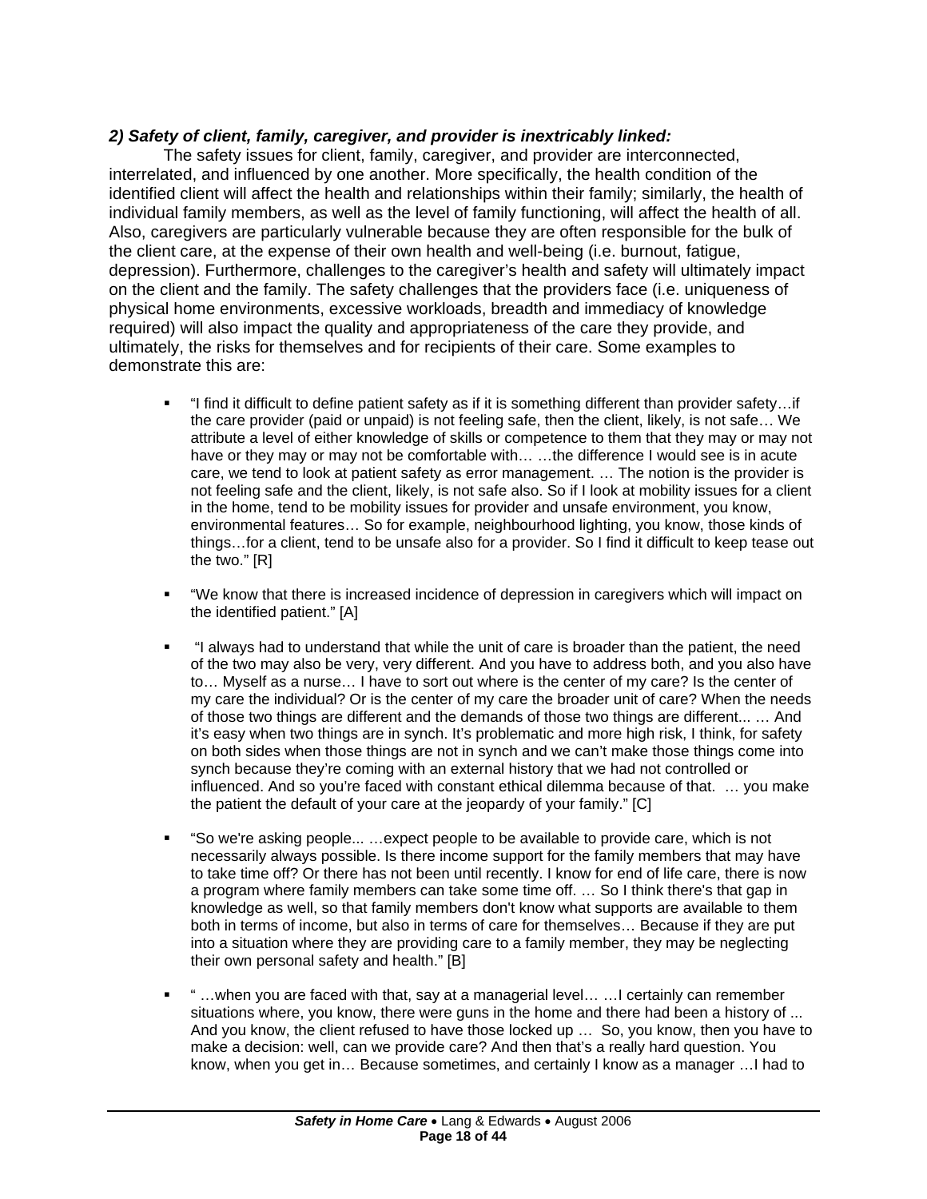***2) Safety of client, family, caregiver, and provider is inextricably linked:***

The safety issues for client, family, caregiver, and provider are interconnected, interrelated, and influenced by one another. More specifically, the health condition of the identified client will affect the health and relationships within their family; similarly, the health of individual family members, as well as the level of family functioning, will affect the health of all. Also, caregivers are particularly vulnerable because they are often responsible for the bulk of the client care, at the expense of their own health and well-being (i.e. burnout, fatigue, depression). Furthermore, challenges to the caregiver's health and safety will ultimately impact on the client and the family. The safety challenges that the providers face (i.e. uniqueness of physical home environments, excessive workloads, breadth and immediacy of knowledge required) will also impact the quality and appropriateness of the care they provide, and ultimately, the risks for themselves and for recipients of their care. Some examples to demonstrate this are:

- "I find it difficult to define patient safety as if it is something different than provider safety…if the care provider (paid or unpaid) is not feeling safe, then the client, likely, is not safe… We attribute a level of either knowledge of skills or competence to them that they may or may not have or they may or may not be comfortable with… …the difference I would see is in acute care, we tend to look at patient safety as error management. … The notion is the provider is not feeling safe and the client, likely, is not safe also. So if I look at mobility issues for a client in the home, tend to be mobility issues for provider and unsafe environment, you know, environmental features… So for example, neighbourhood lighting, you know, those kinds of things…for a client, tend to be unsafe also for a provider. So I find it difficult to keep tease out the two." [R]

- "We know that there is increased incidence of depression in caregivers which will impact on the identified patient." [A]

- "I always had to understand that while the unit of care is broader than the patient, the need of the two may also be very, very different. And you have to address both, and you also have to… Myself as a nurse… I have to sort out where is the center of my care? Is the center of my care the individual? Or is the center of my care the broader unit of care? When the needs of those two things are different and the demands of those two things are different... … And it's easy when two things are in synch. It's problematic and more high risk, I think, for safety on both sides when those things are not in synch and we can't make those things come into synch because they're coming with an external history that we had not controlled or influenced. And so you're faced with constant ethical dilemma because of that. … you make the patient the default of your care at the jeopardy of your family." [C]

- "So we're asking people... …expect people to be available to provide care, which is not necessarily always possible. Is there income support for the family members that may have to take time off? Or there has not been until recently. I know for end of life care, there is now a program where family members can take some time off. … So I think there's that gap in knowledge as well, so that family members don't know what supports are available to them both in terms of income, but also in terms of care for themselves… Because if they are put into a situation where they are providing care to a family member, they may be neglecting their own personal safety and health." [B]

- " …when you are faced with that, say at a managerial level… …I certainly can remember situations where, you know, there were guns in the home and there had been a history of ... And you know, the client refused to have those locked up … So, you know, then you have to make a decision: well, can we provide care? And then that's a really hard question. You know, when you get in… Because sometimes, and certainly I know as a manager …I had to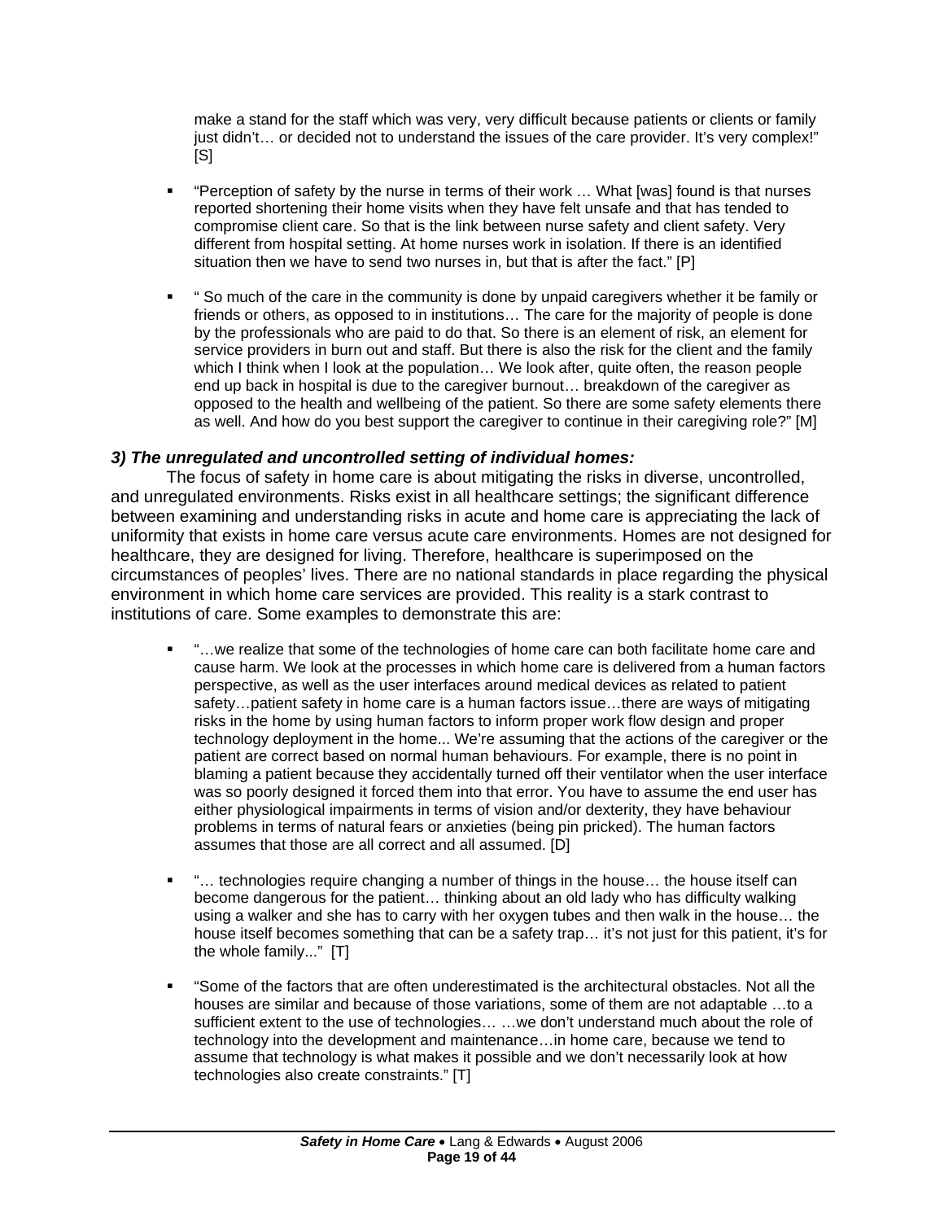make a stand for the staff which was very, very difficult because patients or clients or family just didn't… or decided not to understand the issues of the care provider. It's very complex!" [S]

- "Perception of safety by the nurse in terms of their work … What [was] found is that nurses reported shortening their home visits when they have felt unsafe and that has tended to compromise client care. So that is the link between nurse safety and client safety. Very different from hospital setting. At home nurses work in isolation. If there is an identified situation then we have to send two nurses in, but that is after the fact." [P]

- " So much of the care in the community is done by unpaid caregivers whether it be family or friends or others, as opposed to in institutions… The care for the majority of people is done by the professionals who are paid to do that. So there is an element of risk, an element for service providers in burn out and staff. But there is also the risk for the client and the family which I think when I look at the population… We look after, quite often, the reason people end up back in hospital is due to the caregiver burnout… breakdown of the caregiver as opposed to the health and wellbeing of the patient. So there are some safety elements there as well. And how do you best support the caregiver to continue in their caregiving role?" [M]

### *3) The unregulated and uncontrolled setting of individual homes:*

The focus of safety in home care is about mitigating the risks in diverse, uncontrolled, and unregulated environments. Risks exist in all healthcare settings; the significant difference between examining and understanding risks in acute and home care is appreciating the lack of uniformity that exists in home care versus acute care environments. Homes are not designed for healthcare, they are designed for living. Therefore, healthcare is superimposed on the circumstances of peoples' lives. There are no national standards in place regarding the physical environment in which home care services are provided. This reality is a stark contrast to institutions of care. Some examples to demonstrate this are:

- "…we realize that some of the technologies of home care can both facilitate home care and cause harm. We look at the processes in which home care is delivered from a human factors perspective, as well as the user interfaces around medical devices as related to patient safety…patient safety in home care is a human factors issue…there are ways of mitigating risks in the home by using human factors to inform proper work flow design and proper technology deployment in the home... We're assuming that the actions of the caregiver or the patient are correct based on normal human behaviours. For example, there is no point in blaming a patient because they accidentally turned off their ventilator when the user interface was so poorly designed it forced them into that error. You have to assume the end user has either physiological impairments in terms of vision and/or dexterity, they have behaviour problems in terms of natural fears or anxieties (being pin pricked). The human factors assumes that those are all correct and all assumed. [D]

- "… technologies require changing a number of things in the house… the house itself can become dangerous for the patient… thinking about an old lady who has difficulty walking using a walker and she has to carry with her oxygen tubes and then walk in the house… the house itself becomes something that can be a safety trap… it's not just for this patient, it's for the whole family..." [T]

- "Some of the factors that are often underestimated is the architectural obstacles. Not all the houses are similar and because of those variations, some of them are not adaptable …to a sufficient extent to the use of technologies… …we don't understand much about the role of technology into the development and maintenance…in home care, because we tend to assume that technology is what makes it possible and we don't necessarily look at how technologies also create constraints." [T]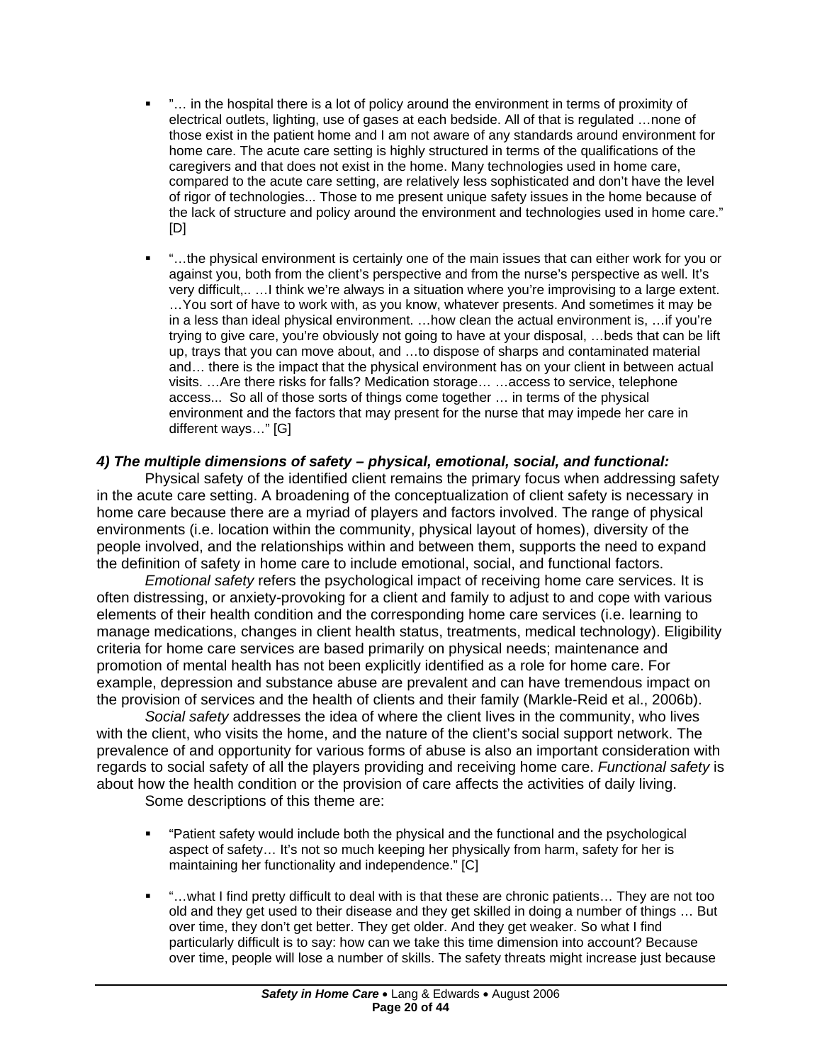- "… in the hospital there is a lot of policy around the environment in terms of proximity of electrical outlets, lighting, use of gases at each bedside. All of that is regulated …none of those exist in the patient home and I am not aware of any standards around environment for home care. The acute care setting is highly structured in terms of the qualifications of the caregivers and that does not exist in the home. Many technologies used in home care, compared to the acute care setting, are relatively less sophisticated and don't have the level of rigor of technologies... Those to me present unique safety issues in the home because of the lack of structure and policy around the environment and technologies used in home care." [D]

- "…the physical environment is certainly one of the main issues that can either work for you or against you, both from the client's perspective and from the nurse's perspective as well. It's very difficult,.. …I think we're always in a situation where you're improvising to a large extent. …You sort of have to work with, as you know, whatever presents. And sometimes it may be in a less than ideal physical environment. …how clean the actual environment is, …if you're trying to give care, you're obviously not going to have at your disposal, …beds that can be lift up, trays that you can move about, and …to dispose of sharps and contaminated material and… there is the impact that the physical environment has on your client in between actual visits. …Are there risks for falls? Medication storage… …access to service, telephone access... So all of those sorts of things come together … in terms of the physical environment and the factors that may present for the nurse that may impede her care in different ways…" [G]

### *4) The multiple dimensions of safety – physical, emotional, social, and functional:*

Physical safety of the identified client remains the primary focus when addressing safety in the acute care setting. A broadening of the conceptualization of client safety is necessary in home care because there are a myriad of players and factors involved. The range of physical environments (i.e. location within the community, physical layout of homes), diversity of the people involved, and the relationships within and between them, supports the need to expand the definition of safety in home care to include emotional, social, and functional factors.

*Emotional safety* refers the psychological impact of receiving home care services. It is often distressing, or anxiety-provoking for a client and family to adjust to and cope with various elements of their health condition and the corresponding home care services (i.e. learning to manage medications, changes in client health status, treatments, medical technology). Eligibility criteria for home care services are based primarily on physical needs; maintenance and promotion of mental health has not been explicitly identified as a role for home care. For example, depression and substance abuse are prevalent and can have tremendous impact on the provision of services and the health of clients and their family (Markle-Reid et al., 2006b).

*Social safety* addresses the idea of where the client lives in the community, who lives with the client, who visits the home, and the nature of the client's social support network. The prevalence of and opportunity for various forms of abuse is also an important consideration with regards to social safety of all the players providing and receiving home care. *Functional safety* is about how the health condition or the provision of care affects the activities of daily living.

Some descriptions of this theme are:

- "Patient safety would include both the physical and the functional and the psychological aspect of safety… It's not so much keeping her physically from harm, safety for her is maintaining her functionality and independence." [C]

- "…what I find pretty difficult to deal with is that these are chronic patients… They are not too old and they get used to their disease and they get skilled in doing a number of things … But over time, they don't get better. They get older. And they get weaker. So what I find particularly difficult is to say: how can we take this time dimension into account? Because over time, people will lose a number of skills. The safety threats might increase just because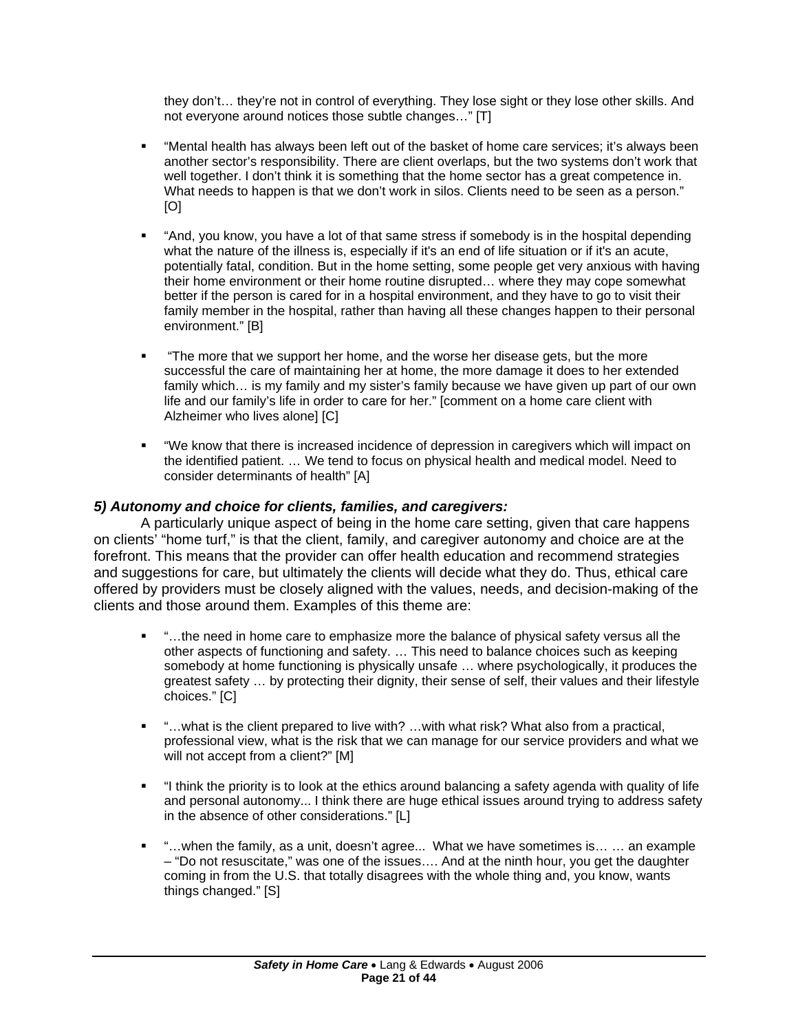they don't… they're not in control of everything. They lose sight or they lose other skills. And not everyone around notices those subtle changes…" [T]

- "Mental health has always been left out of the basket of home care services; it's always been another sector's responsibility. There are client overlaps, but the two systems don't work that well together. I don't think it is something that the home sector has a great competence in. What needs to happen is that we don't work in silos. Clients need to be seen as a person." [O]

- "And, you know, you have a lot of that same stress if somebody is in the hospital depending what the nature of the illness is, especially if it's an end of life situation or if it's an acute, potentially fatal, condition. But in the home setting, some people get very anxious with having their home environment or their home routine disrupted… where they may cope somewhat better if the person is cared for in a hospital environment, and they have to go to visit their family member in the hospital, rather than having all these changes happen to their personal environment." [B]

- "The more that we support her home, and the worse her disease gets, but the more successful the care of maintaining her at home, the more damage it does to her extended family which… is my family and my sister's family because we have given up part of our own life and our family's life in order to care for her." [comment on a home care client with Alzheimer who lives alone] [C]

- "We know that there is increased incidence of depression in caregivers which will impact on the identified patient. … We tend to focus on physical health and medical model. Need to consider determinants of health" [A]

### *5) Autonomy and choice for clients, families, and caregivers:*

A particularly unique aspect of being in the home care setting, given that care happens on clients' "home turf," is that the client, family, and caregiver autonomy and choice are at the forefront. This means that the provider can offer health education and recommend strategies and suggestions for care, but ultimately the clients will decide what they do. Thus, ethical care offered by providers must be closely aligned with the values, needs, and decision-making of the clients and those around them. Examples of this theme are:

- "…the need in home care to emphasize more the balance of physical safety versus all the other aspects of functioning and safety. … This need to balance choices such as keeping somebody at home functioning is physically unsafe … where psychologically, it produces the greatest safety … by protecting their dignity, their sense of self, their values and their lifestyle choices." [C]

- "…what is the client prepared to live with? …with what risk? What also from a practical, professional view, what is the risk that we can manage for our service providers and what we will not accept from a client?" [M]

- "I think the priority is to look at the ethics around balancing a safety agenda with quality of life and personal autonomy... I think there are huge ethical issues around trying to address safety in the absence of other considerations." [L]

- "…when the family, as a unit, doesn't agree... What we have sometimes is… … an example – "Do not resuscitate," was one of the issues…. And at the ninth hour, you get the daughter coming in from the U.S. that totally disagrees with the whole thing and, you know, wants things changed." [S]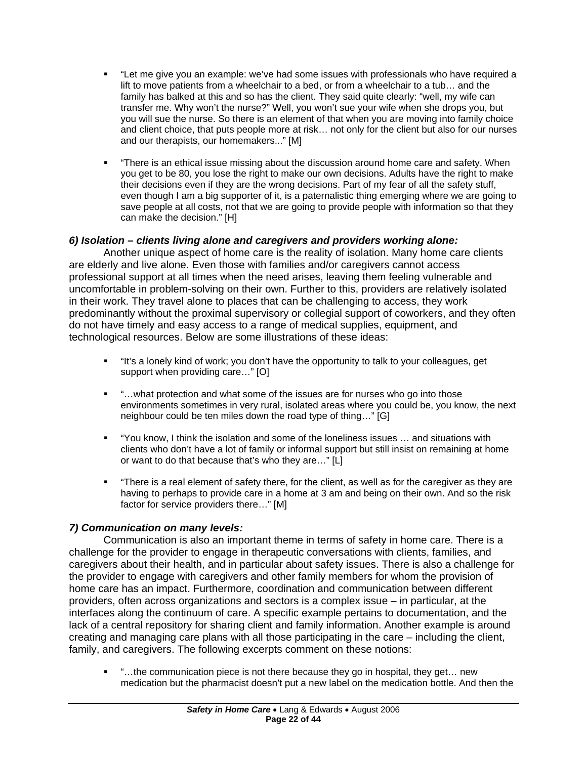- "Let me give you an example: we've had some issues with professionals who have required a lift to move patients from a wheelchair to a bed, or from a wheelchair to a tub… and the family has balked at this and so has the client. They said quite clearly: "well, my wife can transfer me. Why won't the nurse?" Well, you won't sue your wife when she drops you, but you will sue the nurse. So there is an element of that when you are moving into family choice and client choice, that puts people more at risk… not only for the client but also for our nurses and our therapists, our homemakers..." [M]

- "There is an ethical issue missing about the discussion around home care and safety. When you get to be 80, you lose the right to make our own decisions. Adults have the right to make their decisions even if they are the wrong decisions. Part of my fear of all the safety stuff, even though I am a big supporter of it, is a paternalistic thing emerging where we are going to save people at all costs, not that we are going to provide people with information so that they can make the decision." [H]

### *6) Isolation – clients living alone and caregivers and providers working alone:*

Another unique aspect of home care is the reality of isolation. Many home care clients are elderly and live alone. Even those with families and/or caregivers cannot access professional support at all times when the need arises, leaving them feeling vulnerable and uncomfortable in problem-solving on their own. Further to this, providers are relatively isolated in their work. They travel alone to places that can be challenging to access, they work predominantly without the proximal supervisory or collegial support of coworkers, and they often do not have timely and easy access to a range of medical supplies, equipment, and technological resources. Below are some illustrations of these ideas:

- "It's a lonely kind of work; you don't have the opportunity to talk to your colleagues, get support when providing care…" [O]

- "…what protection and what some of the issues are for nurses who go into those environments sometimes in very rural, isolated areas where you could be, you know, the next neighbour could be ten miles down the road type of thing…" [G]

- "You know, I think the isolation and some of the loneliness issues … and situations with clients who don't have a lot of family or informal support but still insist on remaining at home or want to do that because that's who they are…" [L]

- "There is a real element of safety there, for the client, as well as for the caregiver as they are having to perhaps to provide care in a home at 3 am and being on their own. And so the risk factor for service providers there…" [M]

### *7) Communication on many levels:*

Communication is also an important theme in terms of safety in home care. There is a challenge for the provider to engage in therapeutic conversations with clients, families, and caregivers about their health, and in particular about safety issues. There is also a challenge for the provider to engage with caregivers and other family members for whom the provision of home care has an impact. Furthermore, coordination and communication between different providers, often across organizations and sectors is a complex issue – in particular, at the interfaces along the continuum of care. A specific example pertains to documentation, and the lack of a central repository for sharing client and family information. Another example is around creating and managing care plans with all those participating in the care – including the client, family, and caregivers. The following excerpts comment on these notions:

- "…the communication piece is not there because they go in hospital, they get… new medication but the pharmacist doesn't put a new label on the medication bottle. And then the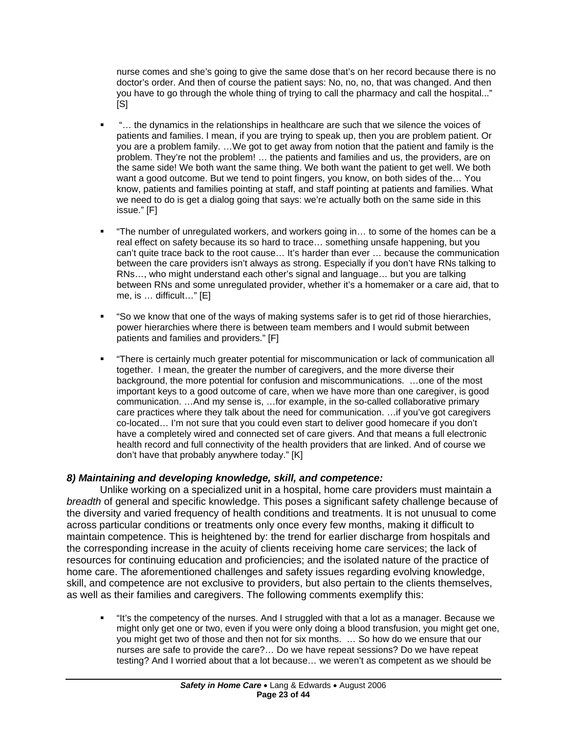nurse comes and she's going to give the same dose that's on her record because there is no doctor's order. And then of course the patient says: No, no, no, that was changed. And then you have to go through the whole thing of trying to call the pharmacy and call the hospital..." [S]

- "… the dynamics in the relationships in healthcare are such that we silence the voices of patients and families. I mean, if you are trying to speak up, then you are problem patient. Or you are a problem family. …We got to get away from notion that the patient and family is the problem. They're not the problem! … the patients and families and us, the providers, are on the same side! We both want the same thing. We both want the patient to get well. We both want a good outcome. But we tend to point fingers, you know, on both sides of the… You know, patients and families pointing at staff, and staff pointing at patients and families. What we need to do is get a dialog going that says: we're actually both on the same side in this issue." [F]

- "The number of unregulated workers, and workers going in… to some of the homes can be a real effect on safety because its so hard to trace… something unsafe happening, but you can't quite trace back to the root cause… It's harder than ever … because the communication between the care providers isn't always as strong. Especially if you don't have RNs talking to RNs…, who might understand each other's signal and language… but you are talking between RNs and some unregulated provider, whether it's a homemaker or a care aid, that to me, is … difficult…" [E]

- "So we know that one of the ways of making systems safer is to get rid of those hierarchies, power hierarchies where there is between team members and I would submit between patients and families and providers." [F]

- "There is certainly much greater potential for miscommunication or lack of communication all together. I mean, the greater the number of caregivers, and the more diverse their background, the more potential for confusion and miscommunications. …one of the most important keys to a good outcome of care, when we have more than one caregiver, is good communication. …And my sense is, …for example, in the so-called collaborative primary care practices where they talk about the need for communication. …if you've got caregivers co-located… I'm not sure that you could even start to deliver good homecare if you don't have a completely wired and connected set of care givers. And that means a full electronic health record and full connectivity of the health providers that are linked. And of course we don't have that probably anywhere today." [K]

### *8) Maintaining and developing knowledge, skill, and competence:*

Unlike working on a specialized unit in a hospital, home care providers must maintain a *breadth* of general and specific knowledge. This poses a significant safety challenge because of the diversity and varied frequency of health conditions and treatments. It is not unusual to come across particular conditions or treatments only once every few months, making it difficult to maintain competence. This is heightened by: the trend for earlier discharge from hospitals and the corresponding increase in the acuity of clients receiving home care services; the lack of resources for continuing education and proficiencies; and the isolated nature of the practice of home care. The aforementioned challenges and safety issues regarding evolving knowledge, skill, and competence are not exclusive to providers, but also pertain to the clients themselves, as well as their families and caregivers. The following comments exemplify this:

- "It's the competency of the nurses. And I struggled with that a lot as a manager. Because we might only get one or two, even if you were only doing a blood transfusion, you might get one, you might get two of those and then not for six months. … So how do we ensure that our nurses are safe to provide the care?… Do we have repeat sessions? Do we have repeat testing? And I worried about that a lot because… we weren't as competent as we should be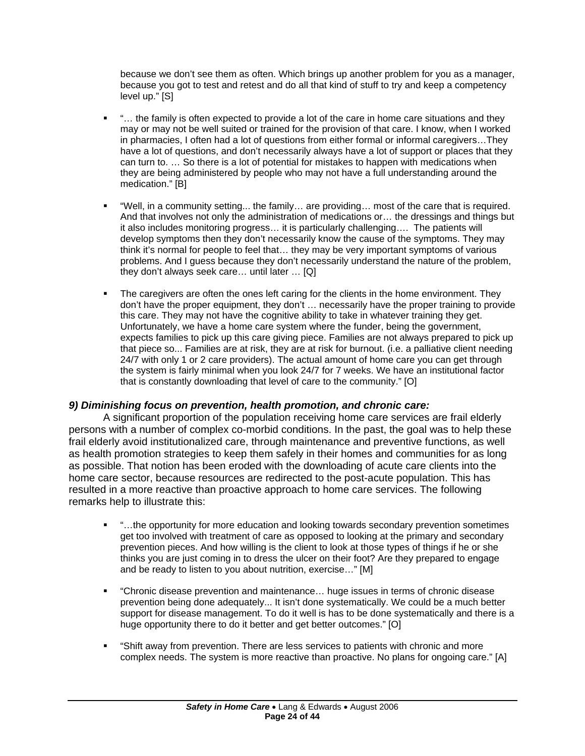because we don't see them as often. Which brings up another problem for you as a manager, because you got to test and retest and do all that kind of stuff to try and keep a competency level up." [S]

- "… the family is often expected to provide a lot of the care in home care situations and they may or may not be well suited or trained for the provision of that care. I know, when I worked in pharmacies, I often had a lot of questions from either formal or informal caregivers…They have a lot of questions, and don't necessarily always have a lot of support or places that they can turn to. … So there is a lot of potential for mistakes to happen with medications when they are being administered by people who may not have a full understanding around the medication." [B]

- "Well, in a community setting... the family… are providing… most of the care that is required. And that involves not only the administration of medications or… the dressings and things but it also includes monitoring progress… it is particularly challenging…. The patients will develop symptoms then they don't necessarily know the cause of the symptoms. They may think it's normal for people to feel that… they may be very important symptoms of various problems. And I guess because they don't necessarily understand the nature of the problem, they don't always seek care… until later … [Q]

- The caregivers are often the ones left caring for the clients in the home environment. They don't have the proper equipment, they don't … necessarily have the proper training to provide this care. They may not have the cognitive ability to take in whatever training they get. Unfortunately, we have a home care system where the funder, being the government, expects families to pick up this care giving piece. Families are not always prepared to pick up that piece so... Families are at risk, they are at risk for burnout. (i.e. a palliative client needing 24/7 with only 1 or 2 care providers). The actual amount of home care you can get through the system is fairly minimal when you look 24/7 for 7 weeks. We have an institutional factor that is constantly downloading that level of care to the community." [O]

### *9) Diminishing focus on prevention, health promotion, and chronic care:*

A significant proportion of the population receiving home care services are frail elderly persons with a number of complex co-morbid conditions. In the past, the goal was to help these frail elderly avoid institutionalized care, through maintenance and preventive functions, as well as health promotion strategies to keep them safely in their homes and communities for as long as possible. That notion has been eroded with the downloading of acute care clients into the home care sector, because resources are redirected to the post-acute population. This has resulted in a more reactive than proactive approach to home care services. The following remarks help to illustrate this:

- "…the opportunity for more education and looking towards secondary prevention sometimes get too involved with treatment of care as opposed to looking at the primary and secondary prevention pieces. And how willing is the client to look at those types of things if he or she thinks you are just coming in to dress the ulcer on their foot? Are they prepared to engage and be ready to listen to you about nutrition, exercise…" [M]

- "Chronic disease prevention and maintenance… huge issues in terms of chronic disease prevention being done adequately... It isn't done systematically. We could be a much better support for disease management. To do it well is has to be done systematically and there is a huge opportunity there to do it better and get better outcomes." [O]

- "Shift away from prevention. There are less services to patients with chronic and more complex needs. The system is more reactive than proactive. No plans for ongoing care." [A]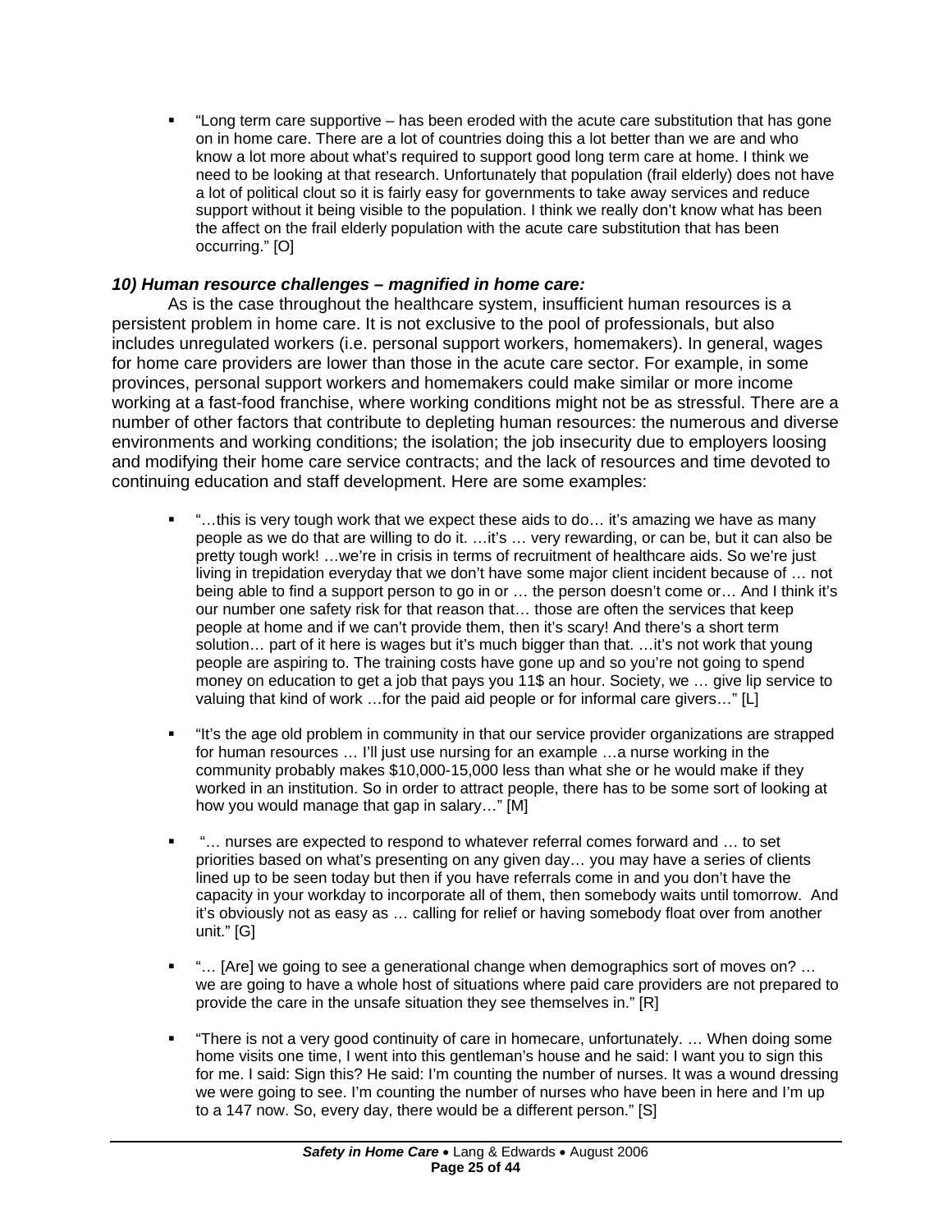- "Long term care supportive – has been eroded with the acute care substitution that has gone on in home care. There are a lot of countries doing this a lot better than we are and who know a lot more about what's required to support good long term care at home. I think we need to be looking at that research. Unfortunately that population (frail elderly) does not have a lot of political clout so it is fairly easy for governments to take away services and reduce support without it being visible to the population. I think we really don't know what has been the affect on the frail elderly population with the acute care substitution that has been occurring." [O]

### *10) Human resource challenges – magnified in home care:*

As is the case throughout the healthcare system, insufficient human resources is a persistent problem in home care. It is not exclusive to the pool of professionals, but also includes unregulated workers (i.e. personal support workers, homemakers). In general, wages for home care providers are lower than those in the acute care sector. For example, in some provinces, personal support workers and homemakers could make similar or more income working at a fast-food franchise, where working conditions might not be as stressful. There are a number of other factors that contribute to depleting human resources: the numerous and diverse environments and working conditions; the isolation; the job insecurity due to employers loosing and modifying their home care service contracts; and the lack of resources and time devoted to continuing education and staff development. Here are some examples:

- "…this is very tough work that we expect these aids to do… it's amazing we have as many people as we do that are willing to do it. …it's … very rewarding, or can be, but it can also be pretty tough work! …we're in crisis in terms of recruitment of healthcare aids. So we're just living in trepidation everyday that we don't have some major client incident because of … not being able to find a support person to go in or … the person doesn't come or… And I think it's our number one safety risk for that reason that… those are often the services that keep people at home and if we can't provide them, then it's scary! And there's a short term solution… part of it here is wages but it's much bigger than that. …it's not work that young people are aspiring to. The training costs have gone up and so you're not going to spend money on education to get a job that pays you 11$ an hour. Society, we … give lip service to valuing that kind of work …for the paid aid people or for informal care givers…" [L]

- "It's the age old problem in community in that our service provider organizations are strapped for human resources … I'll just use nursing for an example …a nurse working in the community probably makes $10,000-15,000 less than what she or he would make if they worked in an institution. So in order to attract people, there has to be some sort of looking at how you would manage that gap in salary…" [M]

- "… nurses are expected to respond to whatever referral comes forward and … to set priorities based on what's presenting on any given day… you may have a series of clients lined up to be seen today but then if you have referrals come in and you don't have the capacity in your workday to incorporate all of them, then somebody waits until tomorrow. And it's obviously not as easy as … calling for relief or having somebody float over from another unit." [G]

- "… [Are] we going to see a generational change when demographics sort of moves on? … we are going to have a whole host of situations where paid care providers are not prepared to provide the care in the unsafe situation they see themselves in." [R]

- "There is not a very good continuity of care in homecare, unfortunately. … When doing some home visits one time, I went into this gentleman's house and he said: I want you to sign this for me. I said: Sign this? He said: I'm counting the number of nurses. It was a wound dressing we were going to see. I'm counting the number of nurses who have been in here and I'm up to a 147 now. So, every day, there would be a different person." [S]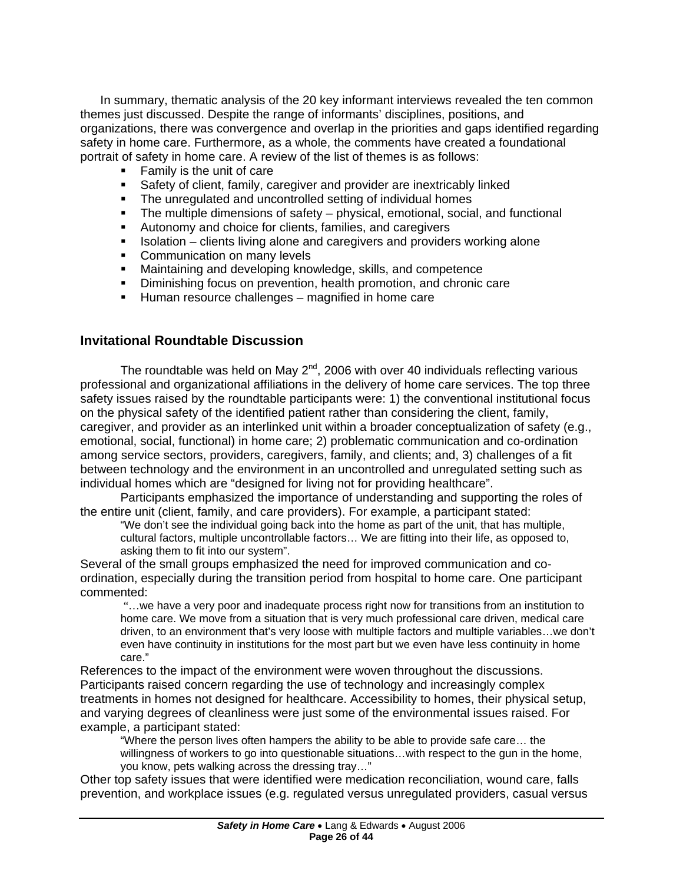In summary, thematic analysis of the 20 key informant interviews revealed the ten common themes just discussed. Despite the range of informants' disciplines, positions, and organizations, there was convergence and overlap in the priorities and gaps identified regarding safety in home care. Furthermore, as a whole, the comments have created a foundational portrait of safety in home care. A review of the list of themes is as follows:

- Family is the unit of care
- Safety of client, family, caregiver and provider are inextricably linked
- The unregulated and uncontrolled setting of individual homes
- The multiple dimensions of safety – physical, emotional, social, and functional
- Autonomy and choice for clients, families, and caregivers
- Isolation – clients living alone and caregivers and providers working alone
- Communication on many levels
- Maintaining and developing knowledge, skills, and competence
- Diminishing focus on prevention, health promotion, and chronic care
- Human resource challenges – magnified in home care

## Invitational Roundtable Discussion

The roundtable was held on May 2nd, 2006 with over 40 individuals reflecting various professional and organizational affiliations in the delivery of home care services. The top three safety issues raised by the roundtable participants were: 1) the conventional institutional focus on the physical safety of the identified patient rather than considering the client, family, caregiver, and provider as an interlinked unit within a broader conceptualization of safety (e.g., emotional, social, functional) in home care; 2) problematic communication and co-ordination among service sectors, providers, caregivers, family, and clients; and, 3) challenges of a fit between technology and the environment in an uncontrolled and unregulated setting such as individual homes which are "designed for living not for providing healthcare".

Participants emphasized the importance of understanding and supporting the roles of the entire unit (client, family, and care providers). For example, a participant stated:

> "We don't see the individual going back into the home as part of the unit, that has multiple, cultural factors, multiple uncontrollable factors… We are fitting into their life, as opposed to, asking them to fit into our system".

Several of the small groups emphasized the need for improved communication and co-ordination, especially during the transition period from hospital to home care. One participant commented:

> "…we have a very poor and inadequate process right now for transitions from an institution to home care. We move from a situation that is very much professional care driven, medical care driven, to an environment that's very loose with multiple factors and multiple variables…we don't even have continuity in institutions for the most part but we even have less continuity in home care."

References to the impact of the environment were woven throughout the discussions. Participants raised concern regarding the use of technology and increasingly complex treatments in homes not designed for healthcare. Accessibility to homes, their physical setup, and varying degrees of cleanliness were just some of the environmental issues raised. For example, a participant stated:

> "Where the person lives often hampers the ability to be able to provide safe care… the willingness of workers to go into questionable situations…with respect to the gun in the home, you know, pets walking across the dressing tray…"

Other top safety issues that were identified were medication reconciliation, wound care, falls prevention, and workplace issues (e.g. regulated versus unregulated providers, casual versus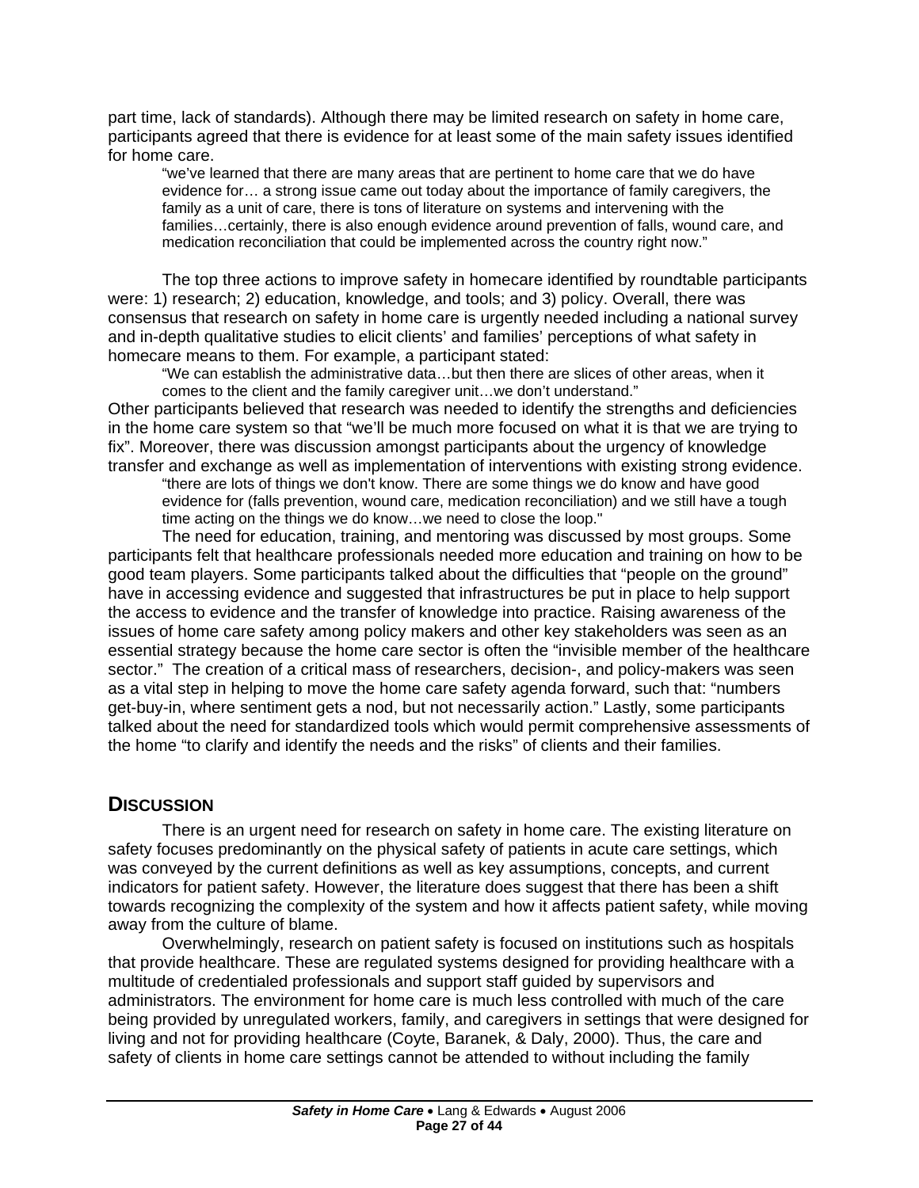part time, lack of standards). Although there may be limited research on safety in home care, participants agreed that there is evidence for at least some of the main safety issues identified for home care.

> "we've learned that there are many areas that are pertinent to home care that we do have evidence for… a strong issue came out today about the importance of family caregivers, the family as a unit of care, there is tons of literature on systems and intervening with the families…certainly, there is also enough evidence around prevention of falls, wound care, and medication reconciliation that could be implemented across the country right now."

The top three actions to improve safety in homecare identified by roundtable participants were: 1) research; 2) education, knowledge, and tools; and 3) policy. Overall, there was consensus that research on safety in home care is urgently needed including a national survey and in-depth qualitative studies to elicit clients' and families' perceptions of what safety in homecare means to them. For example, a participant stated:

> "We can establish the administrative data…but then there are slices of other areas, when it comes to the client and the family caregiver unit…we don't understand."

Other participants believed that research was needed to identify the strengths and deficiencies in the home care system so that "we'll be much more focused on what it is that we are trying to fix". Moreover, there was discussion amongst participants about the urgency of knowledge transfer and exchange as well as implementation of interventions with existing strong evidence.

> "there are lots of things we don't know. There are some things we do know and have good evidence for (falls prevention, wound care, medication reconciliation) and we still have a tough time acting on the things we do know…we need to close the loop."

The need for education, training, and mentoring was discussed by most groups. Some participants felt that healthcare professionals needed more education and training on how to be good team players. Some participants talked about the difficulties that "people on the ground" have in accessing evidence and suggested that infrastructures be put in place to help support the access to evidence and the transfer of knowledge into practice. Raising awareness of the issues of home care safety among policy makers and other key stakeholders was seen as an essential strategy because the home care sector is often the "invisible member of the healthcare sector." The creation of a critical mass of researchers, decision-, and policy-makers was seen as a vital step in helping to move the home care safety agenda forward, such that: "numbers get-buy-in, where sentiment gets a nod, but not necessarily action." Lastly, some participants talked about the need for standardized tools which would permit comprehensive assessments of the home "to clarify and identify the needs and the risks" of clients and their families.

## DISCUSSION

There is an urgent need for research on safety in home care. The existing literature on safety focuses predominantly on the physical safety of patients in acute care settings, which was conveyed by the current definitions as well as key assumptions, concepts, and current indicators for patient safety. However, the literature does suggest that there has been a shift towards recognizing the complexity of the system and how it affects patient safety, while moving away from the culture of blame.

Overwhelmingly, research on patient safety is focused on institutions such as hospitals that provide healthcare. These are regulated systems designed for providing healthcare with a multitude of credentialed professionals and support staff guided by supervisors and administrators. The environment for home care is much less controlled with much of the care being provided by unregulated workers, family, and caregivers in settings that were designed for living and not for providing healthcare (Coyte, Baranek, & Daly, 2000). Thus, the care and safety of clients in home care settings cannot be attended to without including the family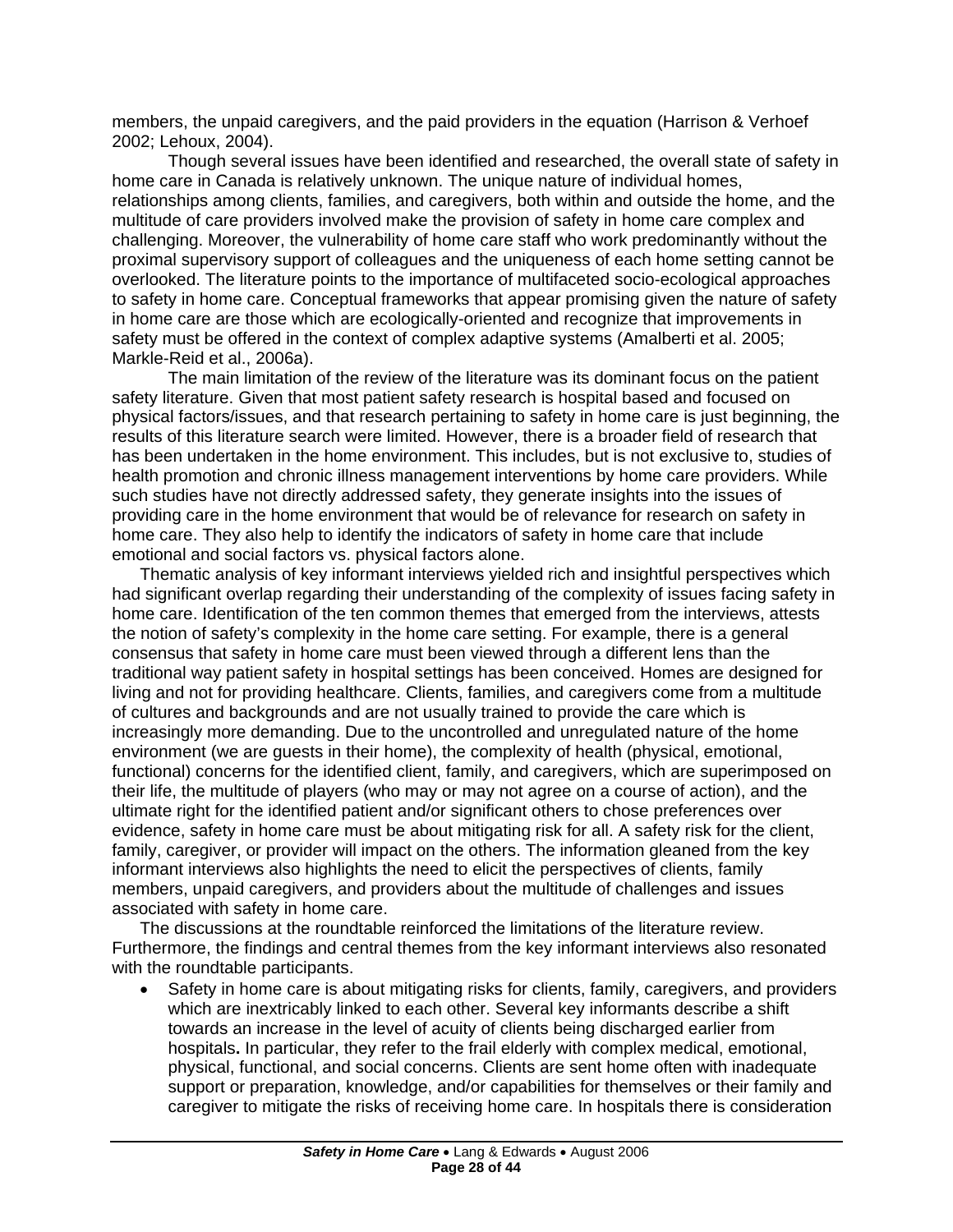members, the unpaid caregivers, and the paid providers in the equation (Harrison & Verhoef 2002; Lehoux, 2004).

Though several issues have been identified and researched, the overall state of safety in home care in Canada is relatively unknown. The unique nature of individual homes, relationships among clients, families, and caregivers, both within and outside the home, and the multitude of care providers involved make the provision of safety in home care complex and challenging. Moreover, the vulnerability of home care staff who work predominantly without the proximal supervisory support of colleagues and the uniqueness of each home setting cannot be overlooked. The literature points to the importance of multifaceted socio-ecological approaches to safety in home care. Conceptual frameworks that appear promising given the nature of safety in home care are those which are ecologically-oriented and recognize that improvements in safety must be offered in the context of complex adaptive systems (Amalberti et al. 2005; Markle-Reid et al., 2006a).

The main limitation of the review of the literature was its dominant focus on the patient safety literature. Given that most patient safety research is hospital based and focused on physical factors/issues, and that research pertaining to safety in home care is just beginning, the results of this literature search were limited. However, there is a broader field of research that has been undertaken in the home environment. This includes, but is not exclusive to, studies of health promotion and chronic illness management interventions by home care providers. While such studies have not directly addressed safety, they generate insights into the issues of providing care in the home environment that would be of relevance for research on safety in home care. They also help to identify the indicators of safety in home care that include emotional and social factors vs. physical factors alone.

Thematic analysis of key informant interviews yielded rich and insightful perspectives which had significant overlap regarding their understanding of the complexity of issues facing safety in home care. Identification of the ten common themes that emerged from the interviews, attests the notion of safety's complexity in the home care setting. For example, there is a general consensus that safety in home care must been viewed through a different lens than the traditional way patient safety in hospital settings has been conceived. Homes are designed for living and not for providing healthcare. Clients, families, and caregivers come from a multitude of cultures and backgrounds and are not usually trained to provide the care which is increasingly more demanding. Due to the uncontrolled and unregulated nature of the home environment (we are guests in their home), the complexity of health (physical, emotional, functional) concerns for the identified client, family, and caregivers, which are superimposed on their life, the multitude of players (who may or may not agree on a course of action), and the ultimate right for the identified patient and/or significant others to chose preferences over evidence, safety in home care must be about mitigating risk for all. A safety risk for the client, family, caregiver, or provider will impact on the others. The information gleaned from the key informant interviews also highlights the need to elicit the perspectives of clients, family members, unpaid caregivers, and providers about the multitude of challenges and issues associated with safety in home care.

The discussions at the roundtable reinforced the limitations of the literature review. Furthermore, the findings and central themes from the key informant interviews also resonated with the roundtable participants.

- Safety in home care is about mitigating risks for clients, family, caregivers, and providers which are inextricably linked to each other. Several key informants describe a shift towards an increase in the level of acuity of clients being discharged earlier from hospitals**.** In particular, they refer to the frail elderly with complex medical, emotional, physical, functional, and social concerns. Clients are sent home often with inadequate support or preparation, knowledge, and/or capabilities for themselves or their family and caregiver to mitigate the risks of receiving home care. In hospitals there is consideration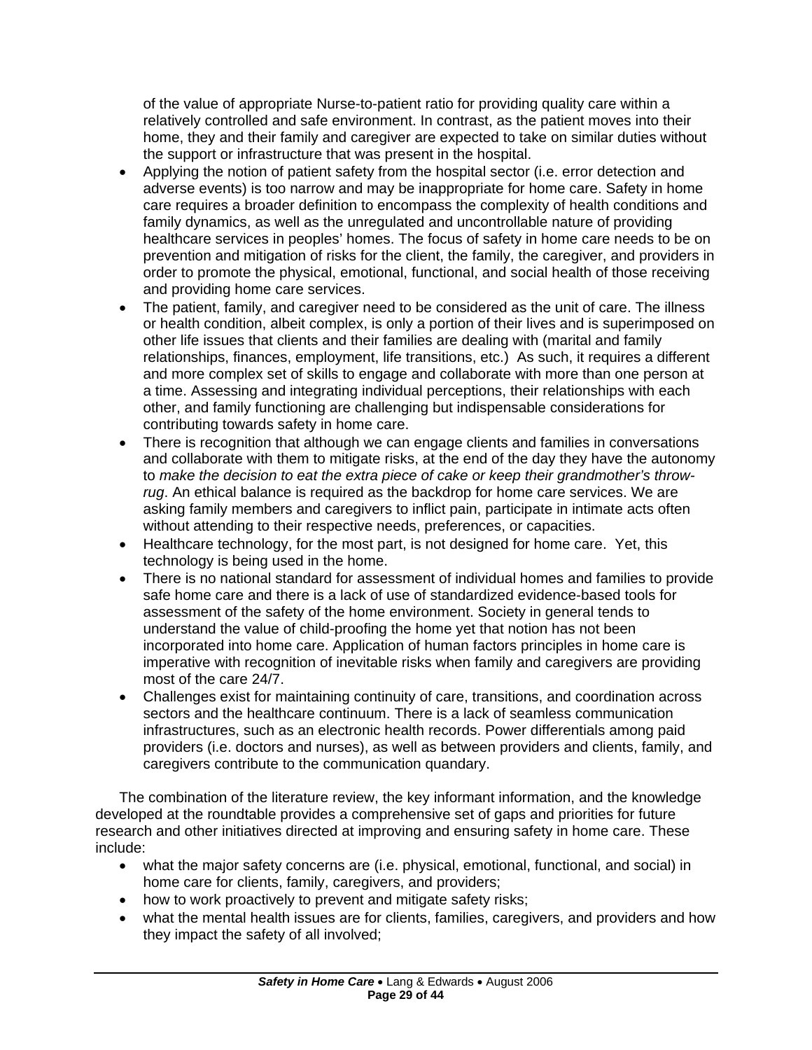of the value of appropriate Nurse-to-patient ratio for providing quality care within a relatively controlled and safe environment. In contrast, as the patient moves into their home, they and their family and caregiver are expected to take on similar duties without the support or infrastructure that was present in the hospital.

- Applying the notion of patient safety from the hospital sector (i.e. error detection and adverse events) is too narrow and may be inappropriate for home care. Safety in home care requires a broader definition to encompass the complexity of health conditions and family dynamics, as well as the unregulated and uncontrollable nature of providing healthcare services in peoples' homes. The focus of safety in home care needs to be on prevention and mitigation of risks for the client, the family, the caregiver, and providers in order to promote the physical, emotional, functional, and social health of those receiving and providing home care services.
- The patient, family, and caregiver need to be considered as the unit of care. The illness or health condition, albeit complex, is only a portion of their lives and is superimposed on other life issues that clients and their families are dealing with (marital and family relationships, finances, employment, life transitions, etc.) As such, it requires a different and more complex set of skills to engage and collaborate with more than one person at a time. Assessing and integrating individual perceptions, their relationships with each other, and family functioning are challenging but indispensable considerations for contributing towards safety in home care.
- There is recognition that although we can engage clients and families in conversations and collaborate with them to mitigate risks, at the end of the day they have the autonomy to *make the decision to eat the extra piece of cake or keep their grandmother's throw-rug*. An ethical balance is required as the backdrop for home care services. We are asking family members and caregivers to inflict pain, participate in intimate acts often without attending to their respective needs, preferences, or capacities.
- Healthcare technology, for the most part, is not designed for home care. Yet, this technology is being used in the home.
- There is no national standard for assessment of individual homes and families to provide safe home care and there is a lack of use of standardized evidence-based tools for assessment of the safety of the home environment. Society in general tends to understand the value of child-proofing the home yet that notion has not been incorporated into home care. Application of human factors principles in home care is imperative with recognition of inevitable risks when family and caregivers are providing most of the care 24/7.
- Challenges exist for maintaining continuity of care, transitions, and coordination across sectors and the healthcare continuum. There is a lack of seamless communication infrastructures, such as an electronic health records. Power differentials among paid providers (i.e. doctors and nurses), as well as between providers and clients, family, and caregivers contribute to the communication quandary.

The combination of the literature review, the key informant information, and the knowledge developed at the roundtable provides a comprehensive set of gaps and priorities for future research and other initiatives directed at improving and ensuring safety in home care. These include:

- what the major safety concerns are (i.e. physical, emotional, functional, and social) in home care for clients, family, caregivers, and providers;
- how to work proactively to prevent and mitigate safety risks;
- what the mental health issues are for clients, families, caregivers, and providers and how they impact the safety of all involved;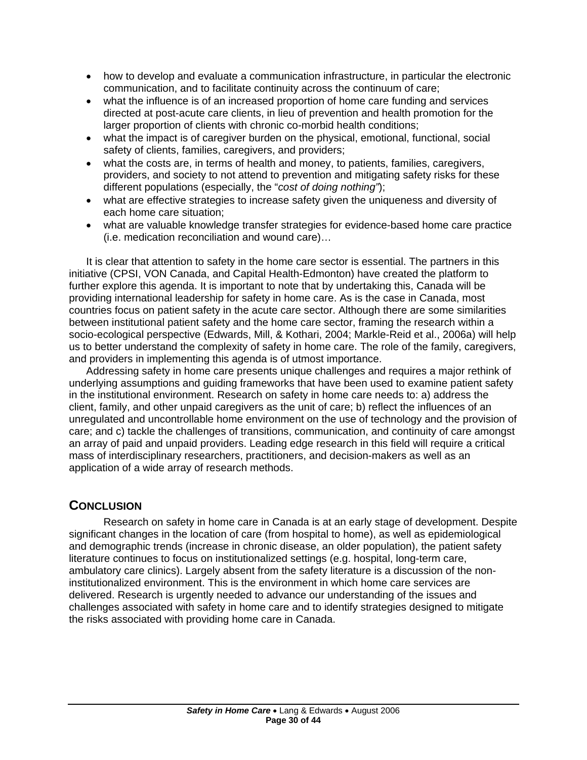- how to develop and evaluate a communication infrastructure, in particular the electronic communication, and to facilitate continuity across the continuum of care;
- what the influence is of an increased proportion of home care funding and services directed at post-acute care clients, in lieu of prevention and health promotion for the larger proportion of clients with chronic co-morbid health conditions;
- what the impact is of caregiver burden on the physical, emotional, functional, social safety of clients, families, caregivers, and providers;
- what the costs are, in terms of health and money, to patients, families, caregivers, providers, and society to not attend to prevention and mitigating safety risks for these different populations (especially, the "*cost of doing nothing"*);
- what are effective strategies to increase safety given the uniqueness and diversity of each home care situation;
- what are valuable knowledge transfer strategies for evidence-based home care practice (i.e. medication reconciliation and wound care)…

It is clear that attention to safety in the home care sector is essential. The partners in this initiative (CPSI, VON Canada, and Capital Health-Edmonton) have created the platform to further explore this agenda. It is important to note that by undertaking this, Canada will be providing international leadership for safety in home care. As is the case in Canada, most countries focus on patient safety in the acute care sector. Although there are some similarities between institutional patient safety and the home care sector, framing the research within a socio-ecological perspective (Edwards, Mill, & Kothari, 2004; Markle-Reid et al., 2006a) will help us to better understand the complexity of safety in home care. The role of the family, caregivers, and providers in implementing this agenda is of utmost importance.

Addressing safety in home care presents unique challenges and requires a major rethink of underlying assumptions and guiding frameworks that have been used to examine patient safety in the institutional environment. Research on safety in home care needs to: a) address the client, family, and other unpaid caregivers as the unit of care; b) reflect the influences of an unregulated and uncontrollable home environment on the use of technology and the provision of care; and c) tackle the challenges of transitions, communication, and continuity of care amongst an array of paid and unpaid providers. Leading edge research in this field will require a critical mass of interdisciplinary researchers, practitioners, and decision-makers as well as an application of a wide array of research methods.

## Conclusion

Research on safety in home care in Canada is at an early stage of development. Despite significant changes in the location of care (from hospital to home), as well as epidemiological and demographic trends (increase in chronic disease, an older population), the patient safety literature continues to focus on institutionalized settings (e.g. hospital, long-term care, ambulatory care clinics). Largely absent from the safety literature is a discussion of the non-institutionalized environment. This is the environment in which home care services are delivered. Research is urgently needed to advance our understanding of the issues and challenges associated with safety in home care and to identify strategies designed to mitigate the risks associated with providing home care in Canada.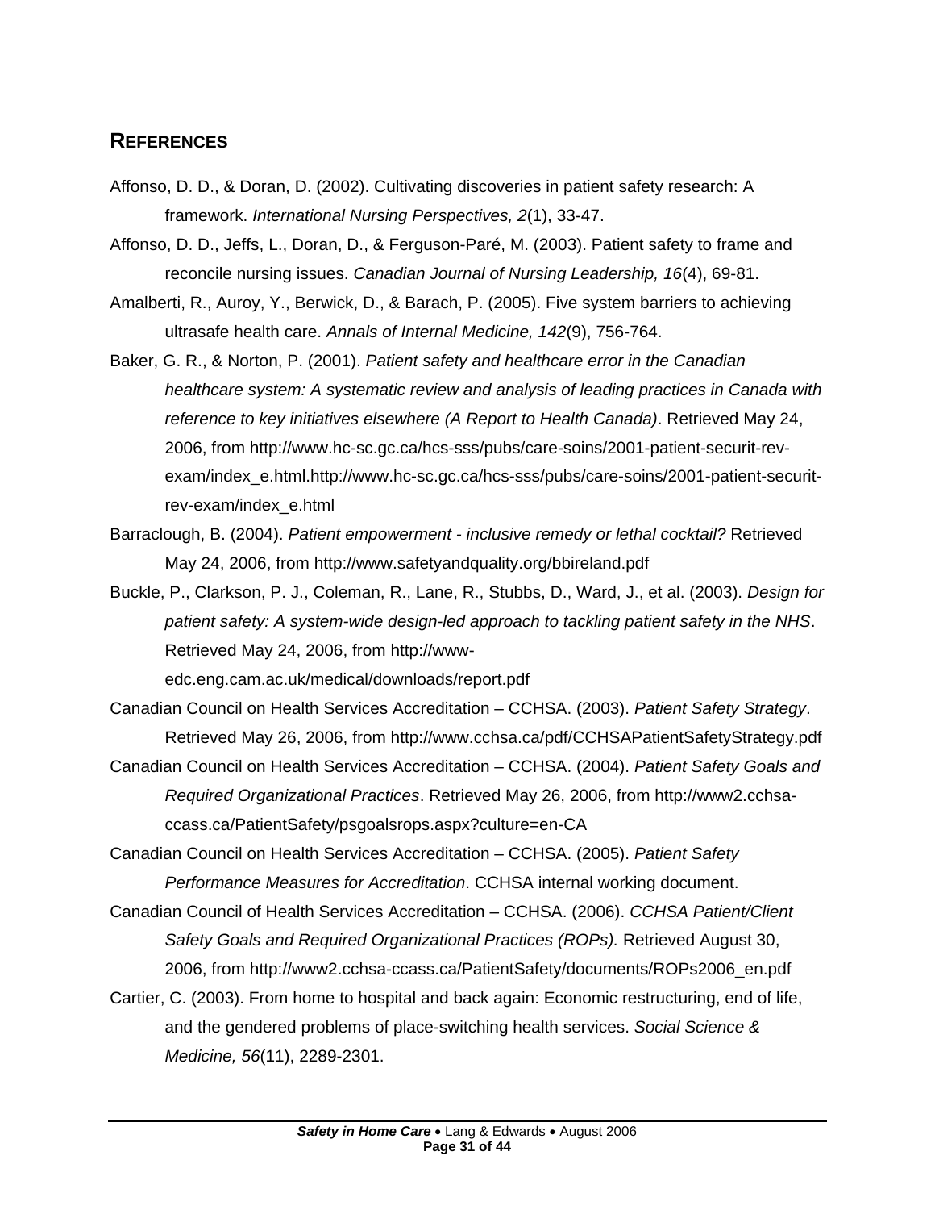## REFERENCES

Affonso, D. D., & Doran, D. (2002). Cultivating discoveries in patient safety research: A framework. *International Nursing Perspectives, 2*(1), 33-47.

Affonso, D. D., Jeffs, L., Doran, D., & Ferguson-Paré, M. (2003). Patient safety to frame and reconcile nursing issues. *Canadian Journal of Nursing Leadership, 16*(4), 69-81.

Amalberti, R., Auroy, Y., Berwick, D., & Barach, P. (2005). Five system barriers to achieving ultrasafe health care. *Annals of Internal Medicine, 142*(9), 756-764.

Baker, G. R., & Norton, P. (2001). *Patient safety and healthcare error in the Canadian healthcare system: A systematic review and analysis of leading practices in Canada with reference to key initiatives elsewhere (A Report to Health Canada)*. Retrieved May 24, 2006, from http://www.hc-sc.gc.ca/hcs-sss/pubs/care-soins/2001-patient-securit-rev-exam/index_e.html.http://www.hc-sc.gc.ca/hcs-sss/pubs/care-soins/2001-patient-securit-rev-exam/index_e.html

Barraclough, B. (2004). *Patient empowerment - inclusive remedy or lethal cocktail?* Retrieved May 24, 2006, from http://www.safetyandquality.org/bbireland.pdf

Buckle, P., Clarkson, P. J., Coleman, R., Lane, R., Stubbs, D., Ward, J., et al. (2003). *Design for patient safety: A system-wide design-led approach to tackling patient safety in the NHS*. Retrieved May 24, 2006, from http://www-edc.eng.cam.ac.uk/medical/downloads/report.pdf

Canadian Council on Health Services Accreditation – CCHSA. (2003). *Patient Safety Strategy*. Retrieved May 26, 2006, from http://www.cchsa.ca/pdf/CCHSAPatientSafetyStrategy.pdf

Canadian Council on Health Services Accreditation – CCHSA. (2004). *Patient Safety Goals and Required Organizational Practices*. Retrieved May 26, 2006, from http://www2.cchsa-ccass.ca/PatientSafety/psgoalsrops.aspx?culture=en-CA

Canadian Council on Health Services Accreditation – CCHSA. (2005). *Patient Safety Performance Measures for Accreditation*. CCHSA internal working document.

Canadian Council of Health Services Accreditation – CCHSA. (2006). *CCHSA Patient/Client Safety Goals and Required Organizational Practices (ROPs).* Retrieved August 30, 2006, from http://www2.cchsa-ccass.ca/PatientSafety/documents/ROPs2006_en.pdf

Cartier, C. (2003). From home to hospital and back again: Economic restructuring, end of life, and the gendered problems of place-switching health services. *Social Science & Medicine, 56*(11), 2289-2301.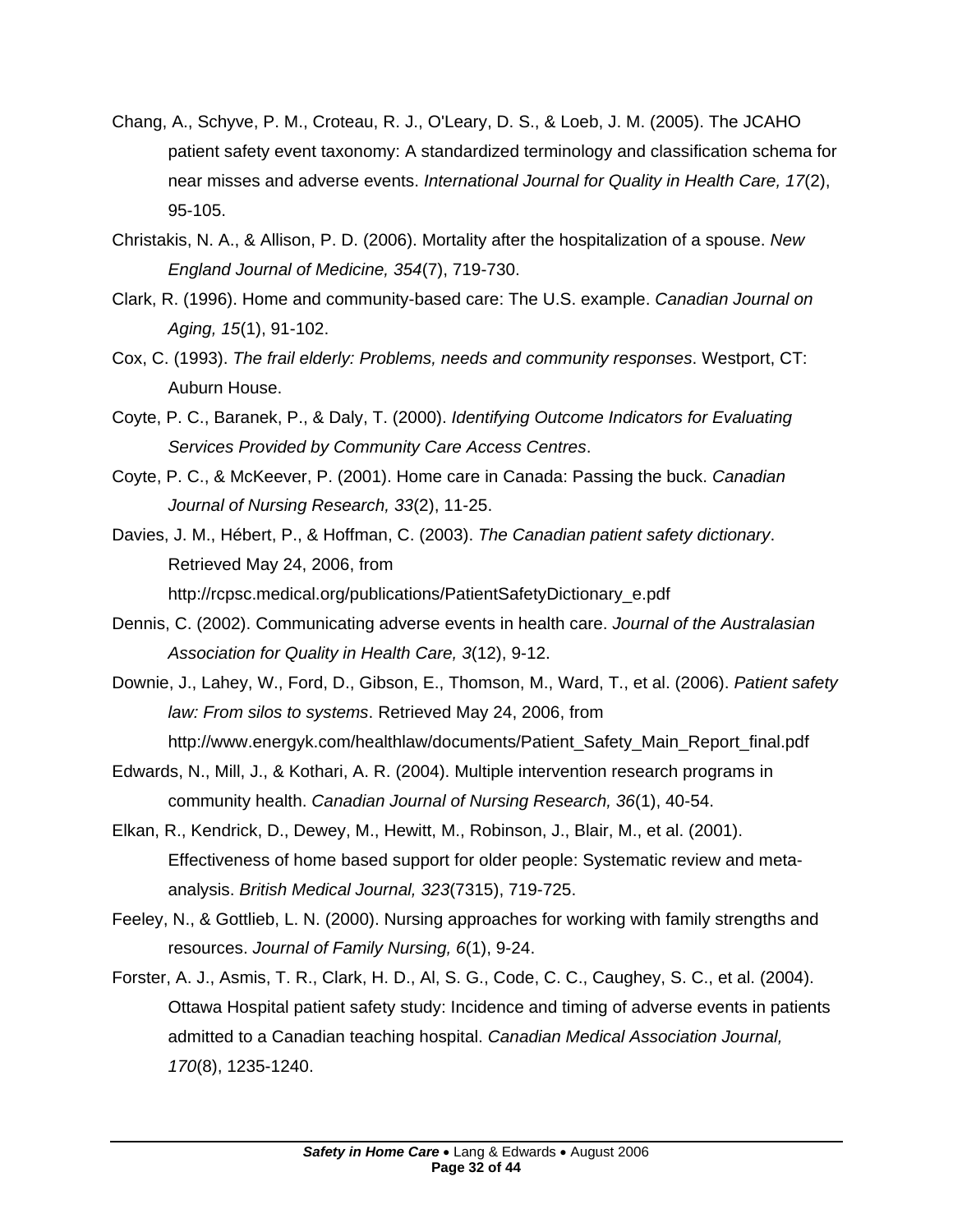Chang, A., Schyve, P. M., Croteau, R. J., O'Leary, D. S., & Loeb, J. M. (2005). The JCAHO patient safety event taxonomy: A standardized terminology and classification schema for near misses and adverse events. *International Journal for Quality in Health Care, 17*(2), 95-105.

Christakis, N. A., & Allison, P. D. (2006). Mortality after the hospitalization of a spouse. *New England Journal of Medicine, 354*(7), 719-730.

Clark, R. (1996). Home and community-based care: The U.S. example. *Canadian Journal on Aging, 15*(1), 91-102.

Cox, C. (1993). *The frail elderly: Problems, needs and community responses*. Westport, CT: Auburn House.

Coyte, P. C., Baranek, P., & Daly, T. (2000). *Identifying Outcome Indicators for Evaluating Services Provided by Community Care Access Centres*.

Coyte, P. C., & McKeever, P. (2001). Home care in Canada: Passing the buck. *Canadian Journal of Nursing Research, 33*(2), 11-25.

Davies, J. M., Hébert, P., & Hoffman, C. (2003). *The Canadian patient safety dictionary*. Retrieved May 24, 2006, from http://rcpsc.medical.org/publications/PatientSafetyDictionary_e.pdf

Dennis, C. (2002). Communicating adverse events in health care. *Journal of the Australasian Association for Quality in Health Care, 3*(12), 9-12.

Downie, J., Lahey, W., Ford, D., Gibson, E., Thomson, M., Ward, T., et al. (2006). *Patient safety law: From silos to systems*. Retrieved May 24, 2006, from http://www.energyk.com/healthlaw/documents/Patient_Safety_Main_Report_final.pdf

Edwards, N., Mill, J., & Kothari, A. R. (2004). Multiple intervention research programs in community health. *Canadian Journal of Nursing Research, 36*(1), 40-54.

Elkan, R., Kendrick, D., Dewey, M., Hewitt, M., Robinson, J., Blair, M., et al. (2001). Effectiveness of home based support for older people: Systematic review and meta-analysis. *British Medical Journal, 323*(7315), 719-725.

Feeley, N., & Gottlieb, L. N. (2000). Nursing approaches for working with family strengths and resources. *Journal of Family Nursing, 6*(1), 9-24.

Forster, A. J., Asmis, T. R., Clark, H. D., Al, S. G., Code, C. C., Caughey, S. C., et al. (2004). Ottawa Hospital patient safety study: Incidence and timing of adverse events in patients admitted to a Canadian teaching hospital. *Canadian Medical Association Journal, 170*(8), 1235-1240.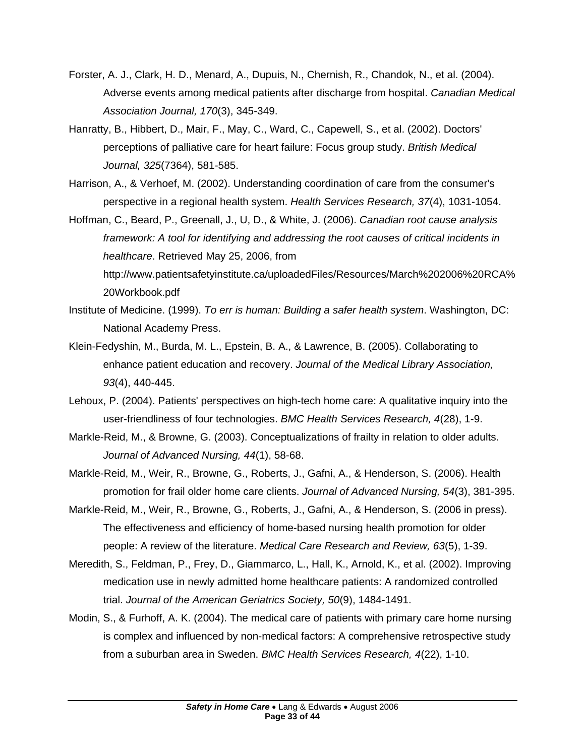Forster, A. J., Clark, H. D., Menard, A., Dupuis, N., Chernish, R., Chandok, N., et al. (2004). Adverse events among medical patients after discharge from hospital. *Canadian Medical Association Journal, 170*(3), 345-349.

Hanratty, B., Hibbert, D., Mair, F., May, C., Ward, C., Capewell, S., et al. (2002). Doctors' perceptions of palliative care for heart failure: Focus group study. *British Medical Journal, 325*(7364), 581-585.

Harrison, A., & Verhoef, M. (2002). Understanding coordination of care from the consumer's perspective in a regional health system. *Health Services Research, 37*(4), 1031-1054.

Hoffman, C., Beard, P., Greenall, J., U, D., & White, J. (2006). *Canadian root cause analysis framework: A tool for identifying and addressing the root causes of critical incidents in healthcare*. Retrieved May 25, 2006, from http://www.patientsafetyinstitute.ca/uploadedFiles/Resources/March%202006%20RCA%20Workbook.pdf

Institute of Medicine. (1999). *To err is human: Building a safer health system*. Washington, DC: National Academy Press.

Klein-Fedyshin, M., Burda, M. L., Epstein, B. A., & Lawrence, B. (2005). Collaborating to enhance patient education and recovery. *Journal of the Medical Library Association, 93*(4), 440-445.

Lehoux, P. (2004). Patients' perspectives on high-tech home care: A qualitative inquiry into the user-friendliness of four technologies. *BMC Health Services Research, 4*(28), 1-9.

Markle-Reid, M., & Browne, G. (2003). Conceptualizations of frailty in relation to older adults. *Journal of Advanced Nursing, 44*(1), 58-68.

Markle-Reid, M., Weir, R., Browne, G., Roberts, J., Gafni, A., & Henderson, S. (2006). Health promotion for frail older home care clients. *Journal of Advanced Nursing, 54*(3), 381-395.

Markle-Reid, M., Weir, R., Browne, G., Roberts, J., Gafni, A., & Henderson, S. (2006 in press). The effectiveness and efficiency of home-based nursing health promotion for older people: A review of the literature. *Medical Care Research and Review, 63*(5), 1-39.

Meredith, S., Feldman, P., Frey, D., Giammarco, L., Hall, K., Arnold, K., et al. (2002). Improving medication use in newly admitted home healthcare patients: A randomized controlled trial. *Journal of the American Geriatrics Society, 50*(9), 1484-1491.

Modin, S., & Furhoff, A. K. (2004). The medical care of patients with primary care home nursing is complex and influenced by non-medical factors: A comprehensive retrospective study from a suburban area in Sweden. *BMC Health Services Research, 4*(22), 1-10.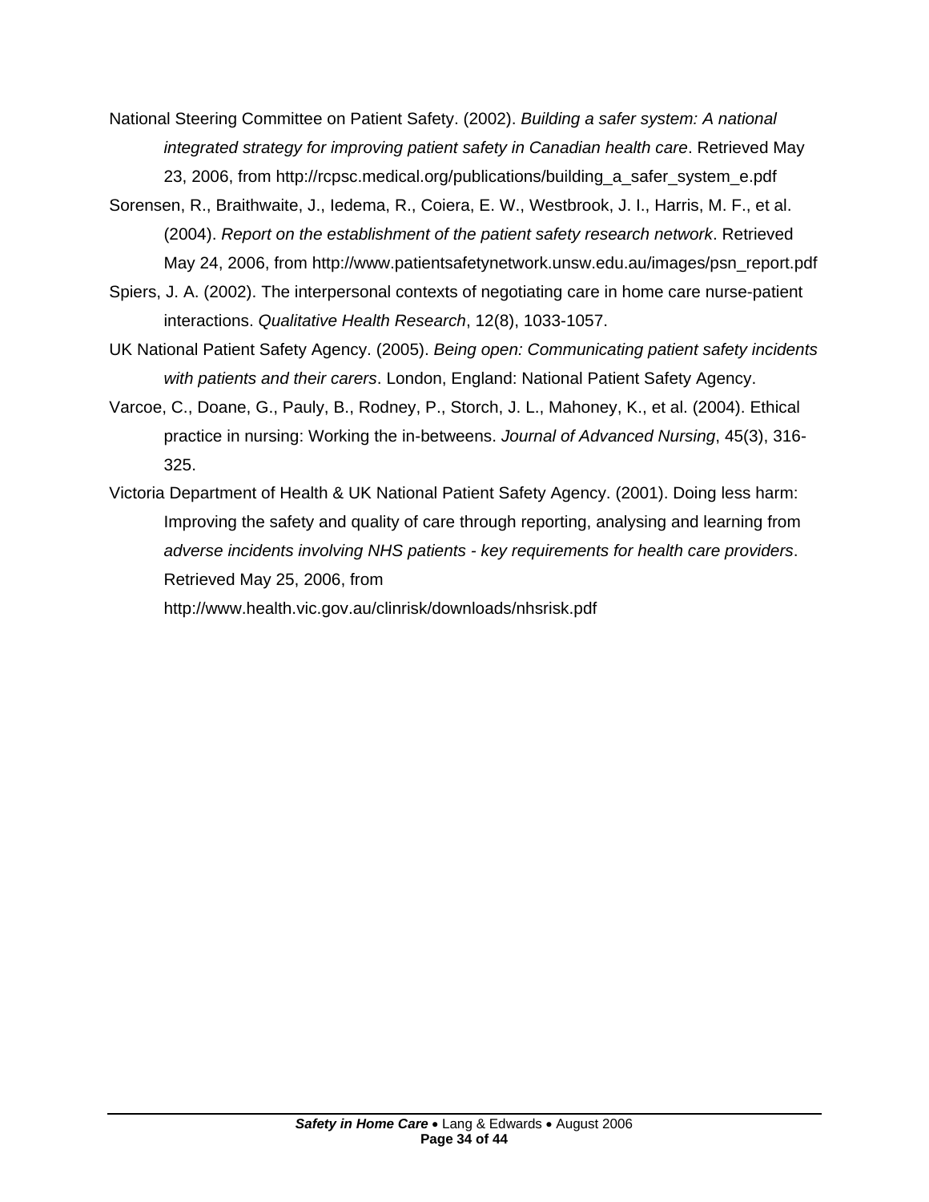National Steering Committee on Patient Safety. (2002). *Building a safer system: A national integrated strategy for improving patient safety in Canadian health care*. Retrieved May 23, 2006, from http://rcpsc.medical.org/publications/building_a_safer_system_e.pdf

Sorensen, R., Braithwaite, J., Iedema, R., Coiera, E. W., Westbrook, J. I., Harris, M. F., et al. (2004). *Report on the establishment of the patient safety research network*. Retrieved May 24, 2006, from http://www.patientsafetynetwork.unsw.edu.au/images/psn_report.pdf

Spiers, J. A. (2002). The interpersonal contexts of negotiating care in home care nurse-patient interactions. *Qualitative Health Research*, 12(8), 1033-1057.

UK National Patient Safety Agency. (2005). *Being open: Communicating patient safety incidents with patients and their carers*. London, England: National Patient Safety Agency.

Varcoe, C., Doane, G., Pauly, B., Rodney, P., Storch, J. L., Mahoney, K., et al. (2004). Ethical practice in nursing: Working the in-betweens. *Journal of Advanced Nursing*, 45(3), 316-325.

Victoria Department of Health & UK National Patient Safety Agency. (2001). Doing less harm: Improving the safety and quality of care through reporting, analysing and learning from *adverse incidents involving NHS patients - key requirements for health care providers*. Retrieved May 25, 2006, from http://www.health.vic.gov.au/clinrisk/downloads/nhsrisk.pdf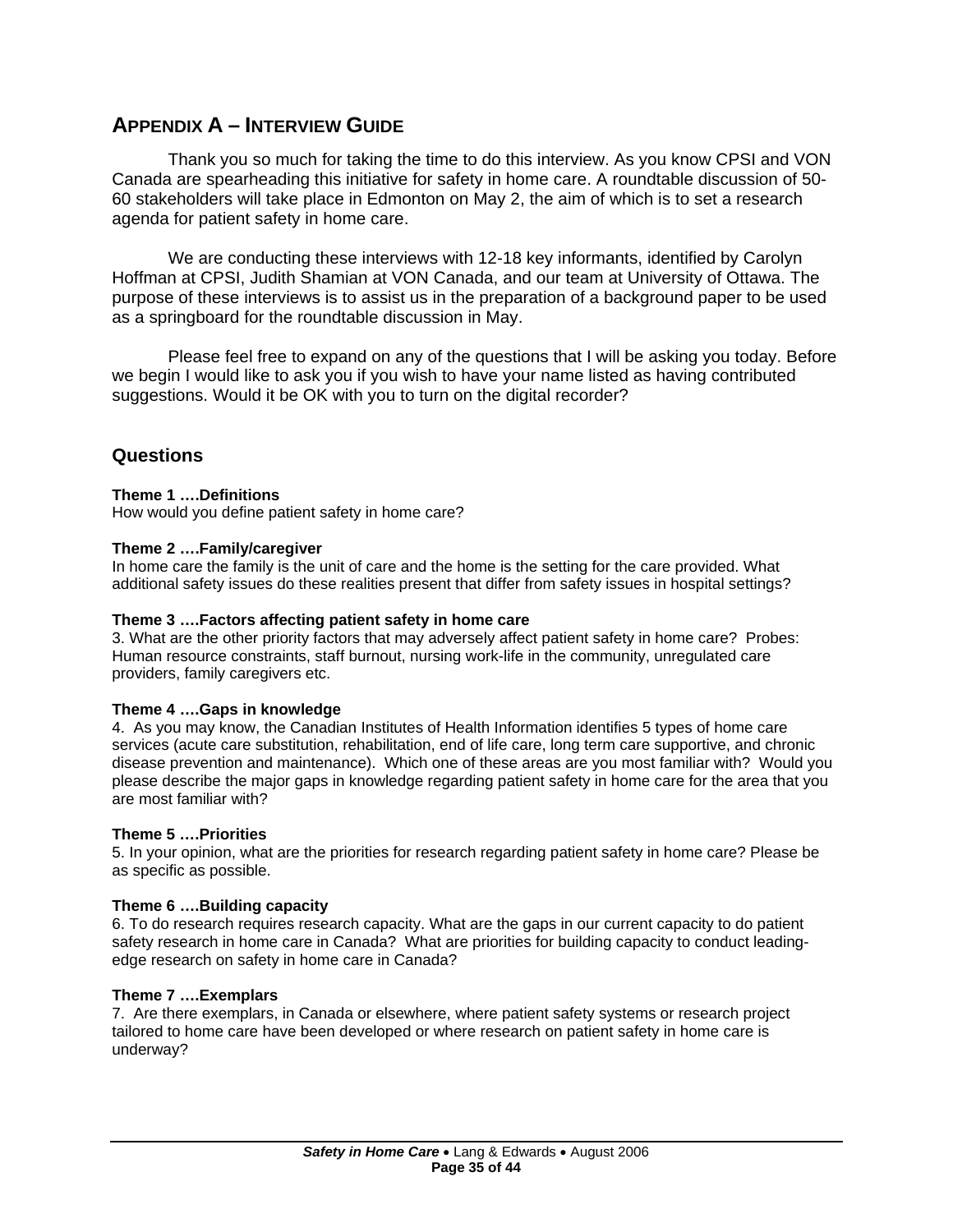## APPENDIX A – INTERVIEW GUIDE

Thank you so much for taking the time to do this interview. As you know CPSI and VON Canada are spearheading this initiative for safety in home care. A roundtable discussion of 50-60 stakeholders will take place in Edmonton on May 2, the aim of which is to set a research agenda for patient safety in home care.

We are conducting these interviews with 12-18 key informants, identified by Carolyn Hoffman at CPSI, Judith Shamian at VON Canada, and our team at University of Ottawa. The purpose of these interviews is to assist us in the preparation of a background paper to be used as a springboard for the roundtable discussion in May.

Please feel free to expand on any of the questions that I will be asking you today. Before we begin I would like to ask you if you wish to have your name listed as having contributed suggestions. Would it be OK with you to turn on the digital recorder?

### Questions

**Theme 1 ….Definitions**
How would you define patient safety in home care?

**Theme 2 ….Family/caregiver**
In home care the family is the unit of care and the home is the setting for the care provided. What additional safety issues do these realities present that differ from safety issues in hospital settings?

**Theme 3 ….Factors affecting patient safety in home care**
3. What are the other priority factors that may adversely affect patient safety in home care? Probes: Human resource constraints, staff burnout, nursing work-life in the community, unregulated care providers, family caregivers etc.

**Theme 4 ….Gaps in knowledge**
4. As you may know, the Canadian Institutes of Health Information identifies 5 types of home care services (acute care substitution, rehabilitation, end of life care, long term care supportive, and chronic disease prevention and maintenance). Which one of these areas are you most familiar with? Would you please describe the major gaps in knowledge regarding patient safety in home care for the area that you are most familiar with?

**Theme 5 ….Priorities**
5. In your opinion, what are the priorities for research regarding patient safety in home care? Please be as specific as possible.

**Theme 6 ….Building capacity**
6. To do research requires research capacity. What are the gaps in our current capacity to do patient safety research in home care in Canada? What are priorities for building capacity to conduct leading-edge research on safety in home care in Canada?

**Theme 7 ….Exemplars**
7. Are there exemplars, in Canada or elsewhere, where patient safety systems or research project tailored to home care have been developed or where research on patient safety in home care is underway?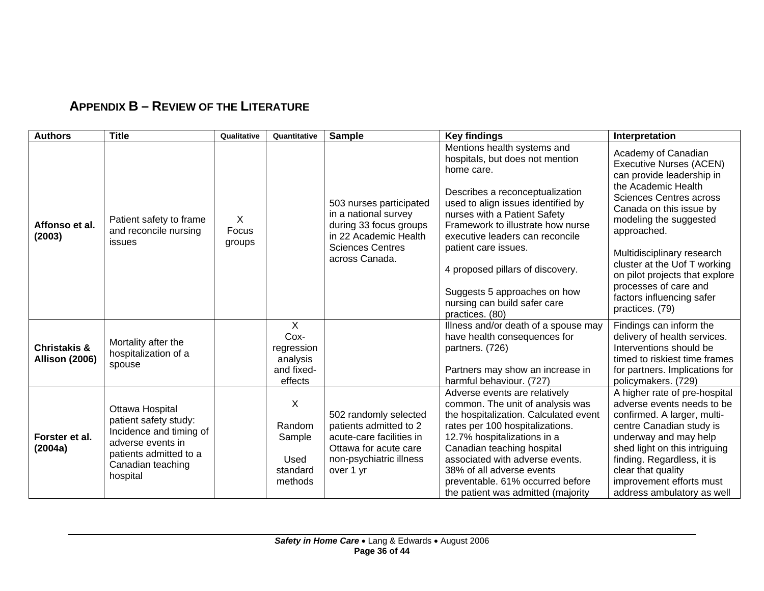## APPENDIX B – REVIEW OF THE LITERATURE

| Authors | Title | Qualitative | Quantitative | Sample | Key findings | Interpretation |
|---|---|---|---|---|---|---|
| **Affonso et al. (2003)** | Patient safety to frame and reconcile nursing issues | X Focus groups | | 503 nurses participated in a national survey during 33 focus groups in 22 Academic Health Sciences Centres across Canada. | Mentions health systems and hospitals, but does not mention home care.<br><br>Describes a reconceptualization used to align issues identified by nurses with a Patient Safety Framework to illustrate how nurse executive leaders can reconcile patient care issues.<br><br>4 proposed pillars of discovery.<br><br>Suggests 5 approaches on how nursing can build safer care practices. (80) | Academy of Canadian Executive Nurses (ACEN) can provide leadership in the Academic Health Sciences Centres across Canada on this issue by modeling the suggested approached.<br><br>Multidisciplinary research cluster at the Uof T working on pilot projects that explore processes of care and factors influencing safer practices. (79) |
| **Christakis & Allison (2006)** | Mortality after the hospitalization of a spouse | | X Cox-regression analysis and fixed-effects | | Illness and/or death of a spouse may have health consequences for partners. (726)<br><br>Partners may show an increase in harmful behaviour. (727) | Findings can inform the delivery of health services. Interventions should be timed to riskiest time frames for partners. Implications for policymakers. (729) |
| **Forster et al. (2004a)** | Ottawa Hospital patient safety study: Incidence and timing of adverse events in patients admitted to a Canadian teaching hospital | | X<br><br>Random Sample<br><br>Used standard methods | 502 randomly selected patients admitted to 2 acute-care facilities in Ottawa for acute care non-psychiatric illness over 1 yr | Adverse events are relatively common. The unit of analysis was the hospitalization. Calculated event rates per 100 hospitalizations. 12.7% hospitalizations in a Canadian teaching hospital associated with adverse events. 38% of all adverse events preventable. 61% occurred before the patient was admitted (majority | A higher rate of pre-hospital adverse events needs to be confirmed. A larger, multi-centre Canadian study is underway and may help shed light on this intriguing finding. Regardless, it is clear that quality improvement efforts must address ambulatory as well |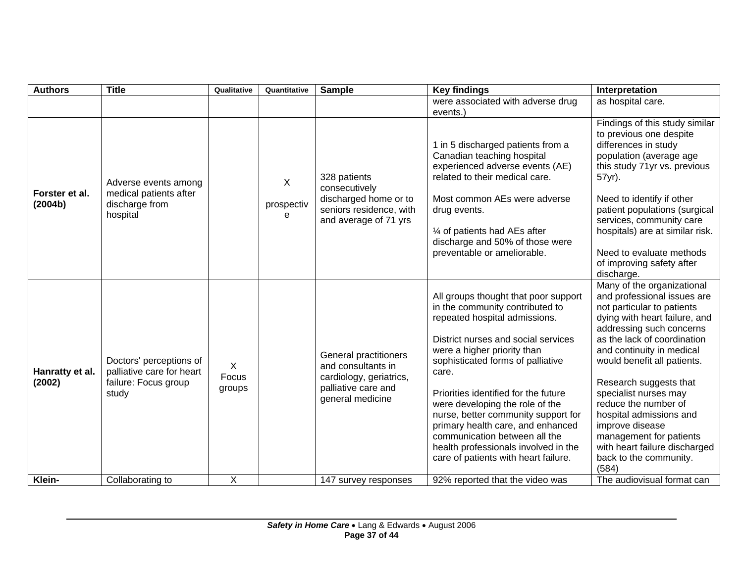| Authors | Title | Qualitative | Quantitative | Sample | Key findings | Interpretation |
|---|---|---|---|---|---|---|
| | | | | | were associated with adverse drug events.) | as hospital care. |
| **Forster et al. (2004b)** | Adverse events among medical patients after discharge from hospital | | X prospective | 328 patients consecutively discharged home or to seniors residence, with and average of 71 yrs | 1 in 5 discharged patients from a Canadian teaching hospital experienced adverse events (AE) related to their medical care. Most common AEs were adverse drug events. ¼ of patients had AEs after discharge and 50% of those were preventable or ameliorable. | Findings of this study similar to previous one despite differences in study population (average age this study 71yr vs. previous 57yr). Need to identify if other patient populations (surgical services, community care hospitals) are at similar risk. Need to evaluate methods of improving safety after discharge. |
| **Hanratty et al. (2002)** | Doctors' perceptions of palliative care for heart failure: Focus group study | X Focus groups | | General practitioners and consultants in cardiology, geriatrics, palliative care and general medicine | All groups thought that poor support in the community contributed to repeated hospital admissions. District nurses and social services were a higher priority than sophisticated forms of palliative care. Priorities identified for the future were developing the role of the nurse, better community support for primary health care, and enhanced communication between all the health professionals involved in the care of patients with heart failure. | Many of the organizational and professional issues are not particular to patients dying with heart failure, and addressing such concerns as the lack of coordination and continuity in medical would benefit all patients. Research suggests that specialist nurses may reduce the number of hospital admissions and improve disease management for patients with heart failure discharged back to the community. (584) |
| **Klein-** | Collaborating to | X | | 147 survey responses | 92% reported that the video was | The audiovisual format can |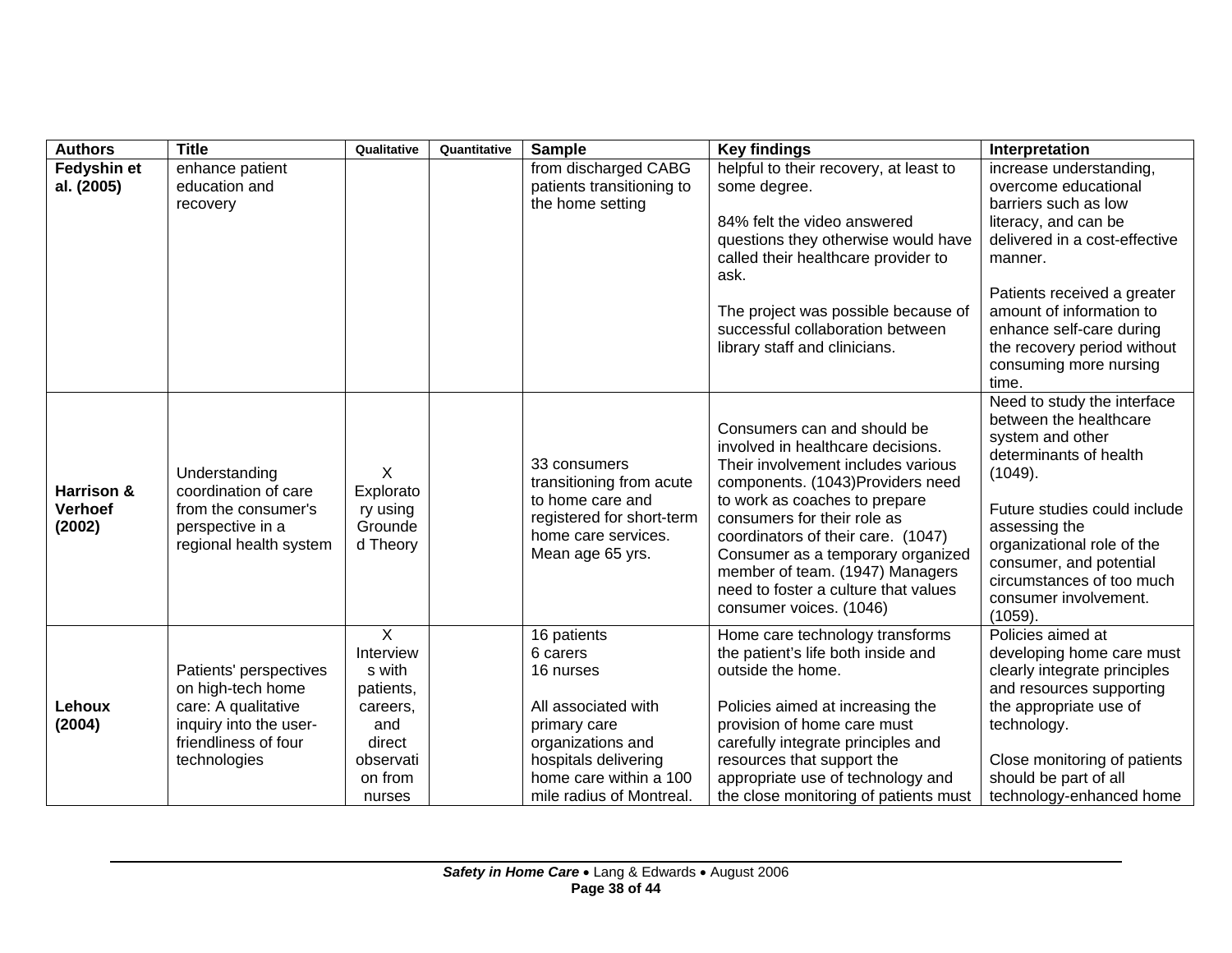| Authors | Title | Qualitative | Quantitative | Sample | Key findings | Interpretation |
|---|---|---|---|---|---|---|
| **Fedyshin et al. (2005)** | enhance patient education and recovery | | | from discharged CABG patients transitioning to the home setting | helpful to their recovery, at least to some degree.<br><br>84% felt the video answered questions they otherwise would have called their healthcare provider to ask.<br><br>The project was possible because of successful collaboration between library staff and clinicians. | increase understanding, overcome educational barriers such as low literacy, and can be delivered in a cost-effective manner.<br><br>Patients received a greater amount of information to enhance self-care during the recovery period without consuming more nursing time. |
| **Harrison & Verhoef (2002)** | Understanding coordination of care from the consumer's perspective in a regional health system | X Exploratory using Grounded Theory | | 33 consumers transitioning from acute to home care and registered for short-term home care services. Mean age 65 yrs. | Consumers can and should be involved in healthcare decisions. Their involvement includes various components. (1043)Providers need to work as coaches to prepare consumers for their role as coordinators of their care. (1047) Consumer as a temporary organized member of team. (1947) Managers need to foster a culture that values consumer voices. (1046) | Need to study the interface between the healthcare system and other determinants of health (1049).<br><br>Future studies could include assessing the organizational role of the consumer, and potential circumstances of too much consumer involvement. (1059). |
| **Lehoux (2004)** | Patients' perspectives on high-tech home care: A qualitative inquiry into the user-friendliness of four technologies | X Interviews with patients, careers, and direct observation from nurses | | 16 patients<br>6 carers<br>16 nurses<br><br>All associated with primary care organizations and hospitals delivering home care within a 100 mile radius of Montreal. | Home care technology transforms the patient's life both inside and outside the home.<br><br>Policies aimed at increasing the provision of home care must carefully integrate principles and resources that support the appropriate use of technology and the close monitoring of patients must | Policies aimed at developing home care must clearly integrate principles and resources supporting the appropriate use of technology.<br><br>Close monitoring of patients should be part of all technology-enhanced home |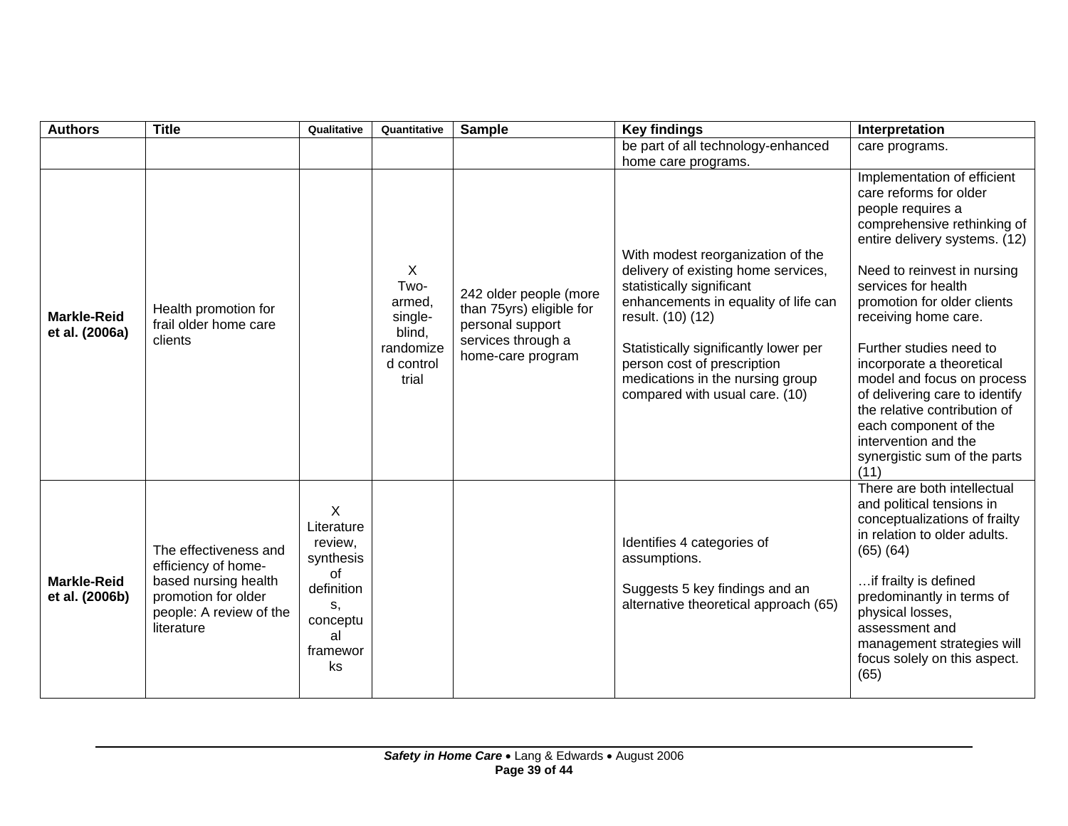| Authors | Title | Qualitative | Quantitative | Sample | Key findings | Interpretation |
|---|---|---|---|---|---|---|
| | | | | | be part of all technology-enhanced home care programs. | care programs. |
| **Markle-Reid et al. (2006a)** | Health promotion for frail older home care clients | | X Two-armed, single-blind, randomized control trial | 242 older people (more than 75yrs) eligible for personal support services through a home-care program | With modest reorganization of the delivery of existing home services, statistically significant enhancements in equality of life can result. (10) (12)<br><br>Statistically significantly lower per person cost of prescription medications in the nursing group compared with usual care. (10) | Implementation of efficient care reforms for older people requires a comprehensive rethinking of entire delivery systems. (12)<br><br>Need to reinvest in nursing services for health promotion for older clients receiving home care.<br><br>Further studies need to incorporate a theoretical model and focus on process of delivering care to identify the relative contribution of each component of the intervention and the synergistic sum of the parts (11) |
| **Markle-Reid et al. (2006b)** | The effectiveness and efficiency of home-based nursing health promotion for older people: A review of the literature | X Literature review, synthesis of definitions, conceptual frameworks | | | Identifies 4 categories of assumptions.<br><br>Suggests 5 key findings and an alternative theoretical approach (65) | There are both intellectual and political tensions in conceptualizations of frailty in relation to older adults. (65) (64)<br><br>…if frailty is defined predominantly in terms of physical losses, assessment and management strategies will focus solely on this aspect. (65) |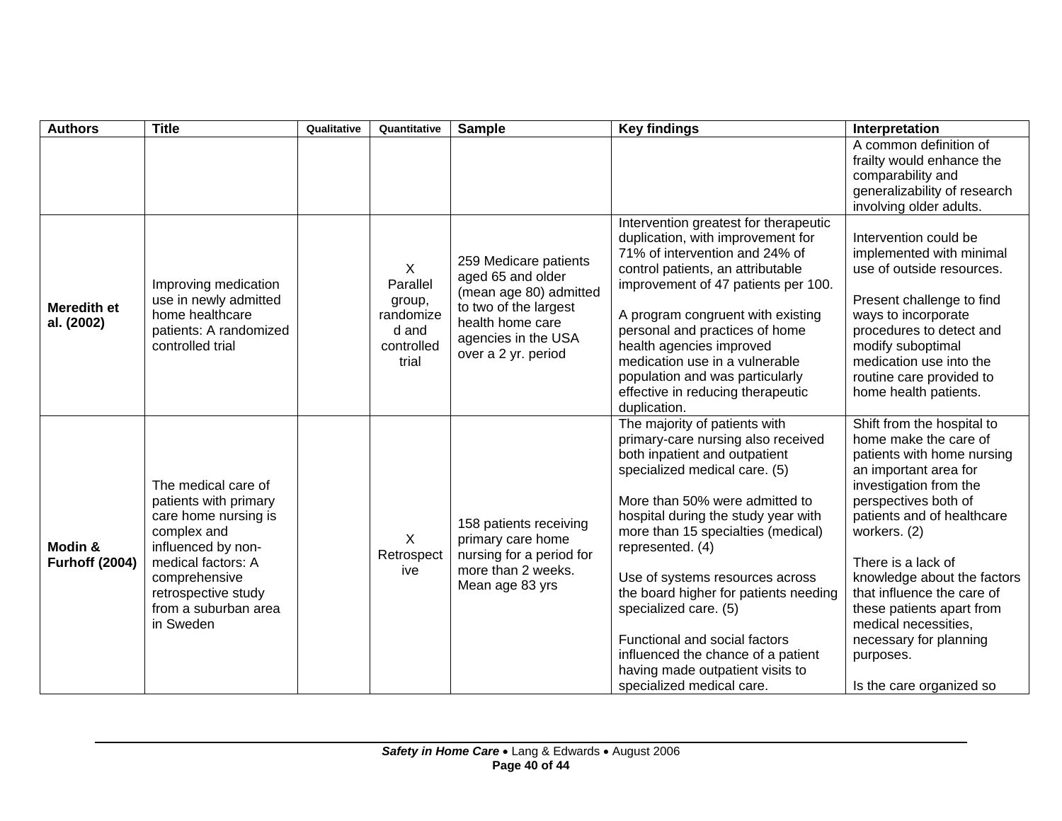| Authors | Title | Qualitative | Quantitative | Sample | Key findings | Interpretation |
|---|---|---|---|---|---|---|
| | | | | | | A common definition of frailty would enhance the comparability and generalizability of research involving older adults. |
| **Meredith et al. (2002)** | Improving medication use in newly admitted home healthcare patients: A randomized controlled trial | | X Parallel group, randomized and controlled trial | 259 Medicare patients aged 65 and older (mean age 80) admitted to two of the largest health home care agencies in the USA over a 2 yr. period | Intervention greatest for therapeutic duplication, with improvement for 71% of intervention and 24% of control patients, an attributable improvement of 47 patients per 100.<br><br>A program congruent with existing personal and practices of home health agencies improved medication use in a vulnerable population and was particularly effective in reducing therapeutic duplication. | Intervention could be implemented with minimal use of outside resources.<br><br>Present challenge to find ways to incorporate procedures to detect and modify suboptimal medication use into the routine care provided to home health patients. |
| **Modin & Furhoff (2004)** | The medical care of patients with primary care home nursing is complex and influenced by non-medical factors: A comprehensive retrospective study from a suburban area in Sweden | | X Retrospective | 158 patients receiving primary care home nursing for a period for more than 2 weeks. Mean age 83 yrs | The majority of patients with primary-care nursing also received both inpatient and outpatient specialized medical care. (5)<br><br>More than 50% were admitted to hospital during the study year with more than 15 specialties (medical) represented. (4)<br><br>Use of systems resources across the board higher for patients needing specialized care. (5)<br><br>Functional and social factors influenced the chance of a patient having made outpatient visits to specialized medical care. | Shift from the hospital to home make the care of patients with home nursing an important area for investigation from the perspectives both of patients and of healthcare workers. (2)<br><br>There is a lack of knowledge about the factors that influence the care of these patients apart from medical necessities, necessary for planning purposes.<br><br>Is the care organized so |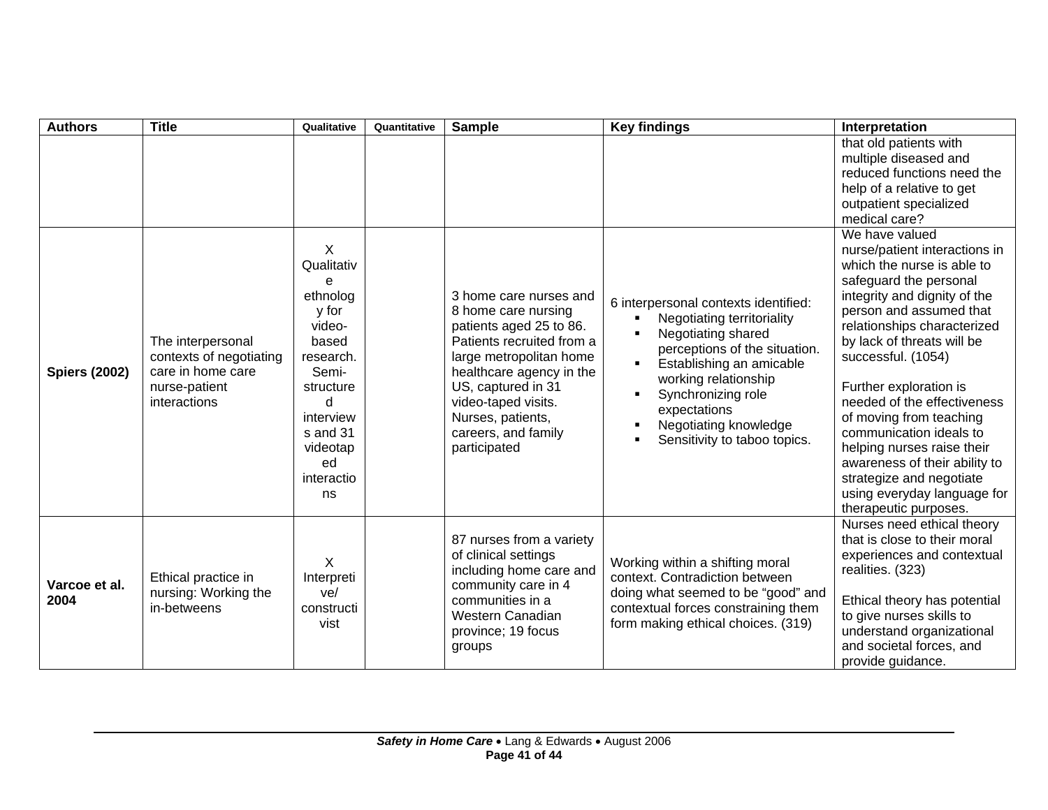| Authors | Title | Qualitative | Quantitative | Sample | Key findings | Interpretation |
|---|---|---|---|---|---|---|
| | | | | | | that old patients with multiple diseased and reduced functions need the help of a relative to get outpatient specialized medical care? |
| **Spiers (2002)** | The interpersonal contexts of negotiating care in home care nurse-patient interactions | X Qualitative ethnology for video-based research. Semi-structured interviews and 31 videotaped interactions | | 3 home care nurses and 8 home care nursing patients aged 25 to 86. Patients recruited from a large metropolitan home healthcare agency in the US, captured in 31 video-taped visits. Nurses, patients, careers, and family participated | 6 interpersonal contexts identified:<br>▪ Negotiating territoriality<br>▪ Negotiating shared perceptions of the situation.<br>▪ Establishing an amicable working relationship<br>▪ Synchronizing role expectations<br>▪ Negotiating knowledge<br>▪ Sensitivity to taboo topics. | We have valued nurse/patient interactions in which the nurse is able to safeguard the personal integrity and dignity of the person and assumed that relationships characterized by lack of threats will be successful. (1054)<br><br>Further exploration is needed of the effectiveness of moving from teaching communication ideals to helping nurses raise their awareness of their ability to strategize and negotiate using everyday language for therapeutic purposes. |
| **Varcoe et al. 2004** | Ethical practice in nursing: Working the in-betweens | X Interpretive/ constructivist | | 87 nurses from a variety of clinical settings including home care and community care in 4 communities in a Western Canadian province; 19 focus groups | Working within a shifting moral context. Contradiction between doing what seemed to be "good" and contextual forces constraining them form making ethical choices. (319) | Nurses need ethical theory that is close to their moral experiences and contextual realities. (323)<br><br>Ethical theory has potential to give nurses skills to understand organizational and societal forces, and provide guidance. |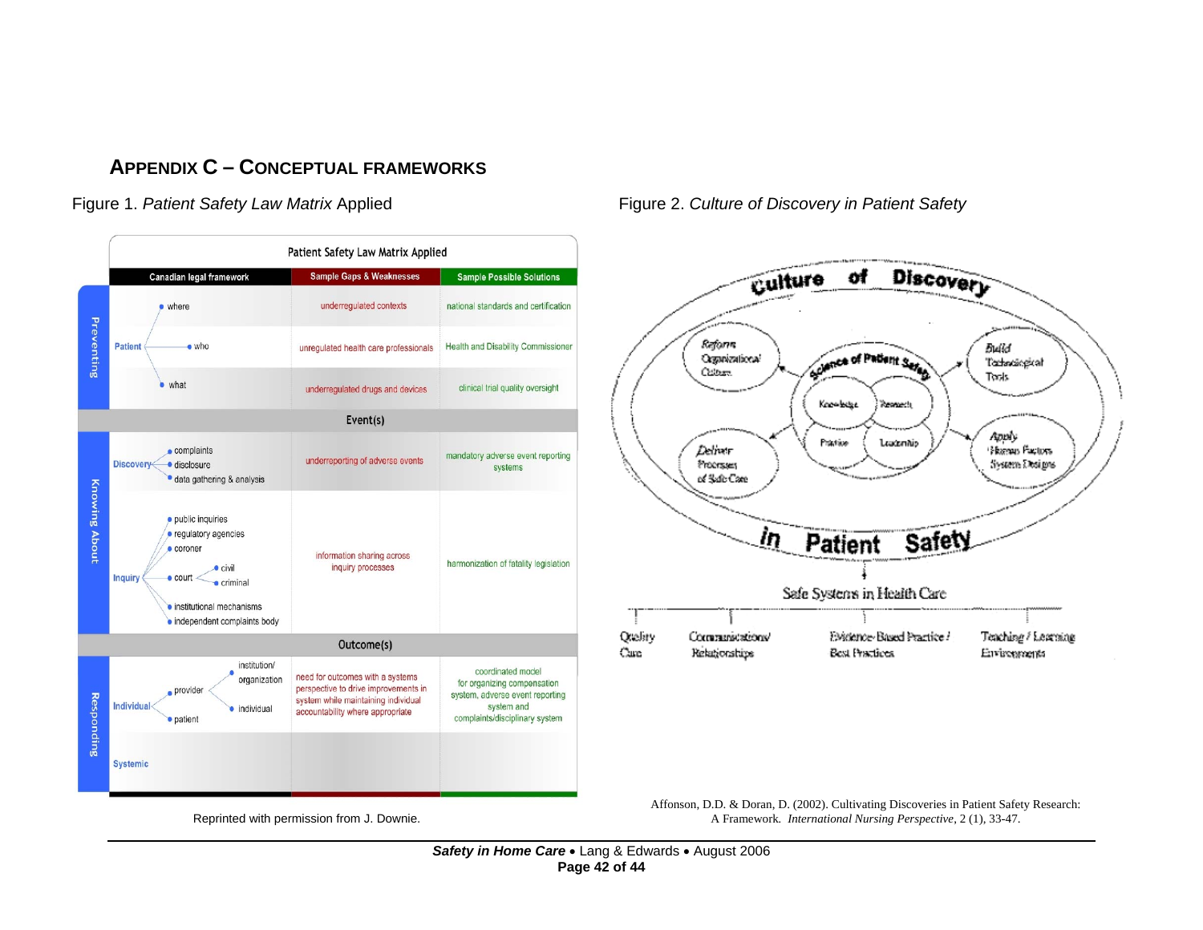# APPENDIX C – CONCEPTUAL FRAMEWORKS

Figure 1. *Patient Safety Law Matrix* Applied

**Patient Safety Law Matrix Applied**

| | Canadian legal framework | Sample Gaps & Weaknesses | Sample Possible Solutions |
|---|---|---|---|
| Preventing | Patient – where | underregulated contexts | national standards and certification |
| | Patient – who | unregulated health care professionals | Health and Disability Commissioner |
| | Patient – what | underregulated drugs and devices | clinical trial quality oversight |
| **Event(s)** | | | |
| Knowing About | Discovery – complaints; disclosure; data gathering & analysis | underreporting of adverse events | mandatory adverse event reporting systems |
| | Inquiry – public inquiries; regulatory agencies; coroner; court (civil, criminal); institutional mechanisms; independent complaints body | information sharing across inquiry processes | harmonization of fatality legislation |
| **Outcome(s)** | | | |
| Responding | Individual – provider (institution/organization, individual); patient | need for outcomes with a systems perspective to drive improvements in system while maintaining individual accountability where appropriate | coordinated model for organizing compensation system, adverse event reporting system and complaints/disciplinary system |
| | Systemic | | |

Reprinted with permission from J. Downie.

Figure 2. *Culture of Discovery in Patient Safety*

Culture of Discovery in Patient Safety

- Science of Patient Safety: Knowledge, Research, Practice, Leadership
- Reform Organizational Culture
- Build Technological Tools
- Deliver Processes of Safe Care
- Apply Human Factors System Designs

Safe Systems in Health Care

- Quality Care
- Communications/Relationships
- Evidence-Based Practice / Best Practices
- Teaching / Learning Environments

Affonson, D.D. & Doran, D. (2002). Cultivating Discoveries in Patient Safety Research: A Framework. *International Nursing Perspective*, 2 (1), 33-47.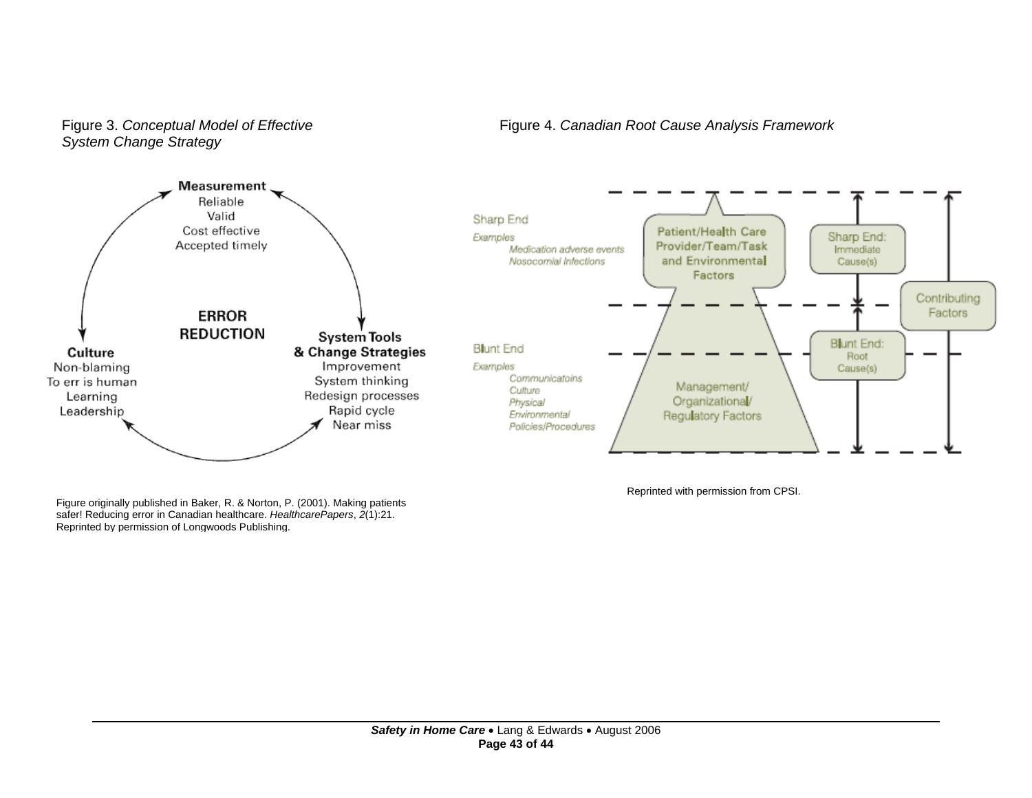Figure 3. *Conceptual Model of Effective System Change Strategy*

**Measurement**
Reliable
Valid
Cost effective
Accepted timely

**ERROR REDUCTION**

**System Tools & Change Strategies**
Improvement
System thinking
Redesign processes
Rapid cycle
Near miss

**Culture**
Non-blaming
To err is human
Learning
Leadership

Figure originally published in Baker, R. & Norton, P. (2001). Making patients safer! Reducing error in Canadian healthcare. *HealthcarePapers*, *2*(1):21. Reprinted by permission of Longwoods Publishing.

Figure 4. *Canadian Root Cause Analysis Framework*

Sharp End

*Examples*
*Medication adverse events*
*Nosocomial Infections*

Patient/Health Care Provider/Team/Task and Environmental Factors

Sharp End: Immediate Cause(s)

Contributing Factors

Blunt End

*Examples*
*Communicatoins*
*Culture*
*Physical*
*Environmental*
*Policies/Procedures*

Blunt End: Root Cause(s)

Management/ Organizational/ Regulatory Factors

Reprinted with permission from CPSI.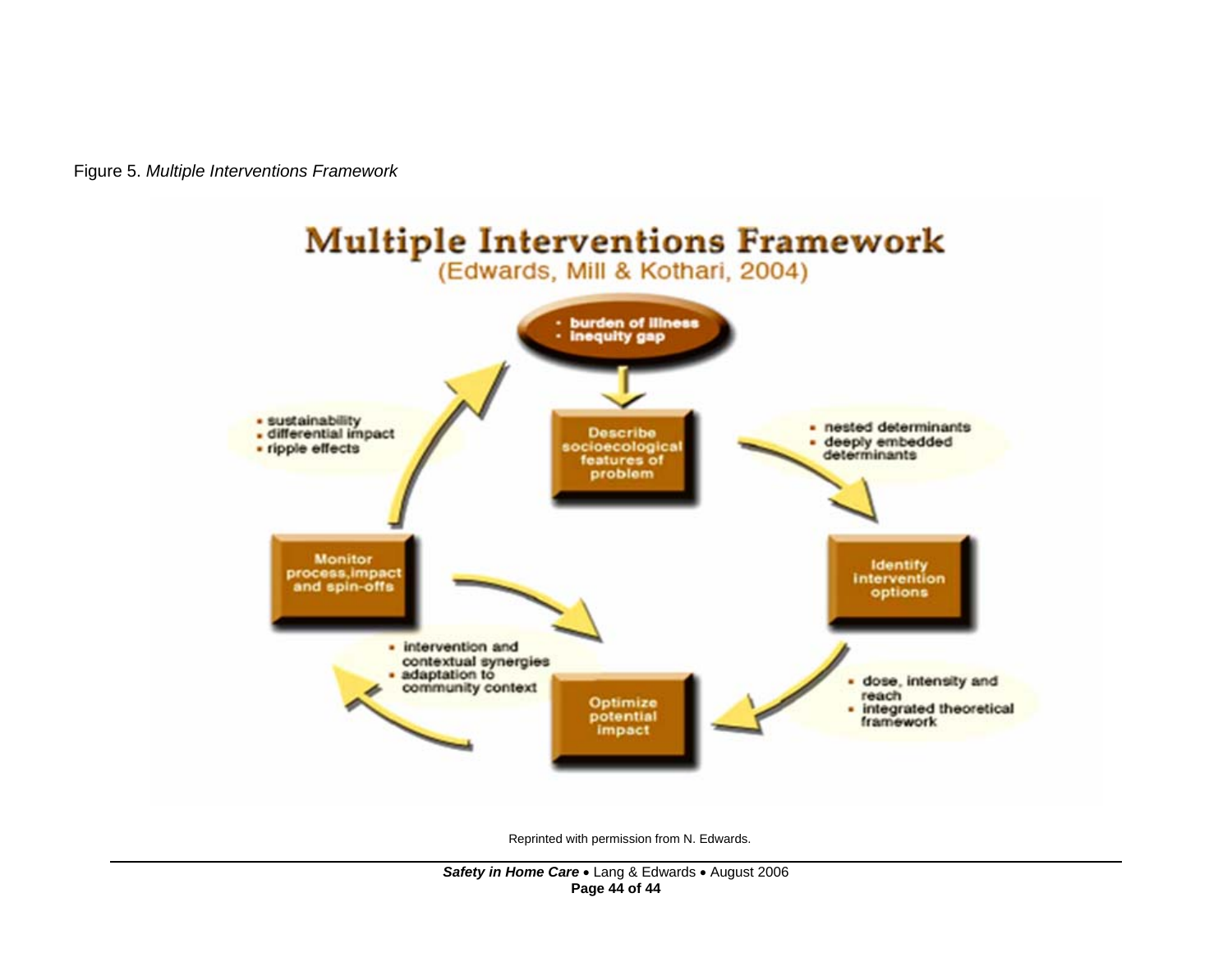Figure 5. *Multiple Interventions Framework*

Multiple Interventions Framework
(Edwards, Mill & Kothari, 2004)

- burden of illness
- inequity gap

Describe socioecological features of problem

- nested determinants
- deeply embedded determinants

Identify intervention options

- dose, intensity and reach
- integrated theoretical framework

Optimize potential impact

- intervention and contextual synergies
- adaptation to community context

Monitor process,impact and spin-offs

- sustainability
- differential impact
- ripple effects

Reprinted with permission from N. Edwards.